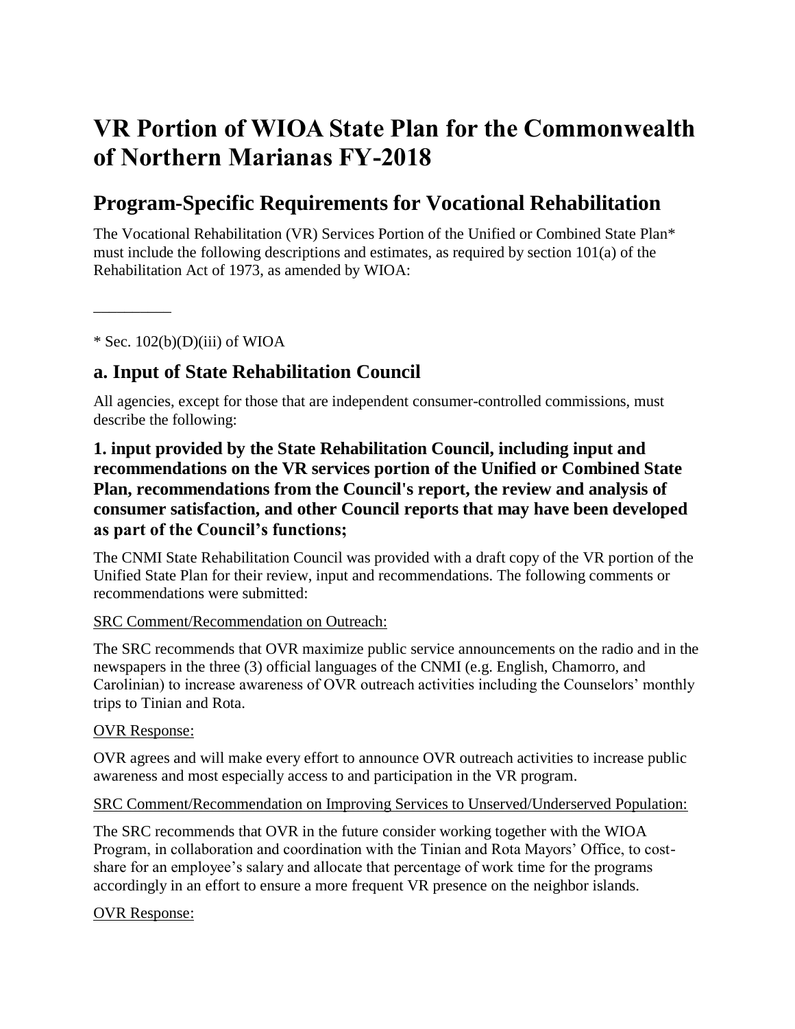# VR Portion of WIOA State Plan for the Commonwealth of Northern Marianas FY-2018

## Program-Specific Requirements for Vocational Rehabilitation

The Vocational Rehabilitation (VR) Services Portion of the Unified or Combined State Plan* must include the following descriptions and estimates, as required by section 101(a) of the Rehabilitation Act of 1973, as amended by WIOA:

__________

* Sec. 102(b)(D)(iii) of WIOA

### a. Input of State Rehabilitation Council

All agencies, except for those that are independent consumer-controlled commissions, must describe the following:

#### 1. input provided by the State Rehabilitation Council, including input and recommendations on the VR services portion of the Unified or Combined State Plan, recommendations from the Council's report, the review and analysis of consumer satisfaction, and other Council reports that may have been developed as part of the Council's functions;

The CNMI State Rehabilitation Council was provided with a draft copy of the VR portion of the Unified State Plan for their review, input and recommendations. The following comments or recommendations were submitted:

<u>SRC Comment/Recommendation on Outreach:</u>

The SRC recommends that OVR maximize public service announcements on the radio and in the newspapers in the three (3) official languages of the CNMI (e.g. English, Chamorro, and Carolinian) to increase awareness of OVR outreach activities including the Counselors' monthly trips to Tinian and Rota.

<u>OVR Response:</u>

OVR agrees and will make every effort to announce OVR outreach activities to increase public awareness and most especially access to and participation in the VR program.

<u>SRC Comment/Recommendation on Improving Services to Unserved/Underserved Population:</u>

The SRC recommends that OVR in the future consider working together with the WIOA Program, in collaboration and coordination with the Tinian and Rota Mayors' Office, to cost-share for an employee's salary and allocate that percentage of work time for the programs accordingly in an effort to ensure a more frequent VR presence on the neighbor islands.

<u>OVR Response:</u>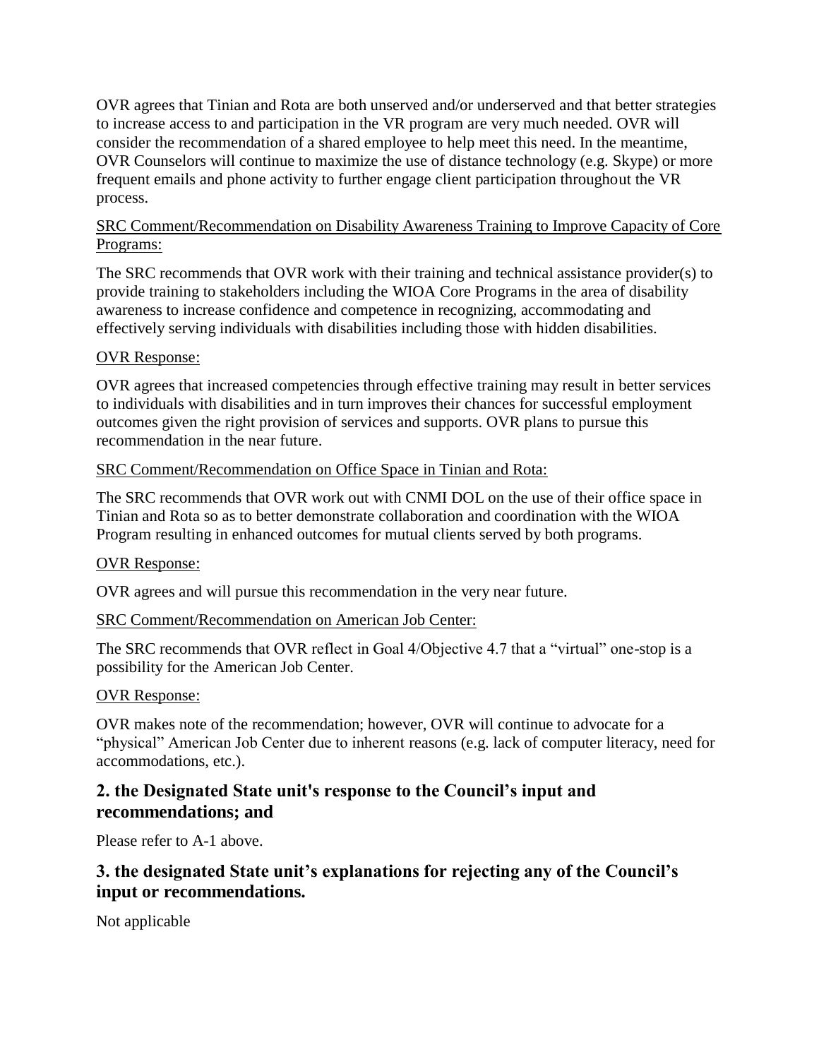OVR agrees that Tinian and Rota are both unserved and/or underserved and that better strategies to increase access to and participation in the VR program are very much needed. OVR will consider the recommendation of a shared employee to help meet this need. In the meantime, OVR Counselors will continue to maximize the use of distance technology (e.g. Skype) or more frequent emails and phone activity to further engage client participation throughout the VR process.

<u>SRC Comment/Recommendation on Disability Awareness Training to Improve Capacity of Core Programs:</u>

The SRC recommends that OVR work with their training and technical assistance provider(s) to provide training to stakeholders including the WIOA Core Programs in the area of disability awareness to increase confidence and competence in recognizing, accommodating and effectively serving individuals with disabilities including those with hidden disabilities.

<u>OVR Response:</u>

OVR agrees that increased competencies through effective training may result in better services to individuals with disabilities and in turn improves their chances for successful employment outcomes given the right provision of services and supports. OVR plans to pursue this recommendation in the near future.

<u>SRC Comment/Recommendation on Office Space in Tinian and Rota:</u>

The SRC recommends that OVR work out with CNMI DOL on the use of their office space in Tinian and Rota so as to better demonstrate collaboration and coordination with the WIOA Program resulting in enhanced outcomes for mutual clients served by both programs.

<u>OVR Response:</u>

OVR agrees and will pursue this recommendation in the very near future.

<u>SRC Comment/Recommendation on American Job Center:</u>

The SRC recommends that OVR reflect in Goal 4/Objective 4.7 that a "virtual" one-stop is a possibility for the American Job Center.

<u>OVR Response:</u>

OVR makes note of the recommendation; however, OVR will continue to advocate for a "physical" American Job Center due to inherent reasons (e.g. lack of computer literacy, need for accommodations, etc.).

## 2. the Designated State unit's response to the Council's input and recommendations; and

Please refer to A-1 above.

## 3. the designated State unit's explanations for rejecting any of the Council's input or recommendations.

Not applicable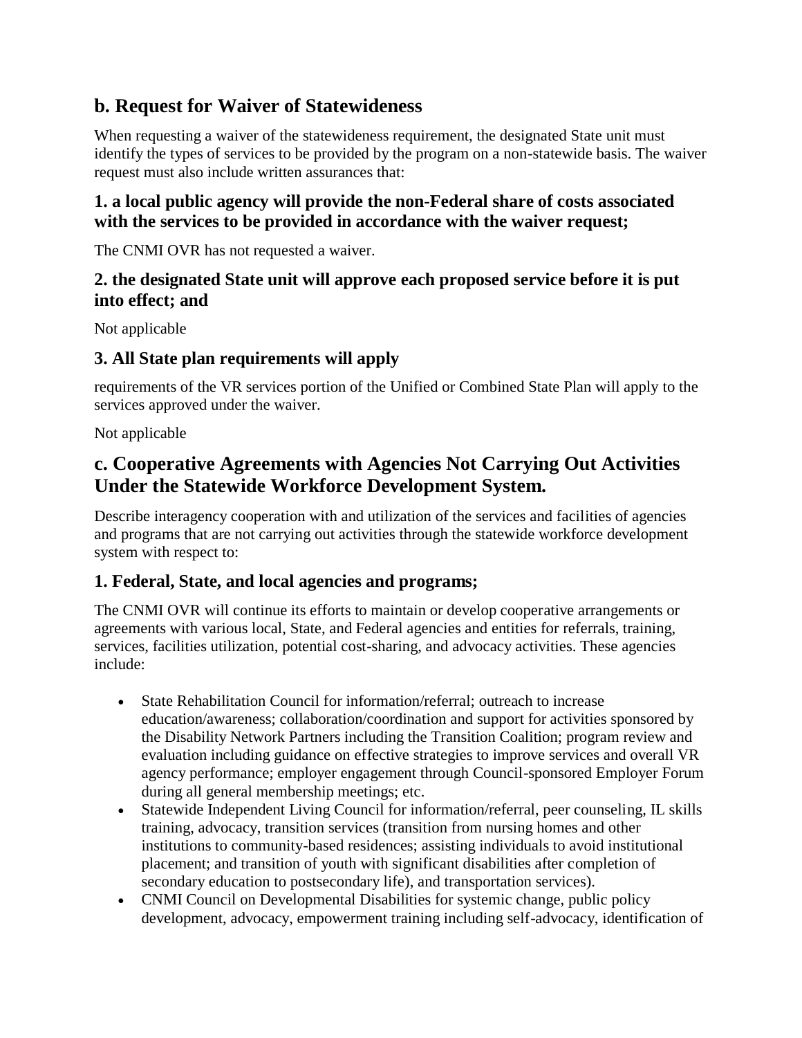## b. Request for Waiver of Statewideness

When requesting a waiver of the statewideness requirement, the designated State unit must identify the types of services to be provided by the program on a non-statewide basis. The waiver request must also include written assurances that:

### 1. a local public agency will provide the non-Federal share of costs associated with the services to be provided in accordance with the waiver request;

The CNMI OVR has not requested a waiver.

### 2. the designated State unit will approve each proposed service before it is put into effect; and

Not applicable

### 3. All State plan requirements will apply

requirements of the VR services portion of the Unified or Combined State Plan will apply to the services approved under the waiver.

Not applicable

## c. Cooperative Agreements with Agencies Not Carrying Out Activities Under the Statewide Workforce Development System.

Describe interagency cooperation with and utilization of the services and facilities of agencies and programs that are not carrying out activities through the statewide workforce development system with respect to:

### 1. Federal, State, and local agencies and programs;

The CNMI OVR will continue its efforts to maintain or develop cooperative arrangements or agreements with various local, State, and Federal agencies and entities for referrals, training, services, facilities utilization, potential cost-sharing, and advocacy activities. These agencies include:

- State Rehabilitation Council for information/referral; outreach to increase education/awareness; collaboration/coordination and support for activities sponsored by the Disability Network Partners including the Transition Coalition; program review and evaluation including guidance on effective strategies to improve services and overall VR agency performance; employer engagement through Council-sponsored Employer Forum during all general membership meetings; etc.
- Statewide Independent Living Council for information/referral, peer counseling, IL skills training, advocacy, transition services (transition from nursing homes and other institutions to community-based residences; assisting individuals to avoid institutional placement; and transition of youth with significant disabilities after completion of secondary education to postsecondary life), and transportation services).
- CNMI Council on Developmental Disabilities for systemic change, public policy development, advocacy, empowerment training including self-advocacy, identification of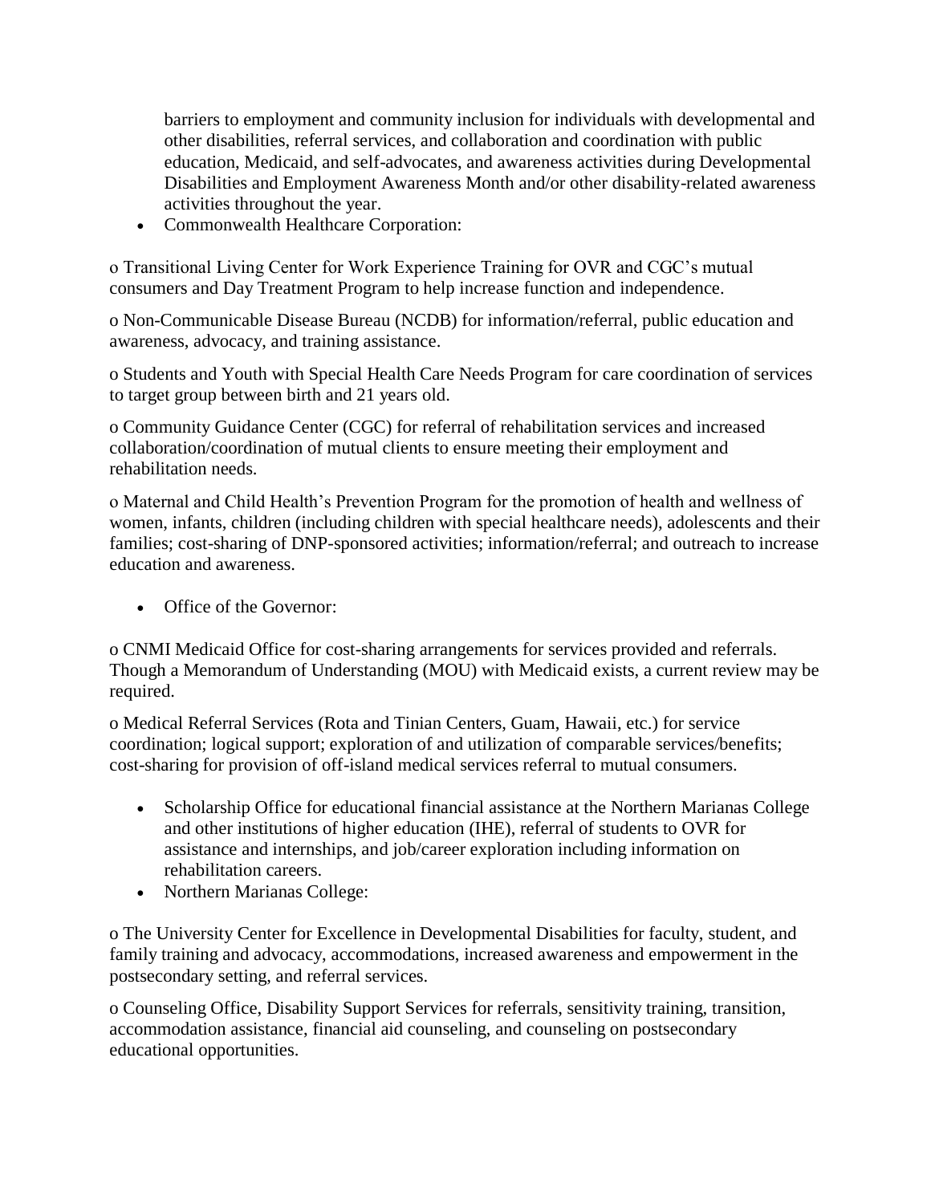barriers to employment and community inclusion for individuals with developmental and other disabilities, referral services, and collaboration and coordination with public education, Medicaid, and self-advocates, and awareness activities during Developmental Disabilities and Employment Awareness Month and/or other disability-related awareness activities throughout the year.

- Commonwealth Healthcare Corporation:

o Transitional Living Center for Work Experience Training for OVR and CGC's mutual consumers and Day Treatment Program to help increase function and independence.

o Non-Communicable Disease Bureau (NCDB) for information/referral, public education and awareness, advocacy, and training assistance.

o Students and Youth with Special Health Care Needs Program for care coordination of services to target group between birth and 21 years old.

o Community Guidance Center (CGC) for referral of rehabilitation services and increased collaboration/coordination of mutual clients to ensure meeting their employment and rehabilitation needs.

o Maternal and Child Health's Prevention Program for the promotion of health and wellness of women, infants, children (including children with special healthcare needs), adolescents and their families; cost-sharing of DNP-sponsored activities; information/referral; and outreach to increase education and awareness.

- Office of the Governor:

o CNMI Medicaid Office for cost-sharing arrangements for services provided and referrals. Though a Memorandum of Understanding (MOU) with Medicaid exists, a current review may be required.

o Medical Referral Services (Rota and Tinian Centers, Guam, Hawaii, etc.) for service coordination; logical support; exploration of and utilization of comparable services/benefits; cost-sharing for provision of off-island medical services referral to mutual consumers.

- Scholarship Office for educational financial assistance at the Northern Marianas College and other institutions of higher education (IHE), referral of students to OVR for assistance and internships, and job/career exploration including information on rehabilitation careers.
- Northern Marianas College:

o The University Center for Excellence in Developmental Disabilities for faculty, student, and family training and advocacy, accommodations, increased awareness and empowerment in the postsecondary setting, and referral services.

o Counseling Office, Disability Support Services for referrals, sensitivity training, transition, accommodation assistance, financial aid counseling, and counseling on postsecondary educational opportunities.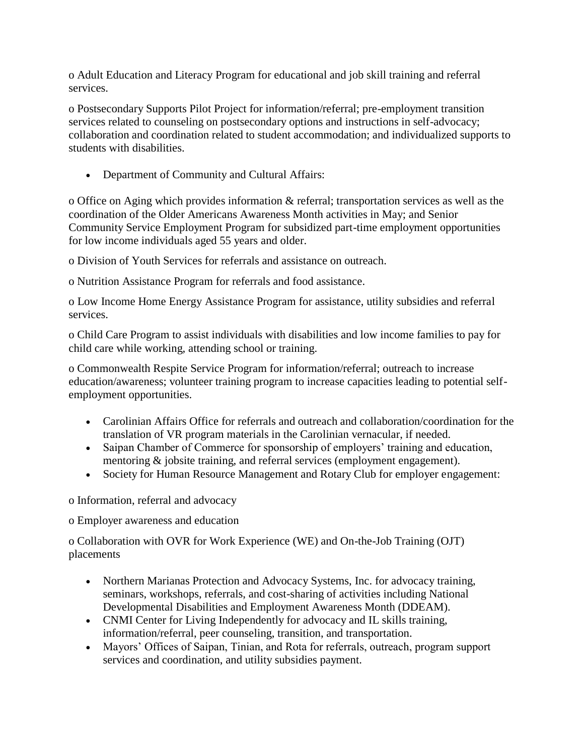o Adult Education and Literacy Program for educational and job skill training and referral services.

o Postsecondary Supports Pilot Project for information/referral; pre-employment transition services related to counseling on postsecondary options and instructions in self-advocacy; collaboration and coordination related to student accommodation; and individualized supports to students with disabilities.

- Department of Community and Cultural Affairs:

o Office on Aging which provides information & referral; transportation services as well as the coordination of the Older Americans Awareness Month activities in May; and Senior Community Service Employment Program for subsidized part-time employment opportunities for low income individuals aged 55 years and older.

o Division of Youth Services for referrals and assistance on outreach.

o Nutrition Assistance Program for referrals and food assistance.

o Low Income Home Energy Assistance Program for assistance, utility subsidies and referral services.

o Child Care Program to assist individuals with disabilities and low income families to pay for child care while working, attending school or training.

o Commonwealth Respite Service Program for information/referral; outreach to increase education/awareness; volunteer training program to increase capacities leading to potential self-employment opportunities.

- Carolinian Affairs Office for referrals and outreach and collaboration/coordination for the translation of VR program materials in the Carolinian vernacular, if needed.
- Saipan Chamber of Commerce for sponsorship of employers' training and education, mentoring & jobsite training, and referral services (employment engagement).
- Society for Human Resource Management and Rotary Club for employer engagement:

o Information, referral and advocacy

o Employer awareness and education

o Collaboration with OVR for Work Experience (WE) and On-the-Job Training (OJT) placements

- Northern Marianas Protection and Advocacy Systems, Inc. for advocacy training, seminars, workshops, referrals, and cost-sharing of activities including National Developmental Disabilities and Employment Awareness Month (DDEAM).
- CNMI Center for Living Independently for advocacy and IL skills training, information/referral, peer counseling, transition, and transportation.
- Mayors' Offices of Saipan, Tinian, and Rota for referrals, outreach, program support services and coordination, and utility subsidies payment.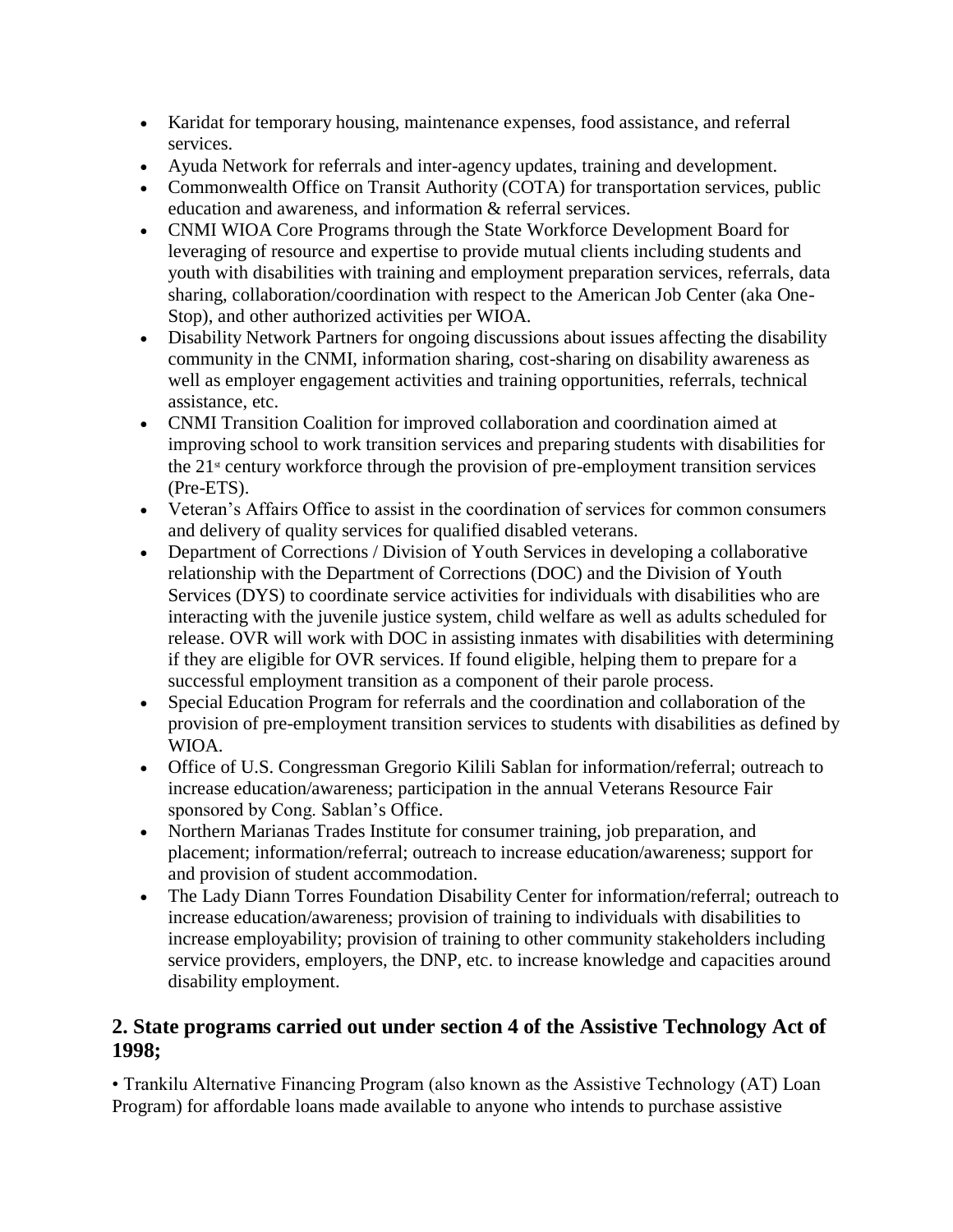- Karidat for temporary housing, maintenance expenses, food assistance, and referral services.
- Ayuda Network for referrals and inter-agency updates, training and development.
- Commonwealth Office on Transit Authority (COTA) for transportation services, public education and awareness, and information & referral services.
- CNMI WIOA Core Programs through the State Workforce Development Board for leveraging of resource and expertise to provide mutual clients including students and youth with disabilities with training and employment preparation services, referrals, data sharing, collaboration/coordination with respect to the American Job Center (aka One-Stop), and other authorized activities per WIOA.
- Disability Network Partners for ongoing discussions about issues affecting the disability community in the CNMI, information sharing, cost-sharing on disability awareness as well as employer engagement activities and training opportunities, referrals, technical assistance, etc.
- CNMI Transition Coalition for improved collaboration and coordination aimed at improving school to work transition services and preparing students with disabilities for the 21st century workforce through the provision of pre-employment transition services (Pre-ETS).
- Veteran's Affairs Office to assist in the coordination of services for common consumers and delivery of quality services for qualified disabled veterans.
- Department of Corrections / Division of Youth Services in developing a collaborative relationship with the Department of Corrections (DOC) and the Division of Youth Services (DYS) to coordinate service activities for individuals with disabilities who are interacting with the juvenile justice system, child welfare as well as adults scheduled for release. OVR will work with DOC in assisting inmates with disabilities with determining if they are eligible for OVR services. If found eligible, helping them to prepare for a successful employment transition as a component of their parole process.
- Special Education Program for referrals and the coordination and collaboration of the provision of pre-employment transition services to students with disabilities as defined by WIOA.
- Office of U.S. Congressman Gregorio Kilili Sablan for information/referral; outreach to increase education/awareness; participation in the annual Veterans Resource Fair sponsored by Cong. Sablan's Office.
- Northern Marianas Trades Institute for consumer training, job preparation, and placement; information/referral; outreach to increase education/awareness; support for and provision of student accommodation.
- The Lady Diann Torres Foundation Disability Center for information/referral; outreach to increase education/awareness; provision of training to individuals with disabilities to increase employability; provision of training to other community stakeholders including service providers, employers, the DNP, etc. to increase knowledge and capacities around disability employment.

## 2. State programs carried out under section 4 of the Assistive Technology Act of 1998;

• Trankilu Alternative Financing Program (also known as the Assistive Technology (AT) Loan Program) for affordable loans made available to anyone who intends to purchase assistive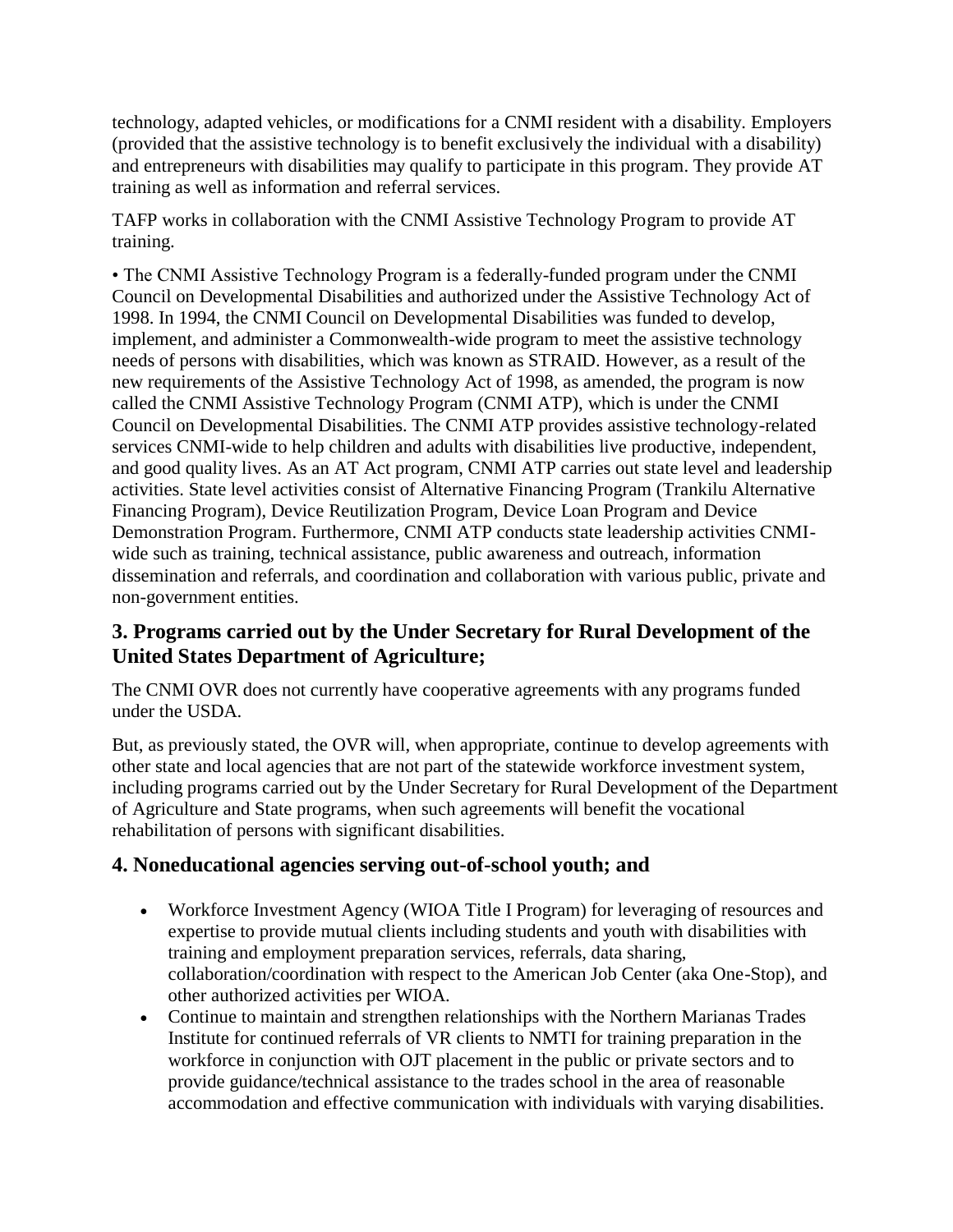technology, adapted vehicles, or modifications for a CNMI resident with a disability. Employers (provided that the assistive technology is to benefit exclusively the individual with a disability) and entrepreneurs with disabilities may qualify to participate in this program. They provide AT training as well as information and referral services.

TAFP works in collaboration with the CNMI Assistive Technology Program to provide AT training.

• The CNMI Assistive Technology Program is a federally-funded program under the CNMI Council on Developmental Disabilities and authorized under the Assistive Technology Act of 1998. In 1994, the CNMI Council on Developmental Disabilities was funded to develop, implement, and administer a Commonwealth-wide program to meet the assistive technology needs of persons with disabilities, which was known as STRAID. However, as a result of the new requirements of the Assistive Technology Act of 1998, as amended, the program is now called the CNMI Assistive Technology Program (CNMI ATP), which is under the CNMI Council on Developmental Disabilities. The CNMI ATP provides assistive technology-related services CNMI-wide to help children and adults with disabilities live productive, independent, and good quality lives. As an AT Act program, CNMI ATP carries out state level and leadership activities. State level activities consist of Alternative Financing Program (Trankilu Alternative Financing Program), Device Reutilization Program, Device Loan Program and Device Demonstration Program. Furthermore, CNMI ATP conducts state leadership activities CNMI-wide such as training, technical assistance, public awareness and outreach, information dissemination and referrals, and coordination and collaboration with various public, private and non-government entities.

### 3. Programs carried out by the Under Secretary for Rural Development of the United States Department of Agriculture;

The CNMI OVR does not currently have cooperative agreements with any programs funded under the USDA.

But, as previously stated, the OVR will, when appropriate, continue to develop agreements with other state and local agencies that are not part of the statewide workforce investment system, including programs carried out by the Under Secretary for Rural Development of the Department of Agriculture and State programs, when such agreements will benefit the vocational rehabilitation of persons with significant disabilities.

### 4. Noneducational agencies serving out-of-school youth; and

- Workforce Investment Agency (WIOA Title I Program) for leveraging of resources and expertise to provide mutual clients including students and youth with disabilities with training and employment preparation services, referrals, data sharing, collaboration/coordination with respect to the American Job Center (aka One-Stop), and other authorized activities per WIOA.
- Continue to maintain and strengthen relationships with the Northern Marianas Trades Institute for continued referrals of VR clients to NMTI for training preparation in the workforce in conjunction with OJT placement in the public or private sectors and to provide guidance/technical assistance to the trades school in the area of reasonable accommodation and effective communication with individuals with varying disabilities.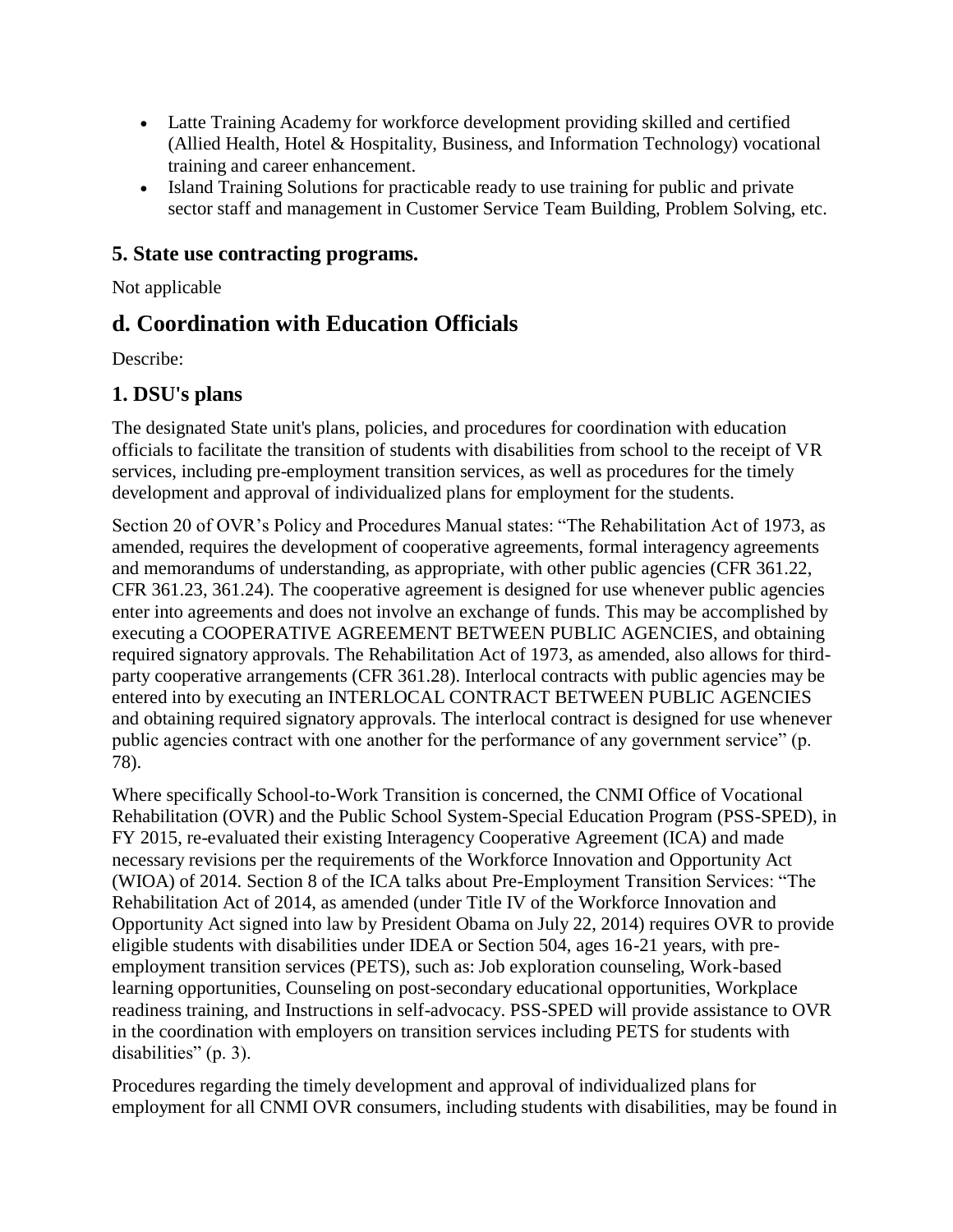- Latte Training Academy for workforce development providing skilled and certified (Allied Health, Hotel & Hospitality, Business, and Information Technology) vocational training and career enhancement.
- Island Training Solutions for practicable ready to use training for public and private sector staff and management in Customer Service Team Building, Problem Solving, etc.

### 5. State use contracting programs.

Not applicable

## d. Coordination with Education Officials

Describe:

### 1. DSU's plans

The designated State unit's plans, policies, and procedures for coordination with education officials to facilitate the transition of students with disabilities from school to the receipt of VR services, including pre-employment transition services, as well as procedures for the timely development and approval of individualized plans for employment for the students.

Section 20 of OVR's Policy and Procedures Manual states: "The Rehabilitation Act of 1973, as amended, requires the development of cooperative agreements, formal interagency agreements and memorandums of understanding, as appropriate, with other public agencies (CFR 361.22, CFR 361.23, 361.24). The cooperative agreement is designed for use whenever public agencies enter into agreements and does not involve an exchange of funds. This may be accomplished by executing a COOPERATIVE AGREEMENT BETWEEN PUBLIC AGENCIES, and obtaining required signatory approvals. The Rehabilitation Act of 1973, as amended, also allows for third-party cooperative arrangements (CFR 361.28). Interlocal contracts with public agencies may be entered into by executing an INTERLOCAL CONTRACT BETWEEN PUBLIC AGENCIES and obtaining required signatory approvals. The interlocal contract is designed for use whenever public agencies contract with one another for the performance of any government service" (p. 78).

Where specifically School-to-Work Transition is concerned, the CNMI Office of Vocational Rehabilitation (OVR) and the Public School System-Special Education Program (PSS-SPED), in FY 2015, re-evaluated their existing Interagency Cooperative Agreement (ICA) and made necessary revisions per the requirements of the Workforce Innovation and Opportunity Act (WIOA) of 2014. Section 8 of the ICA talks about Pre-Employment Transition Services: "The Rehabilitation Act of 2014, as amended (under Title IV of the Workforce Innovation and Opportunity Act signed into law by President Obama on July 22, 2014) requires OVR to provide eligible students with disabilities under IDEA or Section 504, ages 16-21 years, with pre-employment transition services (PETS), such as: Job exploration counseling, Work-based learning opportunities, Counseling on post-secondary educational opportunities, Workplace readiness training, and Instructions in self-advocacy. PSS-SPED will provide assistance to OVR in the coordination with employers on transition services including PETS for students with disabilities" (p. 3).

Procedures regarding the timely development and approval of individualized plans for employment for all CNMI OVR consumers, including students with disabilities, may be found in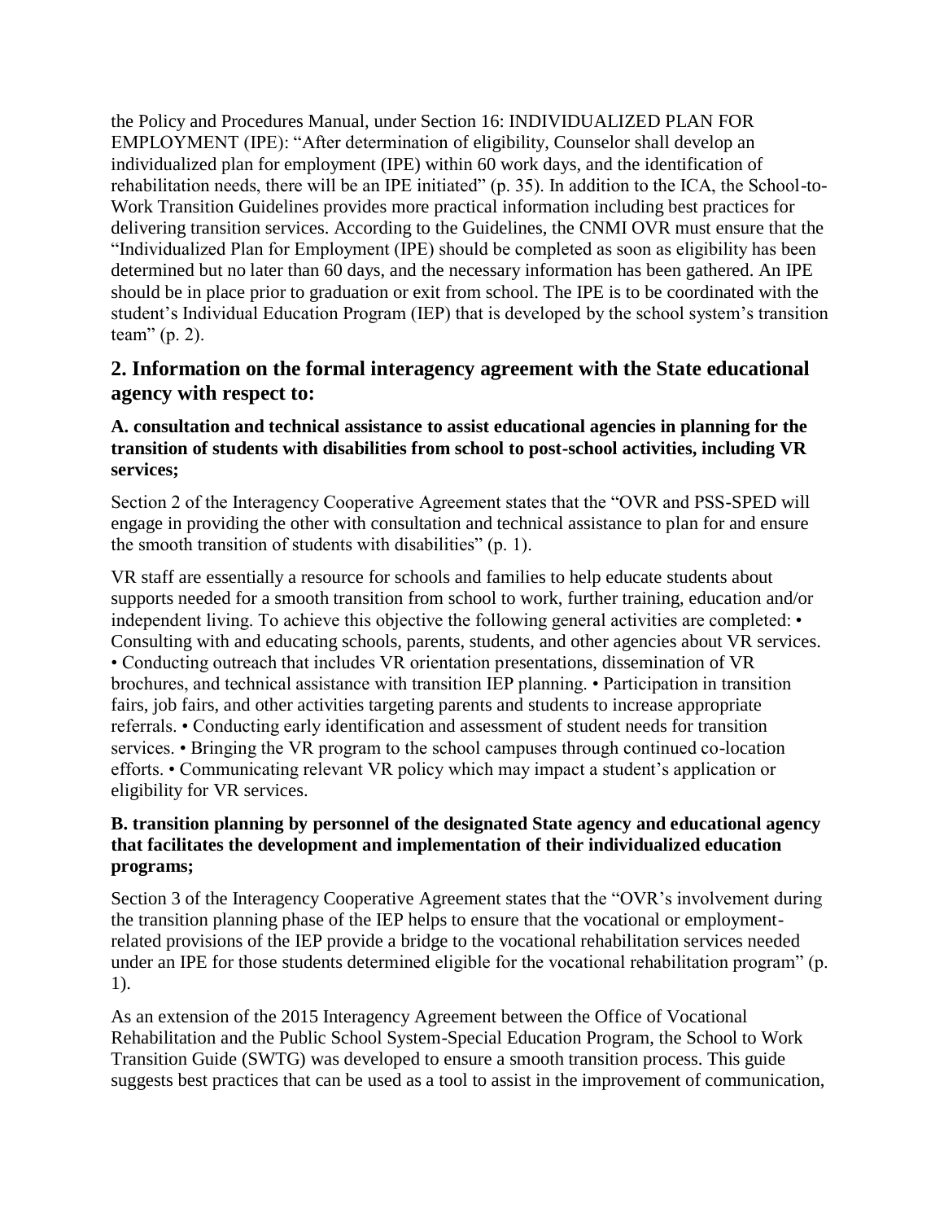the Policy and Procedures Manual, under Section 16: INDIVIDUALIZED PLAN FOR EMPLOYMENT (IPE): "After determination of eligibility, Counselor shall develop an individualized plan for employment (IPE) within 60 work days, and the identification of rehabilitation needs, there will be an IPE initiated" (p. 35). In addition to the ICA, the School-to-Work Transition Guidelines provides more practical information including best practices for delivering transition services. According to the Guidelines, the CNMI OVR must ensure that the "Individualized Plan for Employment (IPE) should be completed as soon as eligibility has been determined but no later than 60 days, and the necessary information has been gathered. An IPE should be in place prior to graduation or exit from school. The IPE is to be coordinated with the student's Individual Education Program (IEP) that is developed by the school system's transition team" (p. 2).

## 2. Information on the formal interagency agreement with the State educational agency with respect to:

### A. consultation and technical assistance to assist educational agencies in planning for the transition of students with disabilities from school to post-school activities, including VR services;

Section 2 of the Interagency Cooperative Agreement states that the "OVR and PSS-SPED will engage in providing the other with consultation and technical assistance to plan for and ensure the smooth transition of students with disabilities" (p. 1).

VR staff are essentially a resource for schools and families to help educate students about supports needed for a smooth transition from school to work, further training, education and/or independent living. To achieve this objective the following general activities are completed: • Consulting with and educating schools, parents, students, and other agencies about VR services. • Conducting outreach that includes VR orientation presentations, dissemination of VR brochures, and technical assistance with transition IEP planning. • Participation in transition fairs, job fairs, and other activities targeting parents and students to increase appropriate referrals. • Conducting early identification and assessment of student needs for transition services. • Bringing the VR program to the school campuses through continued co-location efforts. • Communicating relevant VR policy which may impact a student's application or eligibility for VR services.

### B. transition planning by personnel of the designated State agency and educational agency that facilitates the development and implementation of their individualized education programs;

Section 3 of the Interagency Cooperative Agreement states that the "OVR's involvement during the transition planning phase of the IEP helps to ensure that the vocational or employment-related provisions of the IEP provide a bridge to the vocational rehabilitation services needed under an IPE for those students determined eligible for the vocational rehabilitation program" (p. 1).

As an extension of the 2015 Interagency Agreement between the Office of Vocational Rehabilitation and the Public School System-Special Education Program, the School to Work Transition Guide (SWTG) was developed to ensure a smooth transition process. This guide suggests best practices that can be used as a tool to assist in the improvement of communication,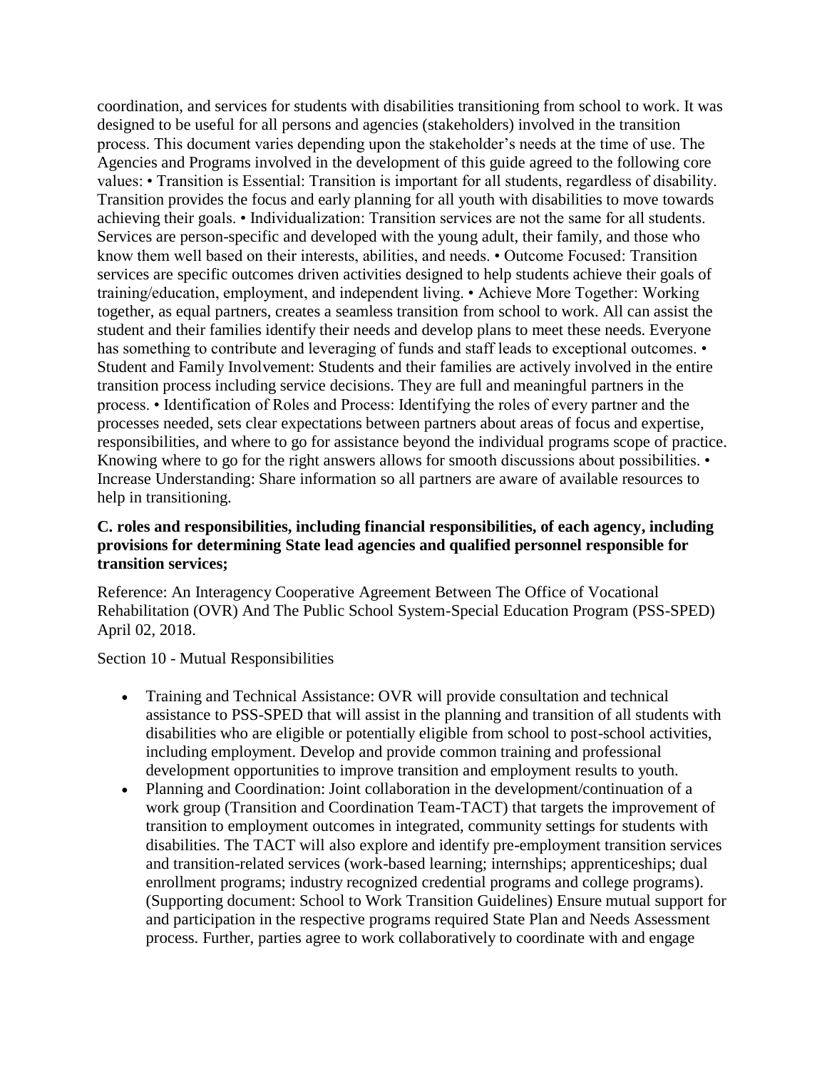coordination, and services for students with disabilities transitioning from school to work. It was designed to be useful for all persons and agencies (stakeholders) involved in the transition process. This document varies depending upon the stakeholder's needs at the time of use. The Agencies and Programs involved in the development of this guide agreed to the following core values: • Transition is Essential: Transition is important for all students, regardless of disability. Transition provides the focus and early planning for all youth with disabilities to move towards achieving their goals. • Individualization: Transition services are not the same for all students. Services are person-specific and developed with the young adult, their family, and those who know them well based on their interests, abilities, and needs. • Outcome Focused: Transition services are specific outcomes driven activities designed to help students achieve their goals of training/education, employment, and independent living. • Achieve More Together: Working together, as equal partners, creates a seamless transition from school to work. All can assist the student and their families identify their needs and develop plans to meet these needs. Everyone has something to contribute and leveraging of funds and staff leads to exceptional outcomes. • Student and Family Involvement: Students and their families are actively involved in the entire transition process including service decisions. They are full and meaningful partners in the process. • Identification of Roles and Process: Identifying the roles of every partner and the processes needed, sets clear expectations between partners about areas of focus and expertise, responsibilities, and where to go for assistance beyond the individual programs scope of practice. Knowing where to go for the right answers allows for smooth discussions about possibilities. • Increase Understanding: Share information so all partners are aware of available resources to help in transitioning.

**C. roles and responsibilities, including financial responsibilities, of each agency, including provisions for determining State lead agencies and qualified personnel responsible for transition services;**

Reference: An Interagency Cooperative Agreement Between The Office of Vocational Rehabilitation (OVR) And The Public School System-Special Education Program (PSS-SPED) April 02, 2018.

Section 10 - Mutual Responsibilities

- Training and Technical Assistance: OVR will provide consultation and technical assistance to PSS-SPED that will assist in the planning and transition of all students with disabilities who are eligible or potentially eligible from school to post-school activities, including employment. Develop and provide common training and professional development opportunities to improve transition and employment results to youth.
- Planning and Coordination: Joint collaboration in the development/continuation of a work group (Transition and Coordination Team-TACT) that targets the improvement of transition to employment outcomes in integrated, community settings for students with disabilities. The TACT will also explore and identify pre-employment transition services and transition-related services (work-based learning; internships; apprenticeships; dual enrollment programs; industry recognized credential programs and college programs). (Supporting document: School to Work Transition Guidelines) Ensure mutual support for and participation in the respective programs required State Plan and Needs Assessment process. Further, parties agree to work collaboratively to coordinate with and engage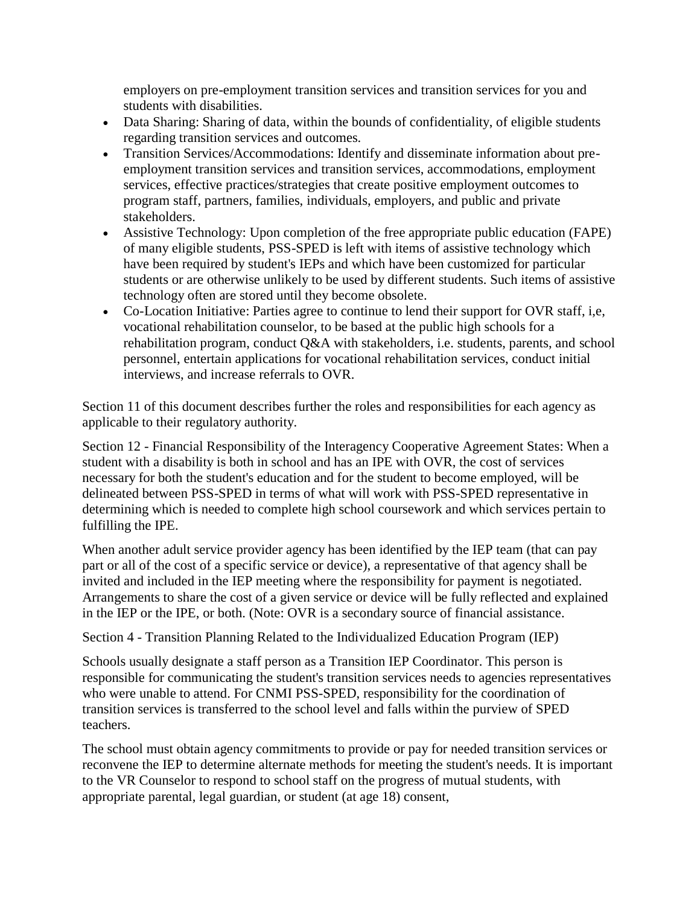employers on pre-employment transition services and transition services for you and students with disabilities.

- Data Sharing: Sharing of data, within the bounds of confidentiality, of eligible students regarding transition services and outcomes.
- Transition Services/Accommodations: Identify and disseminate information about pre-employment transition services and transition services, accommodations, employment services, effective practices/strategies that create positive employment outcomes to program staff, partners, families, individuals, employers, and public and private stakeholders.
- Assistive Technology: Upon completion of the free appropriate public education (FAPE) of many eligible students, PSS-SPED is left with items of assistive technology which have been required by student's IEPs and which have been customized for particular students or are otherwise unlikely to be used by different students. Such items of assistive technology often are stored until they become obsolete.
- Co-Location Initiative: Parties agree to continue to lend their support for OVR staff, i,e, vocational rehabilitation counselor, to be based at the public high schools for a rehabilitation program, conduct Q&A with stakeholders, i.e. students, parents, and school personnel, entertain applications for vocational rehabilitation services, conduct initial interviews, and increase referrals to OVR.

Section 11 of this document describes further the roles and responsibilities for each agency as applicable to their regulatory authority.

Section 12 - Financial Responsibility of the Interagency Cooperative Agreement States: When a student with a disability is both in school and has an IPE with OVR, the cost of services necessary for both the student's education and for the student to become employed, will be delineated between PSS-SPED in terms of what will work with PSS-SPED representative in determining which is needed to complete high school coursework and which services pertain to fulfilling the IPE.

When another adult service provider agency has been identified by the IEP team (that can pay part or all of the cost of a specific service or device), a representative of that agency shall be invited and included in the IEP meeting where the responsibility for payment is negotiated. Arrangements to share the cost of a given service or device will be fully reflected and explained in the IEP or the IPE, or both. (Note: OVR is a secondary source of financial assistance.

Section 4 - Transition Planning Related to the Individualized Education Program (IEP)

Schools usually designate a staff person as a Transition IEP Coordinator. This person is responsible for communicating the student's transition services needs to agencies representatives who were unable to attend. For CNMI PSS-SPED, responsibility for the coordination of transition services is transferred to the school level and falls within the purview of SPED teachers.

The school must obtain agency commitments to provide or pay for needed transition services or reconvene the IEP to determine alternate methods for meeting the student's needs. It is important to the VR Counselor to respond to school staff on the progress of mutual students, with appropriate parental, legal guardian, or student (at age 18) consent,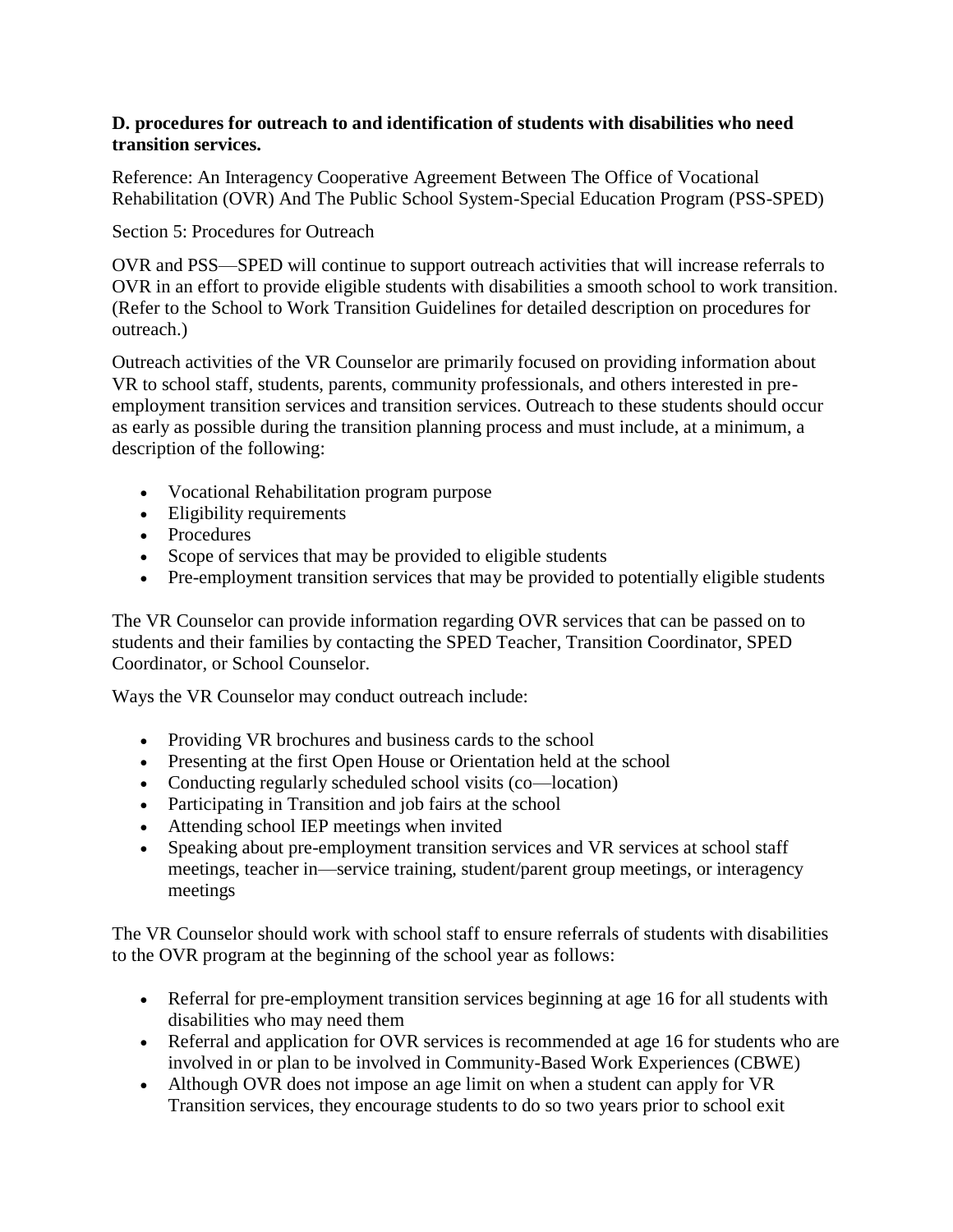**D. procedures for outreach to and identification of students with disabilities who need transition services.**

Reference: An Interagency Cooperative Agreement Between The Office of Vocational Rehabilitation (OVR) And The Public School System-Special Education Program (PSS-SPED)

Section 5: Procedures for Outreach

OVR and PSS—SPED will continue to support outreach activities that will increase referrals to OVR in an effort to provide eligible students with disabilities a smooth school to work transition. (Refer to the School to Work Transition Guidelines for detailed description on procedures for outreach.)

Outreach activities of the VR Counselor are primarily focused on providing information about VR to school staff, students, parents, community professionals, and others interested in pre-employment transition services and transition services. Outreach to these students should occur as early as possible during the transition planning process and must include, at a minimum, a description of the following:

- Vocational Rehabilitation program purpose
- Eligibility requirements
- Procedures
- Scope of services that may be provided to eligible students
- Pre-employment transition services that may be provided to potentially eligible students

The VR Counselor can provide information regarding OVR services that can be passed on to students and their families by contacting the SPED Teacher, Transition Coordinator, SPED Coordinator, or School Counselor.

Ways the VR Counselor may conduct outreach include:

- Providing VR brochures and business cards to the school
- Presenting at the first Open House or Orientation held at the school
- Conducting regularly scheduled school visits (co—location)
- Participating in Transition and job fairs at the school
- Attending school IEP meetings when invited
- Speaking about pre-employment transition services and VR services at school staff meetings, teacher in—service training, student/parent group meetings, or interagency meetings

The VR Counselor should work with school staff to ensure referrals of students with disabilities to the OVR program at the beginning of the school year as follows:

- Referral for pre-employment transition services beginning at age 16 for all students with disabilities who may need them
- Referral and application for OVR services is recommended at age 16 for students who are involved in or plan to be involved in Community-Based Work Experiences (CBWE)
- Although OVR does not impose an age limit on when a student can apply for VR Transition services, they encourage students to do so two years prior to school exit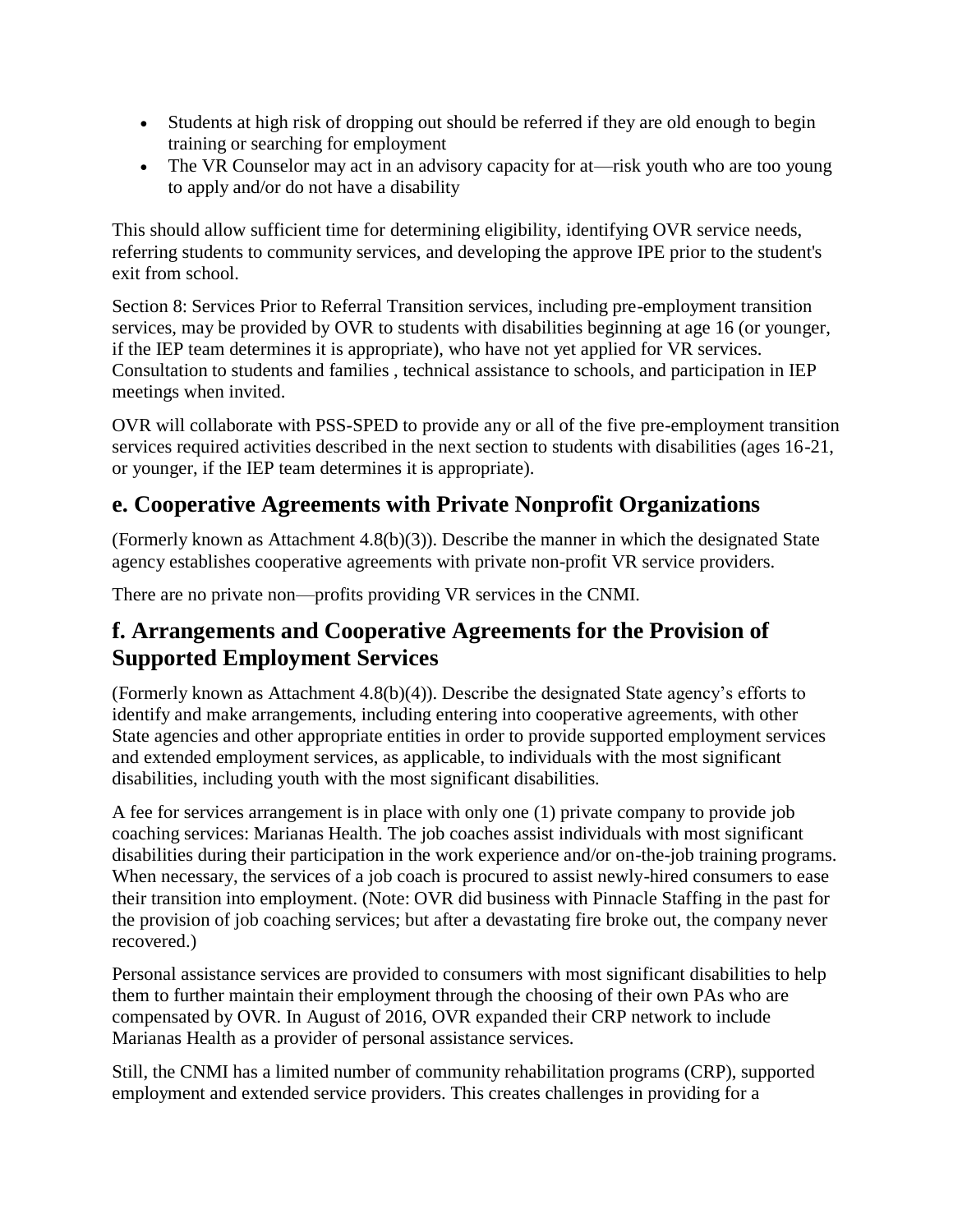- Students at high risk of dropping out should be referred if they are old enough to begin training or searching for employment
- The VR Counselor may act in an advisory capacity for at—risk youth who are too young to apply and/or do not have a disability

This should allow sufficient time for determining eligibility, identifying OVR service needs, referring students to community services, and developing the approve IPE prior to the student's exit from school.

Section 8: Services Prior to Referral Transition services, including pre-employment transition services, may be provided by OVR to students with disabilities beginning at age 16 (or younger, if the IEP team determines it is appropriate), who have not yet applied for VR services. Consultation to students and families , technical assistance to schools, and participation in IEP meetings when invited.

OVR will collaborate with PSS-SPED to provide any or all of the five pre-employment transition services required activities described in the next section to students with disabilities (ages 16-21, or younger, if the IEP team determines it is appropriate).

## e. Cooperative Agreements with Private Nonprofit Organizations

(Formerly known as Attachment 4.8(b)(3)). Describe the manner in which the designated State agency establishes cooperative agreements with private non-profit VR service providers.

There are no private non—profits providing VR services in the CNMI.

## f. Arrangements and Cooperative Agreements for the Provision of Supported Employment Services

(Formerly known as Attachment 4.8(b)(4)). Describe the designated State agency's efforts to identify and make arrangements, including entering into cooperative agreements, with other State agencies and other appropriate entities in order to provide supported employment services and extended employment services, as applicable, to individuals with the most significant disabilities, including youth with the most significant disabilities.

A fee for services arrangement is in place with only one (1) private company to provide job coaching services: Marianas Health. The job coaches assist individuals with most significant disabilities during their participation in the work experience and/or on-the-job training programs. When necessary, the services of a job coach is procured to assist newly-hired consumers to ease their transition into employment. (Note: OVR did business with Pinnacle Staffing in the past for the provision of job coaching services; but after a devastating fire broke out, the company never recovered.)

Personal assistance services are provided to consumers with most significant disabilities to help them to further maintain their employment through the choosing of their own PAs who are compensated by OVR. In August of 2016, OVR expanded their CRP network to include Marianas Health as a provider of personal assistance services.

Still, the CNMI has a limited number of community rehabilitation programs (CRP), supported employment and extended service providers. This creates challenges in providing for a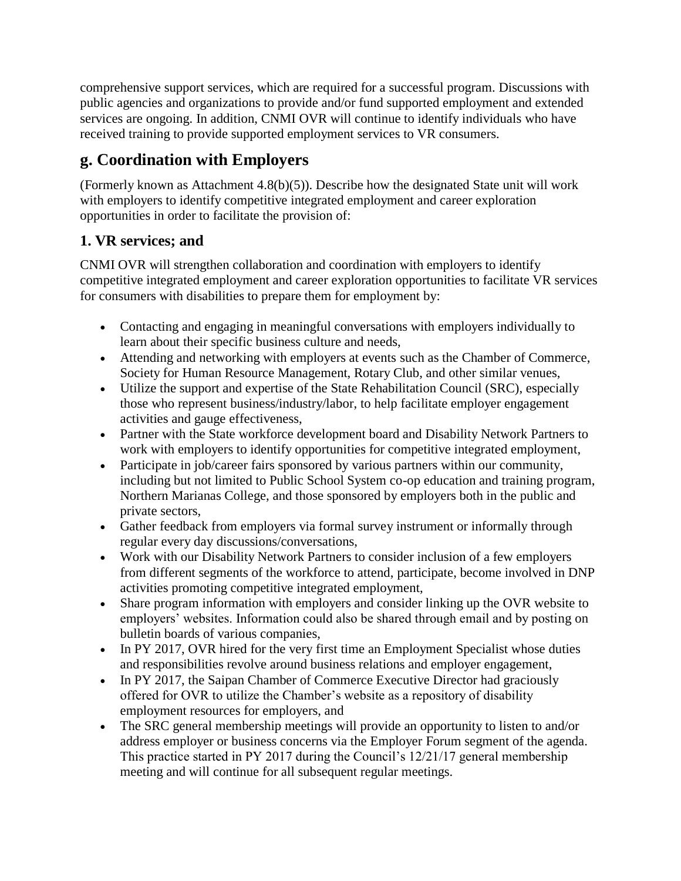comprehensive support services, which are required for a successful program. Discussions with public agencies and organizations to provide and/or fund supported employment and extended services are ongoing. In addition, CNMI OVR will continue to identify individuals who have received training to provide supported employment services to VR consumers.

## g. Coordination with Employers

(Formerly known as Attachment 4.8(b)(5)). Describe how the designated State unit will work with employers to identify competitive integrated employment and career exploration opportunities in order to facilitate the provision of:

### 1. VR services; and

CNMI OVR will strengthen collaboration and coordination with employers to identify competitive integrated employment and career exploration opportunities to facilitate VR services for consumers with disabilities to prepare them for employment by:

- Contacting and engaging in meaningful conversations with employers individually to learn about their specific business culture and needs,
- Attending and networking with employers at events such as the Chamber of Commerce, Society for Human Resource Management, Rotary Club, and other similar venues,
- Utilize the support and expertise of the State Rehabilitation Council (SRC), especially those who represent business/industry/labor, to help facilitate employer engagement activities and gauge effectiveness,
- Partner with the State workforce development board and Disability Network Partners to work with employers to identify opportunities for competitive integrated employment,
- Participate in job/career fairs sponsored by various partners within our community, including but not limited to Public School System co-op education and training program, Northern Marianas College, and those sponsored by employers both in the public and private sectors,
- Gather feedback from employers via formal survey instrument or informally through regular every day discussions/conversations,
- Work with our Disability Network Partners to consider inclusion of a few employers from different segments of the workforce to attend, participate, become involved in DNP activities promoting competitive integrated employment,
- Share program information with employers and consider linking up the OVR website to employers' websites. Information could also be shared through email and by posting on bulletin boards of various companies,
- In PY 2017, OVR hired for the very first time an Employment Specialist whose duties and responsibilities revolve around business relations and employer engagement,
- In PY 2017, the Saipan Chamber of Commerce Executive Director had graciously offered for OVR to utilize the Chamber's website as a repository of disability employment resources for employers, and
- The SRC general membership meetings will provide an opportunity to listen to and/or address employer or business concerns via the Employer Forum segment of the agenda. This practice started in PY 2017 during the Council's 12/21/17 general membership meeting and will continue for all subsequent regular meetings.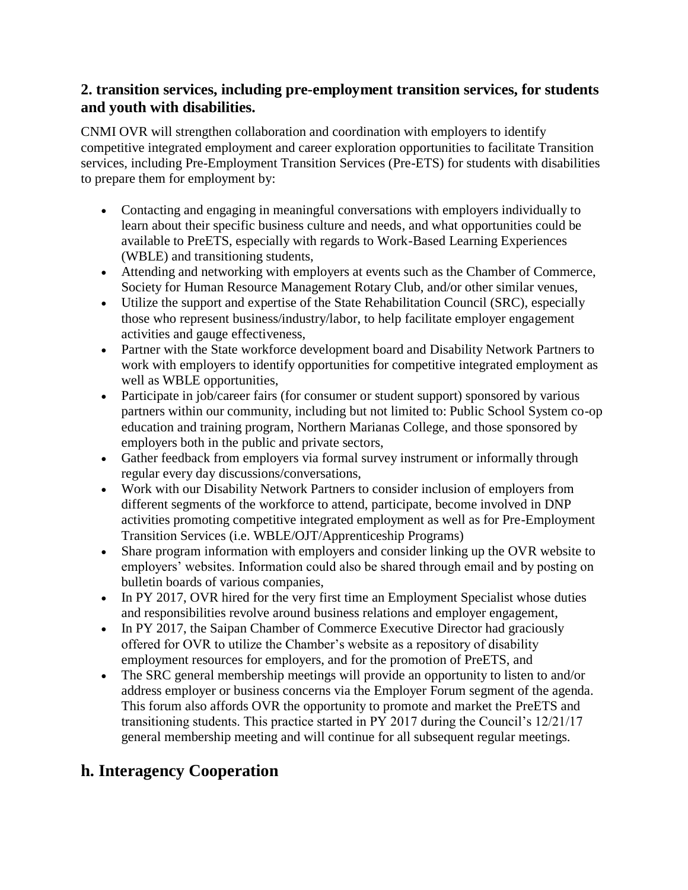### 2. transition services, including pre-employment transition services, for students and youth with disabilities.

CNMI OVR will strengthen collaboration and coordination with employers to identify competitive integrated employment and career exploration opportunities to facilitate Transition services, including Pre-Employment Transition Services (Pre-ETS) for students with disabilities to prepare them for employment by:

- Contacting and engaging in meaningful conversations with employers individually to learn about their specific business culture and needs, and what opportunities could be available to PreETS, especially with regards to Work-Based Learning Experiences (WBLE) and transitioning students,
- Attending and networking with employers at events such as the Chamber of Commerce, Society for Human Resource Management Rotary Club, and/or other similar venues,
- Utilize the support and expertise of the State Rehabilitation Council (SRC), especially those who represent business/industry/labor, to help facilitate employer engagement activities and gauge effectiveness,
- Partner with the State workforce development board and Disability Network Partners to work with employers to identify opportunities for competitive integrated employment as well as WBLE opportunities,
- Participate in job/career fairs (for consumer or student support) sponsored by various partners within our community, including but not limited to: Public School System co-op education and training program, Northern Marianas College, and those sponsored by employers both in the public and private sectors,
- Gather feedback from employers via formal survey instrument or informally through regular every day discussions/conversations,
- Work with our Disability Network Partners to consider inclusion of employers from different segments of the workforce to attend, participate, become involved in DNP activities promoting competitive integrated employment as well as for Pre-Employment Transition Services (i.e. WBLE/OJT/Apprenticeship Programs)
- Share program information with employers and consider linking up the OVR website to employers' websites. Information could also be shared through email and by posting on bulletin boards of various companies,
- In PY 2017, OVR hired for the very first time an Employment Specialist whose duties and responsibilities revolve around business relations and employer engagement,
- In PY 2017, the Saipan Chamber of Commerce Executive Director had graciously offered for OVR to utilize the Chamber's website as a repository of disability employment resources for employers, and for the promotion of PreETS, and
- The SRC general membership meetings will provide an opportunity to listen to and/or address employer or business concerns via the Employer Forum segment of the agenda. This forum also affords OVR the opportunity to promote and market the PreETS and transitioning students. This practice started in PY 2017 during the Council's 12/21/17 general membership meeting and will continue for all subsequent regular meetings.

## h. Interagency Cooperation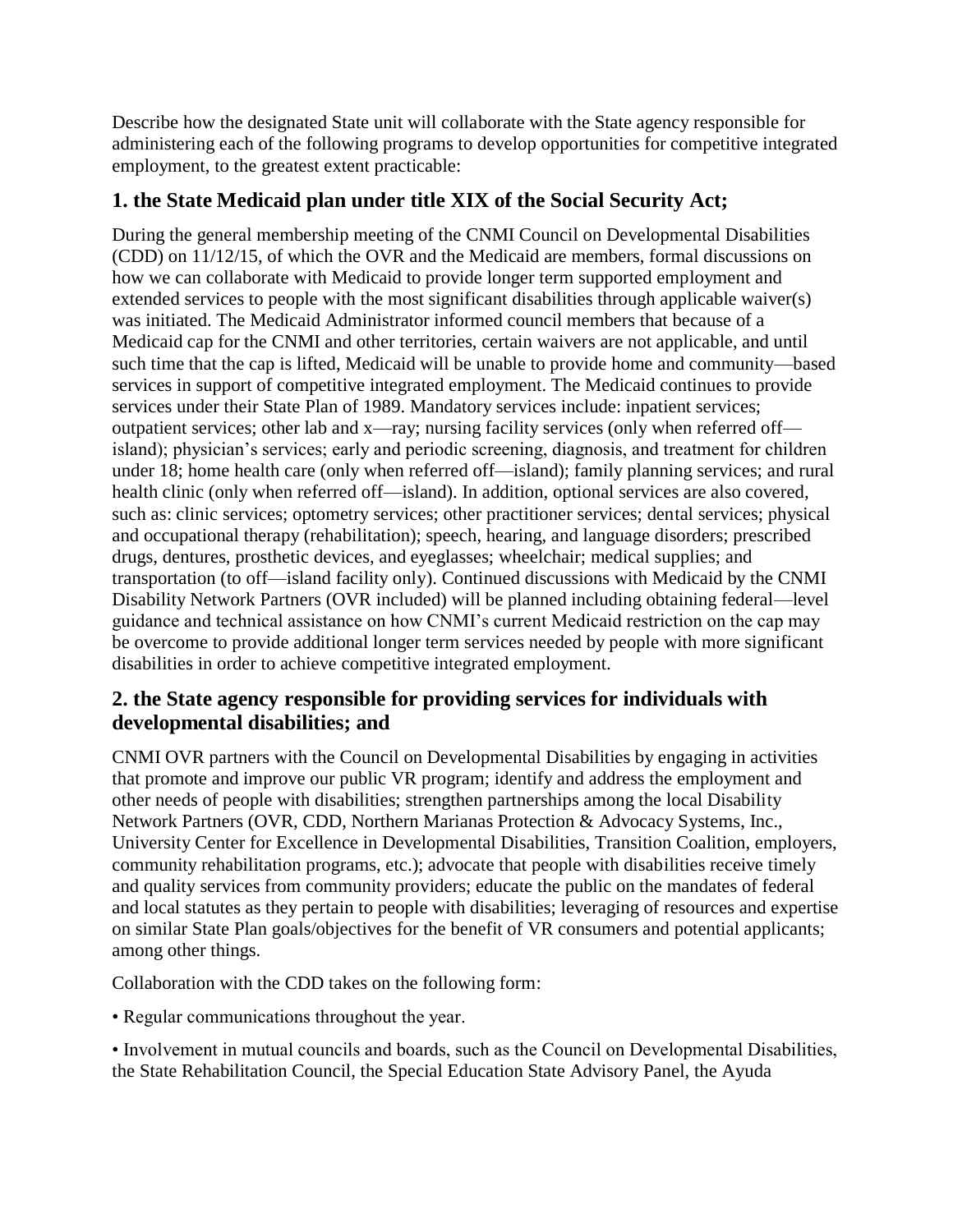Describe how the designated State unit will collaborate with the State agency responsible for administering each of the following programs to develop opportunities for competitive integrated employment, to the greatest extent practicable:

## 1. the State Medicaid plan under title XIX of the Social Security Act;

During the general membership meeting of the CNMI Council on Developmental Disabilities (CDD) on 11/12/15, of which the OVR and the Medicaid are members, formal discussions on how we can collaborate with Medicaid to provide longer term supported employment and extended services to people with the most significant disabilities through applicable waiver(s) was initiated. The Medicaid Administrator informed council members that because of a Medicaid cap for the CNMI and other territories, certain waivers are not applicable, and until such time that the cap is lifted, Medicaid will be unable to provide home and community—based services in support of competitive integrated employment. The Medicaid continues to provide services under their State Plan of 1989. Mandatory services include: inpatient services; outpatient services; other lab and x—ray; nursing facility services (only when referred off—island); physician's services; early and periodic screening, diagnosis, and treatment for children under 18; home health care (only when referred off—island); family planning services; and rural health clinic (only when referred off—island). In addition, optional services are also covered, such as: clinic services; optometry services; other practitioner services; dental services; physical and occupational therapy (rehabilitation); speech, hearing, and language disorders; prescribed drugs, dentures, prosthetic devices, and eyeglasses; wheelchair; medical supplies; and transportation (to off—island facility only). Continued discussions with Medicaid by the CNMI Disability Network Partners (OVR included) will be planned including obtaining federal—level guidance and technical assistance on how CNMI's current Medicaid restriction on the cap may be overcome to provide additional longer term services needed by people with more significant disabilities in order to achieve competitive integrated employment.

## 2. the State agency responsible for providing services for individuals with developmental disabilities; and

CNMI OVR partners with the Council on Developmental Disabilities by engaging in activities that promote and improve our public VR program; identify and address the employment and other needs of people with disabilities; strengthen partnerships among the local Disability Network Partners (OVR, CDD, Northern Marianas Protection & Advocacy Systems, Inc., University Center for Excellence in Developmental Disabilities, Transition Coalition, employers, community rehabilitation programs, etc.); advocate that people with disabilities receive timely and quality services from community providers; educate the public on the mandates of federal and local statutes as they pertain to people with disabilities; leveraging of resources and expertise on similar State Plan goals/objectives for the benefit of VR consumers and potential applicants; among other things.

Collaboration with the CDD takes on the following form:

- Regular communications throughout the year.
- Involvement in mutual councils and boards, such as the Council on Developmental Disabilities, the State Rehabilitation Council, the Special Education State Advisory Panel, the Ayuda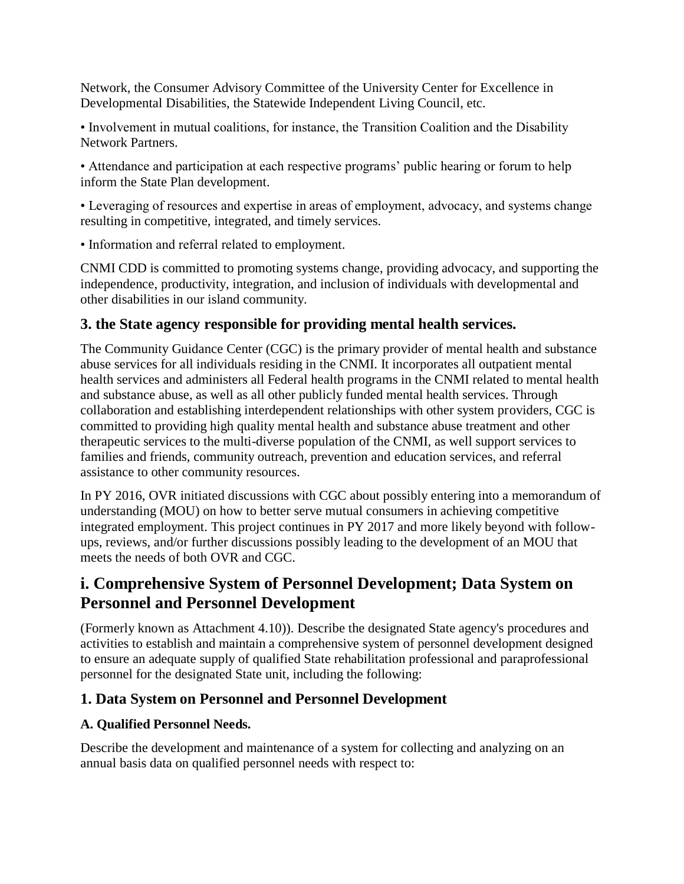Network, the Consumer Advisory Committee of the University Center for Excellence in Developmental Disabilities, the Statewide Independent Living Council, etc.

• Involvement in mutual coalitions, for instance, the Transition Coalition and the Disability Network Partners.

• Attendance and participation at each respective programs' public hearing or forum to help inform the State Plan development.

• Leveraging of resources and expertise in areas of employment, advocacy, and systems change resulting in competitive, integrated, and timely services.

• Information and referral related to employment.

CNMI CDD is committed to promoting systems change, providing advocacy, and supporting the independence, productivity, integration, and inclusion of individuals with developmental and other disabilities in our island community.

### 3. the State agency responsible for providing mental health services.

The Community Guidance Center (CGC) is the primary provider of mental health and substance abuse services for all individuals residing in the CNMI. It incorporates all outpatient mental health services and administers all Federal health programs in the CNMI related to mental health and substance abuse, as well as all other publicly funded mental health services. Through collaboration and establishing interdependent relationships with other system providers, CGC is committed to providing high quality mental health and substance abuse treatment and other therapeutic services to the multi-diverse population of the CNMI, as well support services to families and friends, community outreach, prevention and education services, and referral assistance to other community resources.

In PY 2016, OVR initiated discussions with CGC about possibly entering into a memorandum of understanding (MOU) on how to better serve mutual consumers in achieving competitive integrated employment. This project continues in PY 2017 and more likely beyond with follow-ups, reviews, and/or further discussions possibly leading to the development of an MOU that meets the needs of both OVR and CGC.

## i. Comprehensive System of Personnel Development; Data System on Personnel and Personnel Development

(Formerly known as Attachment 4.10)). Describe the designated State agency's procedures and activities to establish and maintain a comprehensive system of personnel development designed to ensure an adequate supply of qualified State rehabilitation professional and paraprofessional personnel for the designated State unit, including the following:

### 1. Data System on Personnel and Personnel Development

#### A. Qualified Personnel Needs.

Describe the development and maintenance of a system for collecting and analyzing on an annual basis data on qualified personnel needs with respect to: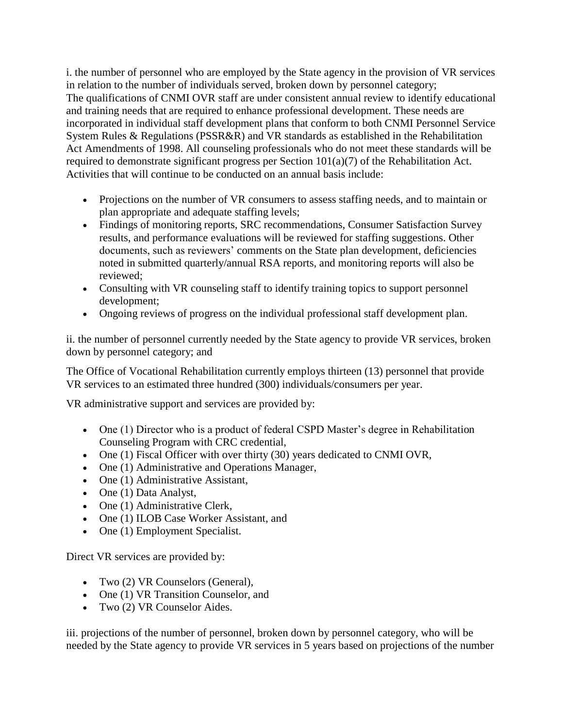i. the number of personnel who are employed by the State agency in the provision of VR services in relation to the number of individuals served, broken down by personnel category;
The qualifications of CNMI OVR staff are under consistent annual review to identify educational and training needs that are required to enhance professional development. These needs are incorporated in individual staff development plans that conform to both CNMI Personnel Service System Rules & Regulations (PSSR&R) and VR standards as established in the Rehabilitation Act Amendments of 1998. All counseling professionals who do not meet these standards will be required to demonstrate significant progress per Section 101(a)(7) of the Rehabilitation Act. Activities that will continue to be conducted on an annual basis include:

- Projections on the number of VR consumers to assess staffing needs, and to maintain or plan appropriate and adequate staffing levels;
- Findings of monitoring reports, SRC recommendations, Consumer Satisfaction Survey results, and performance evaluations will be reviewed for staffing suggestions. Other documents, such as reviewers' comments on the State plan development, deficiencies noted in submitted quarterly/annual RSA reports, and monitoring reports will also be reviewed;
- Consulting with VR counseling staff to identify training topics to support personnel development;
- Ongoing reviews of progress on the individual professional staff development plan.

ii. the number of personnel currently needed by the State agency to provide VR services, broken down by personnel category; and

The Office of Vocational Rehabilitation currently employs thirteen (13) personnel that provide VR services to an estimated three hundred (300) individuals/consumers per year.

VR administrative support and services are provided by:

- One (1) Director who is a product of federal CSPD Master's degree in Rehabilitation Counseling Program with CRC credential,
- One (1) Fiscal Officer with over thirty (30) years dedicated to CNMI OVR,
- One (1) Administrative and Operations Manager,
- One (1) Administrative Assistant,
- One (1) Data Analyst,
- One (1) Administrative Clerk,
- One (1) ILOB Case Worker Assistant, and
- One (1) Employment Specialist.

Direct VR services are provided by:

- Two (2) VR Counselors (General),
- One (1) VR Transition Counselor, and
- Two (2) VR Counselor Aides.

iii. projections of the number of personnel, broken down by personnel category, who will be needed by the State agency to provide VR services in 5 years based on projections of the number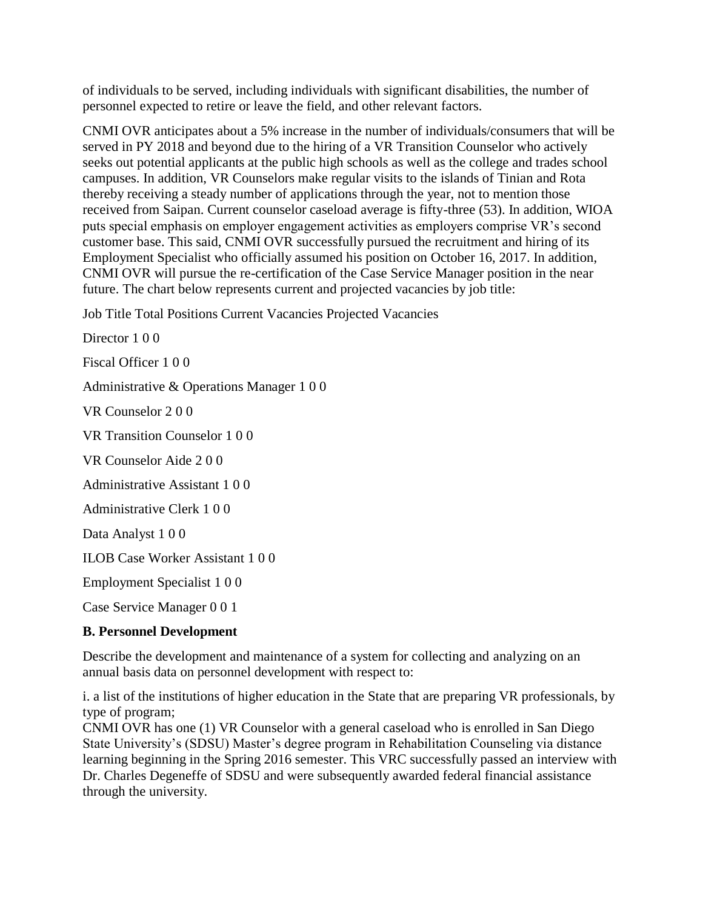of individuals to be served, including individuals with significant disabilities, the number of personnel expected to retire or leave the field, and other relevant factors.

CNMI OVR anticipates about a 5% increase in the number of individuals/consumers that will be served in PY 2018 and beyond due to the hiring of a VR Transition Counselor who actively seeks out potential applicants at the public high schools as well as the college and trades school campuses. In addition, VR Counselors make regular visits to the islands of Tinian and Rota thereby receiving a steady number of applications through the year, not to mention those received from Saipan. Current counselor caseload average is fifty-three (53). In addition, WIOA puts special emphasis on employer engagement activities as employers comprise VR's second customer base. This said, CNMI OVR successfully pursued the recruitment and hiring of its Employment Specialist who officially assumed his position on October 16, 2017. In addition, CNMI OVR will pursue the re-certification of the Case Service Manager position in the near future. The chart below represents current and projected vacancies by job title:

| Job Title | Total Positions | Current Vacancies | Projected Vacancies |
|---|---|---|---|
| Director | 1 | 0 | 0 |
| Fiscal Officer | 1 | 0 | 0 |
| Administrative & Operations Manager | 1 | 0 | 0 |
| VR Counselor | 2 | 0 | 0 |
| VR Transition Counselor | 1 | 0 | 0 |
| VR Counselor Aide | 2 | 0 | 0 |
| Administrative Assistant | 1 | 0 | 0 |
| Administrative Clerk | 1 | 0 | 0 |
| Data Analyst | 1 | 0 | 0 |
| ILOB Case Worker Assistant | 1 | 0 | 0 |
| Employment Specialist | 1 | 0 | 0 |
| Case Service Manager | 0 | 0 | 1 |

**B. Personnel Development**

Describe the development and maintenance of a system for collecting and analyzing on an annual basis data on personnel development with respect to:

i. a list of the institutions of higher education in the State that are preparing VR professionals, by type of program;

CNMI OVR has one (1) VR Counselor with a general caseload who is enrolled in San Diego State University's (SDSU) Master's degree program in Rehabilitation Counseling via distance learning beginning in the Spring 2016 semester. This VRC successfully passed an interview with Dr. Charles Degeneffe of SDSU and were subsequently awarded federal financial assistance through the university.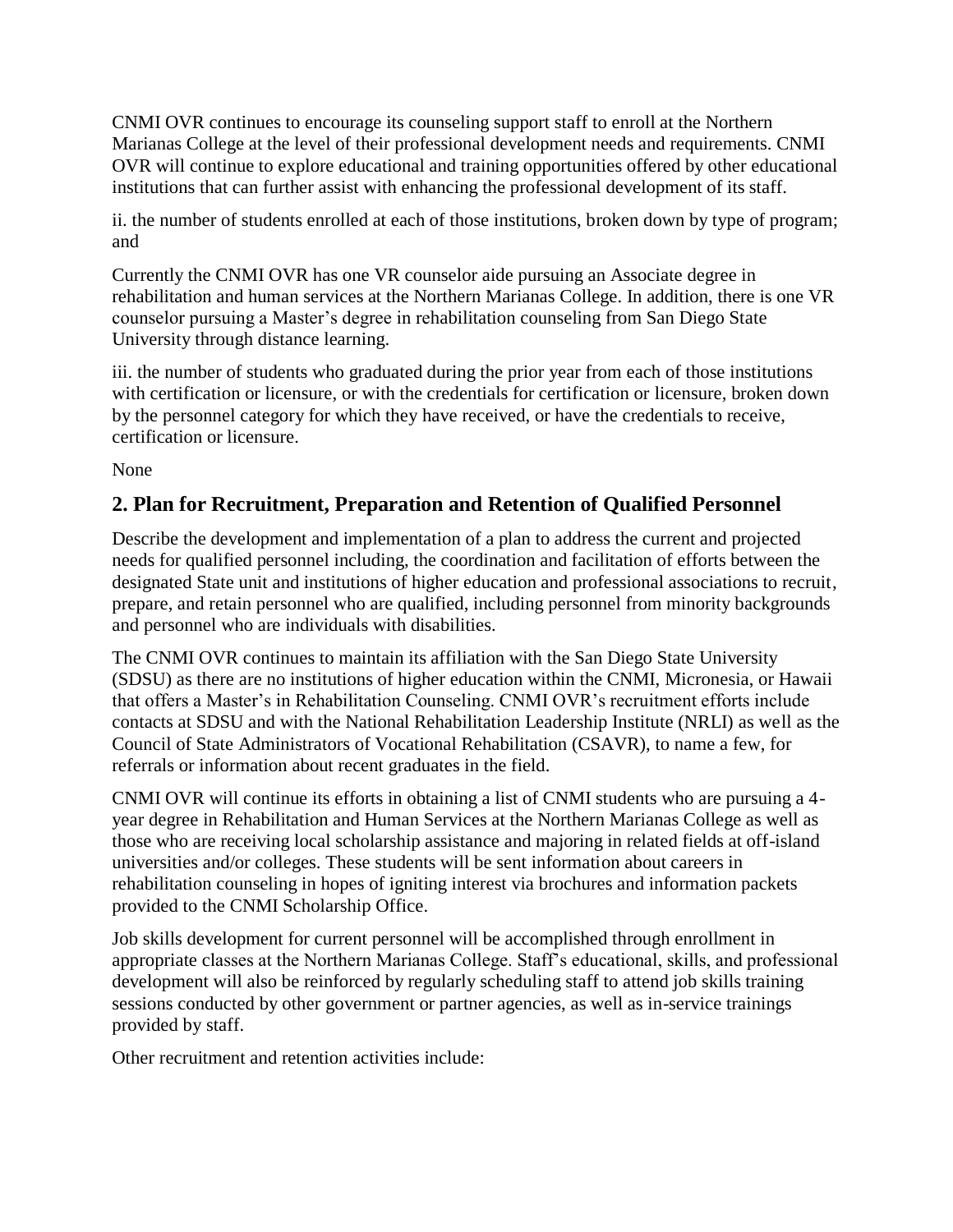CNMI OVR continues to encourage its counseling support staff to enroll at the Northern Marianas College at the level of their professional development needs and requirements. CNMI OVR will continue to explore educational and training opportunities offered by other educational institutions that can further assist with enhancing the professional development of its staff.

ii. the number of students enrolled at each of those institutions, broken down by type of program; and

Currently the CNMI OVR has one VR counselor aide pursuing an Associate degree in rehabilitation and human services at the Northern Marianas College. In addition, there is one VR counselor pursuing a Master's degree in rehabilitation counseling from San Diego State University through distance learning.

iii. the number of students who graduated during the prior year from each of those institutions with certification or licensure, or with the credentials for certification or licensure, broken down by the personnel category for which they have received, or have the credentials to receive, certification or licensure.

None

## 2. Plan for Recruitment, Preparation and Retention of Qualified Personnel

Describe the development and implementation of a plan to address the current and projected needs for qualified personnel including, the coordination and facilitation of efforts between the designated State unit and institutions of higher education and professional associations to recruit, prepare, and retain personnel who are qualified, including personnel from minority backgrounds and personnel who are individuals with disabilities.

The CNMI OVR continues to maintain its affiliation with the San Diego State University (SDSU) as there are no institutions of higher education within the CNMI, Micronesia, or Hawaii that offers a Master's in Rehabilitation Counseling. CNMI OVR's recruitment efforts include contacts at SDSU and with the National Rehabilitation Leadership Institute (NRLI) as well as the Council of State Administrators of Vocational Rehabilitation (CSAVR), to name a few, for referrals or information about recent graduates in the field.

CNMI OVR will continue its efforts in obtaining a list of CNMI students who are pursuing a 4-year degree in Rehabilitation and Human Services at the Northern Marianas College as well as those who are receiving local scholarship assistance and majoring in related fields at off-island universities and/or colleges. These students will be sent information about careers in rehabilitation counseling in hopes of igniting interest via brochures and information packets provided to the CNMI Scholarship Office.

Job skills development for current personnel will be accomplished through enrollment in appropriate classes at the Northern Marianas College. Staff's educational, skills, and professional development will also be reinforced by regularly scheduling staff to attend job skills training sessions conducted by other government or partner agencies, as well as in-service trainings provided by staff.

Other recruitment and retention activities include: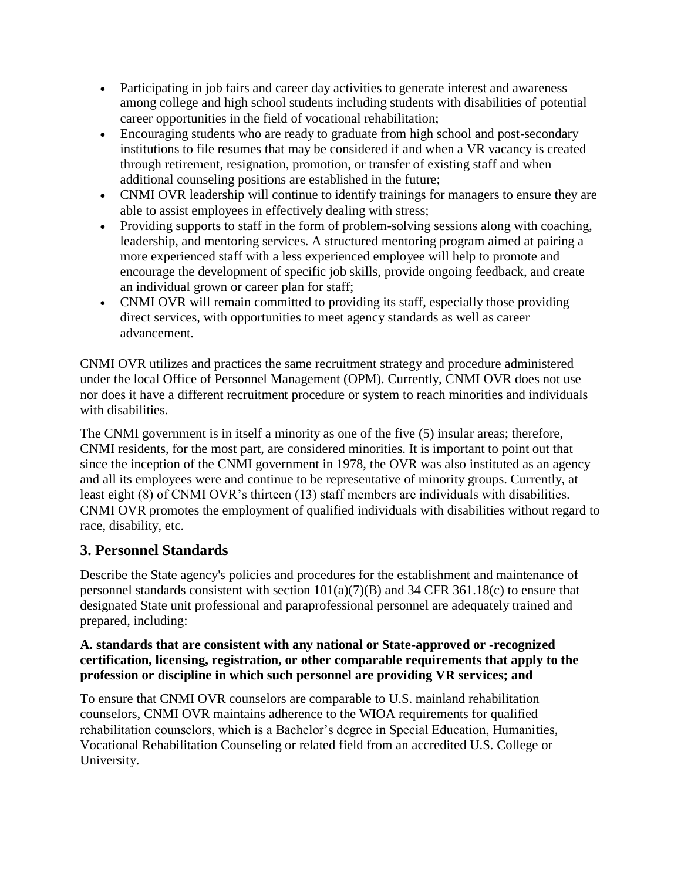- Participating in job fairs and career day activities to generate interest and awareness among college and high school students including students with disabilities of potential career opportunities in the field of vocational rehabilitation;
- Encouraging students who are ready to graduate from high school and post-secondary institutions to file resumes that may be considered if and when a VR vacancy is created through retirement, resignation, promotion, or transfer of existing staff and when additional counseling positions are established in the future;
- CNMI OVR leadership will continue to identify trainings for managers to ensure they are able to assist employees in effectively dealing with stress;
- Providing supports to staff in the form of problem-solving sessions along with coaching, leadership, and mentoring services. A structured mentoring program aimed at pairing a more experienced staff with a less experienced employee will help to promote and encourage the development of specific job skills, provide ongoing feedback, and create an individual grown or career plan for staff;
- CNMI OVR will remain committed to providing its staff, especially those providing direct services, with opportunities to meet agency standards as well as career advancement.

CNMI OVR utilizes and practices the same recruitment strategy and procedure administered under the local Office of Personnel Management (OPM). Currently, CNMI OVR does not use nor does it have a different recruitment procedure or system to reach minorities and individuals with disabilities.

The CNMI government is in itself a minority as one of the five (5) insular areas; therefore, CNMI residents, for the most part, are considered minorities. It is important to point out that since the inception of the CNMI government in 1978, the OVR was also instituted as an agency and all its employees were and continue to be representative of minority groups. Currently, at least eight (8) of CNMI OVR's thirteen (13) staff members are individuals with disabilities. CNMI OVR promotes the employment of qualified individuals with disabilities without regard to race, disability, etc.

## 3. Personnel Standards

Describe the State agency's policies and procedures for the establishment and maintenance of personnel standards consistent with section 101(a)(7)(B) and 34 CFR 361.18(c) to ensure that designated State unit professional and paraprofessional personnel are adequately trained and prepared, including:

**A. standards that are consistent with any national or State-approved or -recognized certification, licensing, registration, or other comparable requirements that apply to the profession or discipline in which such personnel are providing VR services; and**

To ensure that CNMI OVR counselors are comparable to U.S. mainland rehabilitation counselors, CNMI OVR maintains adherence to the WIOA requirements for qualified rehabilitation counselors, which is a Bachelor's degree in Special Education, Humanities, Vocational Rehabilitation Counseling or related field from an accredited U.S. College or University.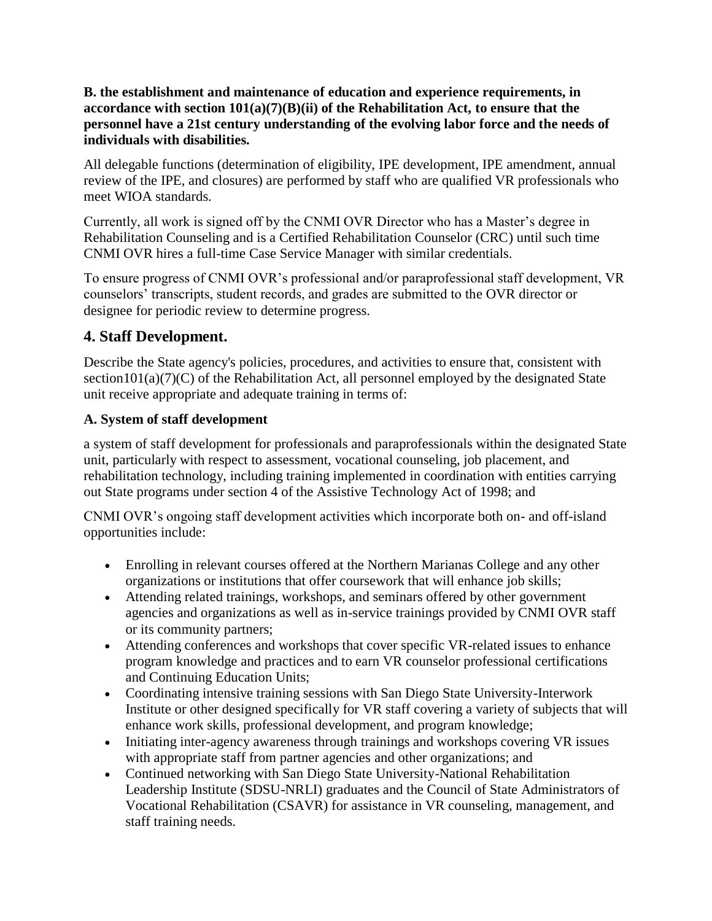**B. the establishment and maintenance of education and experience requirements, in accordance with section 101(a)(7)(B)(ii) of the Rehabilitation Act, to ensure that the personnel have a 21st century understanding of the evolving labor force and the needs of individuals with disabilities.**

All delegable functions (determination of eligibility, IPE development, IPE amendment, annual review of the IPE, and closures) are performed by staff who are qualified VR professionals who meet WIOA standards.

Currently, all work is signed off by the CNMI OVR Director who has a Master's degree in Rehabilitation Counseling and is a Certified Rehabilitation Counselor (CRC) until such time CNMI OVR hires a full-time Case Service Manager with similar credentials.

To ensure progress of CNMI OVR's professional and/or paraprofessional staff development, VR counselors' transcripts, student records, and grades are submitted to the OVR director or designee for periodic review to determine progress.

## 4. Staff Development.

Describe the State agency's policies, procedures, and activities to ensure that, consistent with section101(a)(7)(C) of the Rehabilitation Act, all personnel employed by the designated State unit receive appropriate and adequate training in terms of:

### A. System of staff development

a system of staff development for professionals and paraprofessionals within the designated State unit, particularly with respect to assessment, vocational counseling, job placement, and rehabilitation technology, including training implemented in coordination with entities carrying out State programs under section 4 of the Assistive Technology Act of 1998; and

CNMI OVR's ongoing staff development activities which incorporate both on- and off-island opportunities include:

- Enrolling in relevant courses offered at the Northern Marianas College and any other organizations or institutions that offer coursework that will enhance job skills;
- Attending related trainings, workshops, and seminars offered by other government agencies and organizations as well as in-service trainings provided by CNMI OVR staff or its community partners;
- Attending conferences and workshops that cover specific VR-related issues to enhance program knowledge and practices and to earn VR counselor professional certifications and Continuing Education Units;
- Coordinating intensive training sessions with San Diego State University-Interwork Institute or other designed specifically for VR staff covering a variety of subjects that will enhance work skills, professional development, and program knowledge;
- Initiating inter-agency awareness through trainings and workshops covering VR issues with appropriate staff from partner agencies and other organizations; and
- Continued networking with San Diego State University-National Rehabilitation Leadership Institute (SDSU-NRLI) graduates and the Council of State Administrators of Vocational Rehabilitation (CSAVR) for assistance in VR counseling, management, and staff training needs.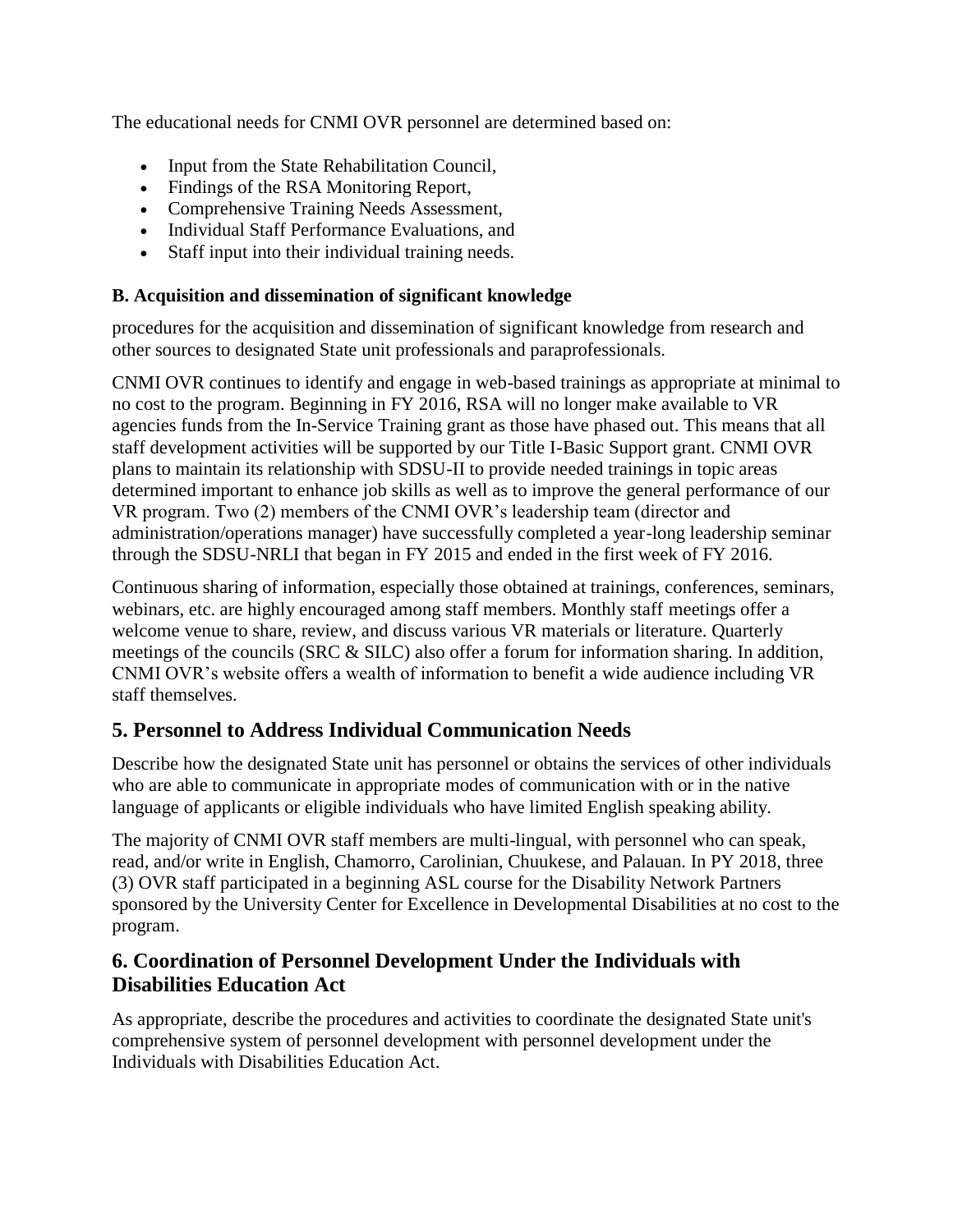The educational needs for CNMI OVR personnel are determined based on:

- Input from the State Rehabilitation Council,
- Findings of the RSA Monitoring Report,
- Comprehensive Training Needs Assessment,
- Individual Staff Performance Evaluations, and
- Staff input into their individual training needs.

#### B. Acquisition and dissemination of significant knowledge

procedures for the acquisition and dissemination of significant knowledge from research and other sources to designated State unit professionals and paraprofessionals.

CNMI OVR continues to identify and engage in web-based trainings as appropriate at minimal to no cost to the program. Beginning in FY 2016, RSA will no longer make available to VR agencies funds from the In-Service Training grant as those have phased out. This means that all staff development activities will be supported by our Title I-Basic Support grant. CNMI OVR plans to maintain its relationship with SDSU-II to provide needed trainings in topic areas determined important to enhance job skills as well as to improve the general performance of our VR program. Two (2) members of the CNMI OVR's leadership team (director and administration/operations manager) have successfully completed a year-long leadership seminar through the SDSU-NRLI that began in FY 2015 and ended in the first week of FY 2016.

Continuous sharing of information, especially those obtained at trainings, conferences, seminars, webinars, etc. are highly encouraged among staff members. Monthly staff meetings offer a welcome venue to share, review, and discuss various VR materials or literature. Quarterly meetings of the councils (SRC & SILC) also offer a forum for information sharing. In addition, CNMI OVR's website offers a wealth of information to benefit a wide audience including VR staff themselves.

## 5. Personnel to Address Individual Communication Needs

Describe how the designated State unit has personnel or obtains the services of other individuals who are able to communicate in appropriate modes of communication with or in the native language of applicants or eligible individuals who have limited English speaking ability.

The majority of CNMI OVR staff members are multi-lingual, with personnel who can speak, read, and/or write in English, Chamorro, Carolinian, Chuukese, and Palauan. In PY 2018, three (3) OVR staff participated in a beginning ASL course for the Disability Network Partners sponsored by the University Center for Excellence in Developmental Disabilities at no cost to the program.

## 6. Coordination of Personnel Development Under the Individuals with Disabilities Education Act

As appropriate, describe the procedures and activities to coordinate the designated State unit's comprehensive system of personnel development with personnel development under the Individuals with Disabilities Education Act.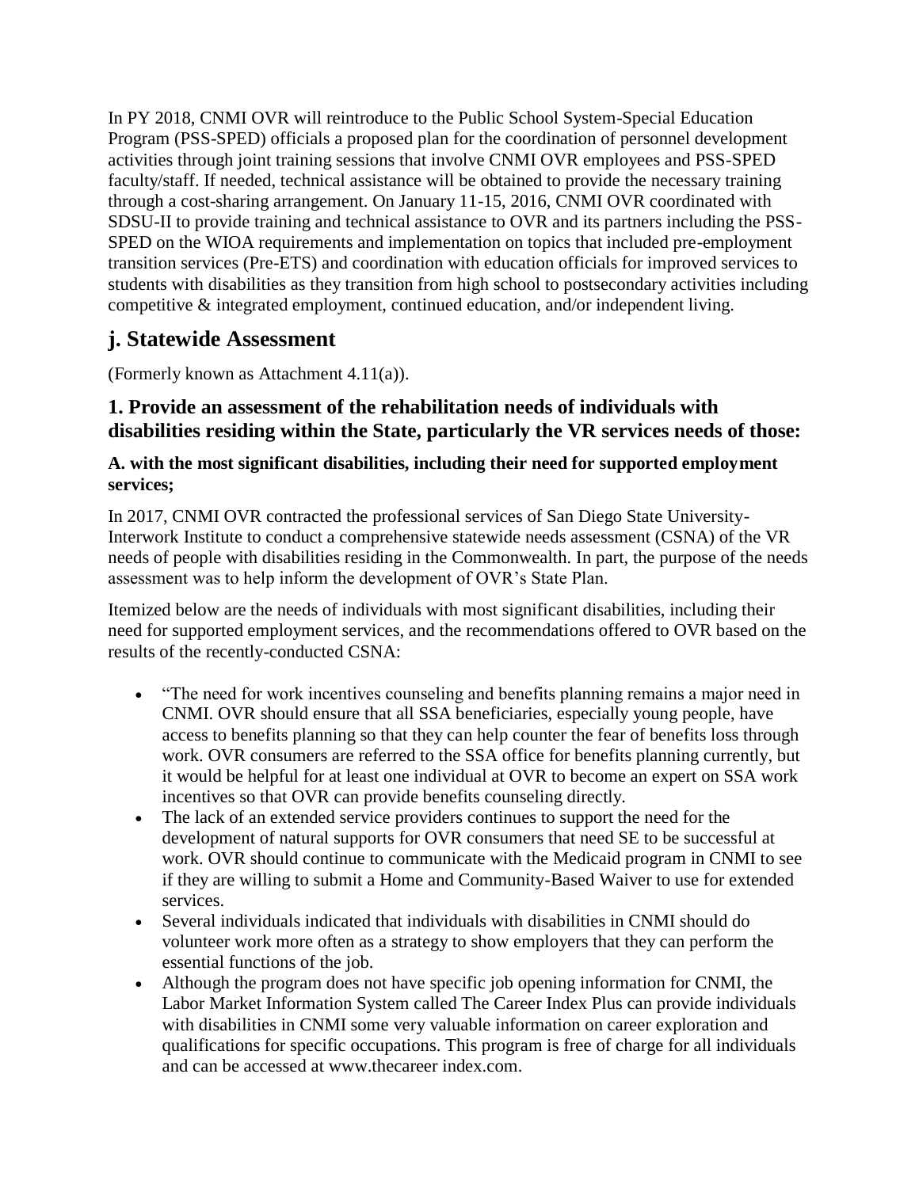In PY 2018, CNMI OVR will reintroduce to the Public School System-Special Education Program (PSS-SPED) officials a proposed plan for the coordination of personnel development activities through joint training sessions that involve CNMI OVR employees and PSS-SPED faculty/staff. If needed, technical assistance will be obtained to provide the necessary training through a cost-sharing arrangement. On January 11-15, 2016, CNMI OVR coordinated with SDSU-II to provide training and technical assistance to OVR and its partners including the PSS-SPED on the WIOA requirements and implementation on topics that included pre-employment transition services (Pre-ETS) and coordination with education officials for improved services to students with disabilities as they transition from high school to postsecondary activities including competitive & integrated employment, continued education, and/or independent living.

## j. Statewide Assessment

(Formerly known as Attachment 4.11(a)).

### 1. Provide an assessment of the rehabilitation needs of individuals with disabilities residing within the State, particularly the VR services needs of those:

#### A. with the most significant disabilities, including their need for supported employment services;

In 2017, CNMI OVR contracted the professional services of San Diego State University-Interwork Institute to conduct a comprehensive statewide needs assessment (CSNA) of the VR needs of people with disabilities residing in the Commonwealth. In part, the purpose of the needs assessment was to help inform the development of OVR's State Plan.

Itemized below are the needs of individuals with most significant disabilities, including their need for supported employment services, and the recommendations offered to OVR based on the results of the recently-conducted CSNA:

- "The need for work incentives counseling and benefits planning remains a major need in CNMI. OVR should ensure that all SSA beneficiaries, especially young people, have access to benefits planning so that they can help counter the fear of benefits loss through work. OVR consumers are referred to the SSA office for benefits planning currently, but it would be helpful for at least one individual at OVR to become an expert on SSA work incentives so that OVR can provide benefits counseling directly.
- The lack of an extended service providers continues to support the need for the development of natural supports for OVR consumers that need SE to be successful at work. OVR should continue to communicate with the Medicaid program in CNMI to see if they are willing to submit a Home and Community-Based Waiver to use for extended services.
- Several individuals indicated that individuals with disabilities in CNMI should do volunteer work more often as a strategy to show employers that they can perform the essential functions of the job.
- Although the program does not have specific job opening information for CNMI, the Labor Market Information System called The Career Index Plus can provide individuals with disabilities in CNMI some very valuable information on career exploration and qualifications for specific occupations. This program is free of charge for all individuals and can be accessed at www.thecareer index.com.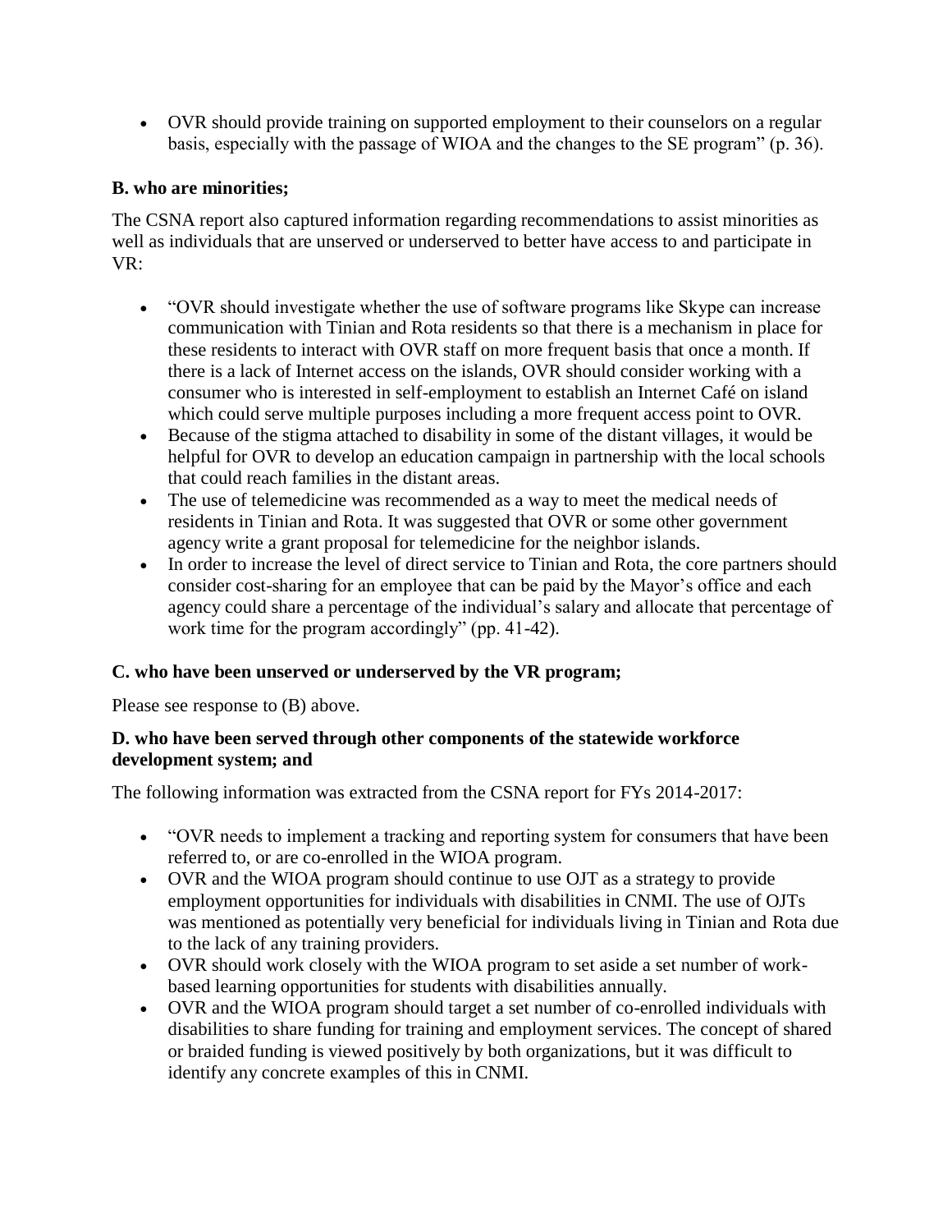- OVR should provide training on supported employment to their counselors on a regular basis, especially with the passage of WIOA and the changes to the SE program" (p. 36).

**B. who are minorities;**

The CSNA report also captured information regarding recommendations to assist minorities as well as individuals that are unserved or underserved to better have access to and participate in VR:

- "OVR should investigate whether the use of software programs like Skype can increase communication with Tinian and Rota residents so that there is a mechanism in place for these residents to interact with OVR staff on more frequent basis that once a month. If there is a lack of Internet access on the islands, OVR should consider working with a consumer who is interested in self-employment to establish an Internet Café on island which could serve multiple purposes including a more frequent access point to OVR.
- Because of the stigma attached to disability in some of the distant villages, it would be helpful for OVR to develop an education campaign in partnership with the local schools that could reach families in the distant areas.
- The use of telemedicine was recommended as a way to meet the medical needs of residents in Tinian and Rota. It was suggested that OVR or some other government agency write a grant proposal for telemedicine for the neighbor islands.
- In order to increase the level of direct service to Tinian and Rota, the core partners should consider cost-sharing for an employee that can be paid by the Mayor's office and each agency could share a percentage of the individual's salary and allocate that percentage of work time for the program accordingly" (pp. 41-42).

**C. who have been unserved or underserved by the VR program;**

Please see response to (B) above.

**D. who have been served through other components of the statewide workforce development system; and**

The following information was extracted from the CSNA report for FYs 2014-2017:

- "OVR needs to implement a tracking and reporting system for consumers that have been referred to, or are co-enrolled in the WIOA program.
- OVR and the WIOA program should continue to use OJT as a strategy to provide employment opportunities for individuals with disabilities in CNMI. The use of OJTs was mentioned as potentially very beneficial for individuals living in Tinian and Rota due to the lack of any training providers.
- OVR should work closely with the WIOA program to set aside a set number of work-based learning opportunities for students with disabilities annually.
- OVR and the WIOA program should target a set number of co-enrolled individuals with disabilities to share funding for training and employment services. The concept of shared or braided funding is viewed positively by both organizations, but it was difficult to identify any concrete examples of this in CNMI.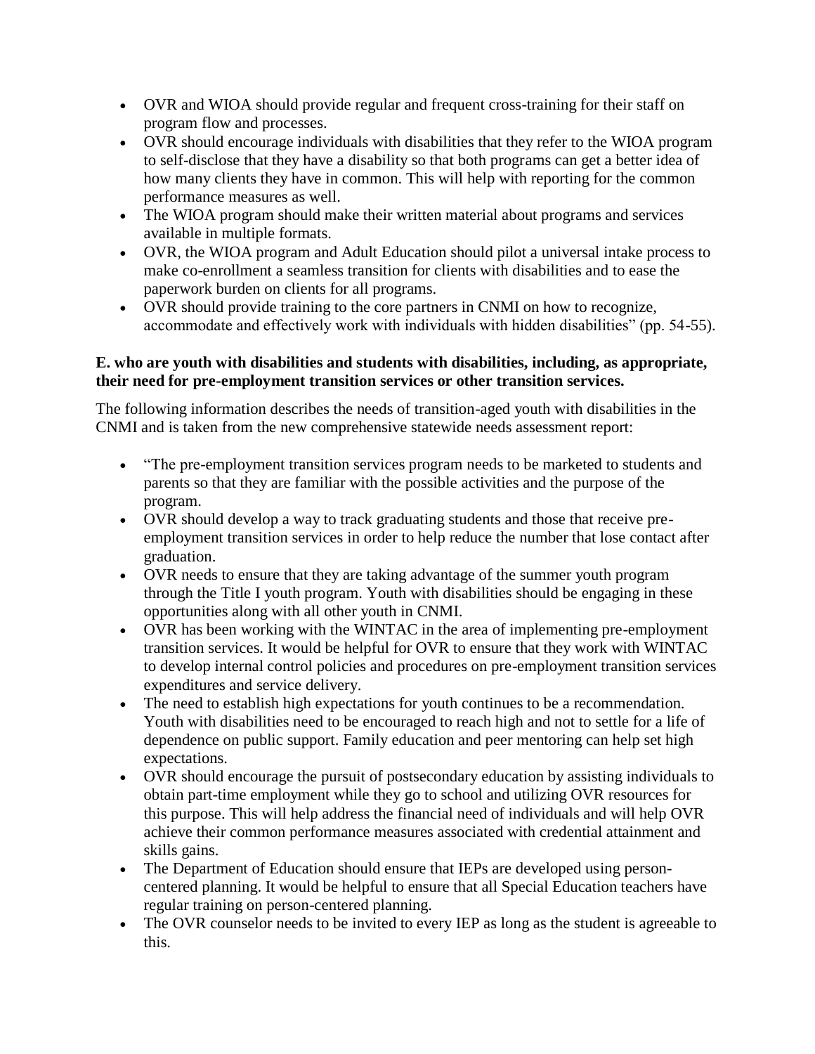- OVR and WIOA should provide regular and frequent cross-training for their staff on program flow and processes.
- OVR should encourage individuals with disabilities that they refer to the WIOA program to self-disclose that they have a disability so that both programs can get a better idea of how many clients they have in common. This will help with reporting for the common performance measures as well.
- The WIOA program should make their written material about programs and services available in multiple formats.
- OVR, the WIOA program and Adult Education should pilot a universal intake process to make co-enrollment a seamless transition for clients with disabilities and to ease the paperwork burden on clients for all programs.
- OVR should provide training to the core partners in CNMI on how to recognize, accommodate and effectively work with individuals with hidden disabilities" (pp. 54-55).

**E. who are youth with disabilities and students with disabilities, including, as appropriate, their need for pre-employment transition services or other transition services.**

The following information describes the needs of transition-aged youth with disabilities in the CNMI and is taken from the new comprehensive statewide needs assessment report:

- "The pre-employment transition services program needs to be marketed to students and parents so that they are familiar with the possible activities and the purpose of the program.
- OVR should develop a way to track graduating students and those that receive pre-employment transition services in order to help reduce the number that lose contact after graduation.
- OVR needs to ensure that they are taking advantage of the summer youth program through the Title I youth program. Youth with disabilities should be engaging in these opportunities along with all other youth in CNMI.
- OVR has been working with the WINTAC in the area of implementing pre-employment transition services. It would be helpful for OVR to ensure that they work with WINTAC to develop internal control policies and procedures on pre-employment transition services expenditures and service delivery.
- The need to establish high expectations for youth continues to be a recommendation. Youth with disabilities need to be encouraged to reach high and not to settle for a life of dependence on public support. Family education and peer mentoring can help set high expectations.
- OVR should encourage the pursuit of postsecondary education by assisting individuals to obtain part-time employment while they go to school and utilizing OVR resources for this purpose. This will help address the financial need of individuals and will help OVR achieve their common performance measures associated with credential attainment and skills gains.
- The Department of Education should ensure that IEPs are developed using person-centered planning. It would be helpful to ensure that all Special Education teachers have regular training on person-centered planning.
- The OVR counselor needs to be invited to every IEP as long as the student is agreeable to this.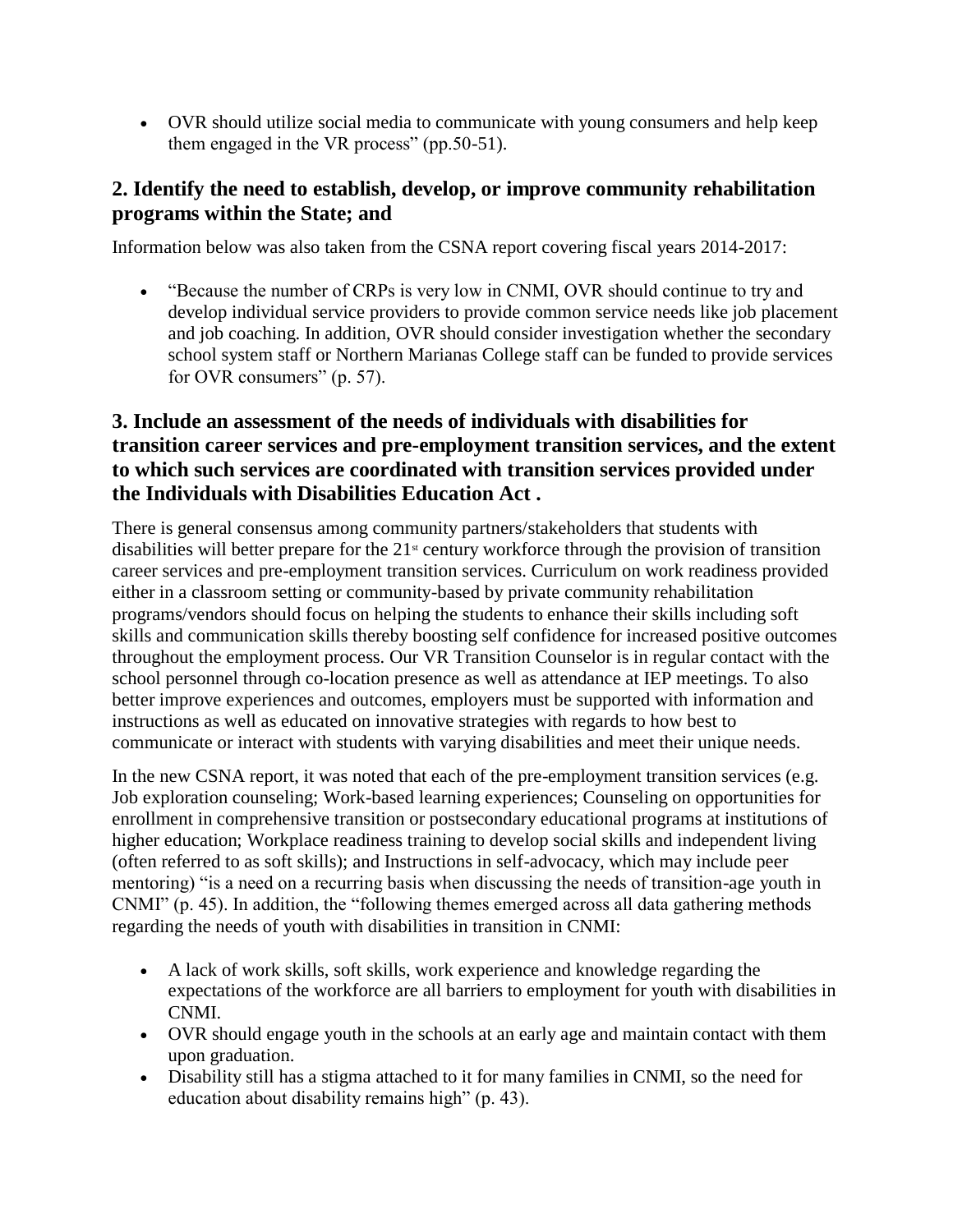- OVR should utilize social media to communicate with young consumers and help keep them engaged in the VR process" (pp.50-51).

## 2. Identify the need to establish, develop, or improve community rehabilitation programs within the State; and

Information below was also taken from the CSNA report covering fiscal years 2014-2017:

- "Because the number of CRPs is very low in CNMI, OVR should continue to try and develop individual service providers to provide common service needs like job placement and job coaching. In addition, OVR should consider investigation whether the secondary school system staff or Northern Marianas College staff can be funded to provide services for OVR consumers" (p. 57).

## 3. Include an assessment of the needs of individuals with disabilities for transition career services and pre-employment transition services, and the extent to which such services are coordinated with transition services provided under the Individuals with Disabilities Education Act .

There is general consensus among community partners/stakeholders that students with disabilities will better prepare for the 21st century workforce through the provision of transition career services and pre-employment transition services. Curriculum on work readiness provided either in a classroom setting or community-based by private community rehabilitation programs/vendors should focus on helping the students to enhance their skills including soft skills and communication skills thereby boosting self confidence for increased positive outcomes throughout the employment process. Our VR Transition Counselor is in regular contact with the school personnel through co-location presence as well as attendance at IEP meetings. To also better improve experiences and outcomes, employers must be supported with information and instructions as well as educated on innovative strategies with regards to how best to communicate or interact with students with varying disabilities and meet their unique needs.

In the new CSNA report, it was noted that each of the pre-employment transition services (e.g. Job exploration counseling; Work-based learning experiences; Counseling on opportunities for enrollment in comprehensive transition or postsecondary educational programs at institutions of higher education; Workplace readiness training to develop social skills and independent living (often referred to as soft skills); and Instructions in self-advocacy, which may include peer mentoring) "is a need on a recurring basis when discussing the needs of transition-age youth in CNMI" (p. 45). In addition, the "following themes emerged across all data gathering methods regarding the needs of youth with disabilities in transition in CNMI:

- A lack of work skills, soft skills, work experience and knowledge regarding the expectations of the workforce are all barriers to employment for youth with disabilities in CNMI.
- OVR should engage youth in the schools at an early age and maintain contact with them upon graduation.
- Disability still has a stigma attached to it for many families in CNMI, so the need for education about disability remains high" (p. 43).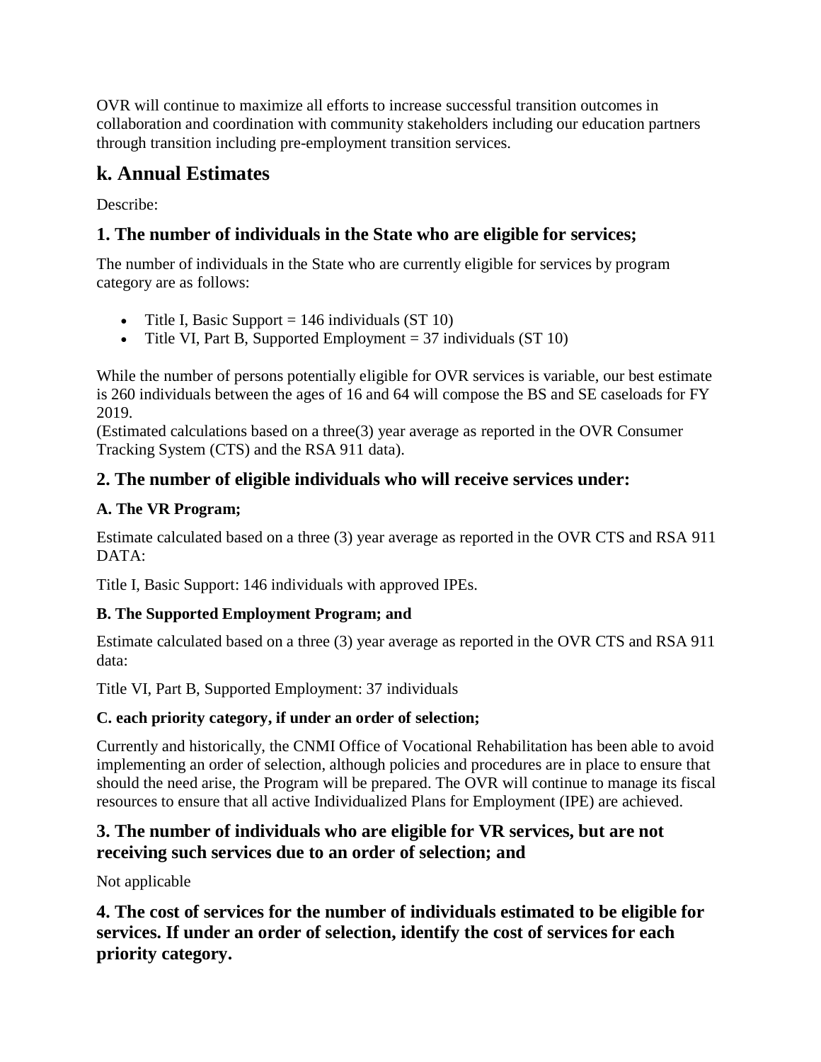OVR will continue to maximize all efforts to increase successful transition outcomes in collaboration and coordination with community stakeholders including our education partners through transition including pre-employment transition services.

## k. Annual Estimates

Describe:

### 1. The number of individuals in the State who are eligible for services;

The number of individuals in the State who are currently eligible for services by program category are as follows:

- Title I, Basic Support = 146 individuals (ST 10)
- Title VI, Part B, Supported Employment = 37 individuals (ST 10)

While the number of persons potentially eligible for OVR services is variable, our best estimate is 260 individuals between the ages of 16 and 64 will compose the BS and SE caseloads for FY 2019.
(Estimated calculations based on a three(3) year average as reported in the OVR Consumer Tracking System (CTS) and the RSA 911 data).

### 2. The number of eligible individuals who will receive services under:

#### A. The VR Program;

Estimate calculated based on a three (3) year average as reported in the OVR CTS and RSA 911 DATA:

Title I, Basic Support: 146 individuals with approved IPEs.

#### B. The Supported Employment Program; and

Estimate calculated based on a three (3) year average as reported in the OVR CTS and RSA 911 data:

Title VI, Part B, Supported Employment: 37 individuals

#### C. each priority category, if under an order of selection;

Currently and historically, the CNMI Office of Vocational Rehabilitation has been able to avoid implementing an order of selection, although policies and procedures are in place to ensure that should the need arise, the Program will be prepared. The OVR will continue to manage its fiscal resources to ensure that all active Individualized Plans for Employment (IPE) are achieved.

### 3. The number of individuals who are eligible for VR services, but are not receiving such services due to an order of selection; and

Not applicable

### 4. The cost of services for the number of individuals estimated to be eligible for services. If under an order of selection, identify the cost of services for each priority category.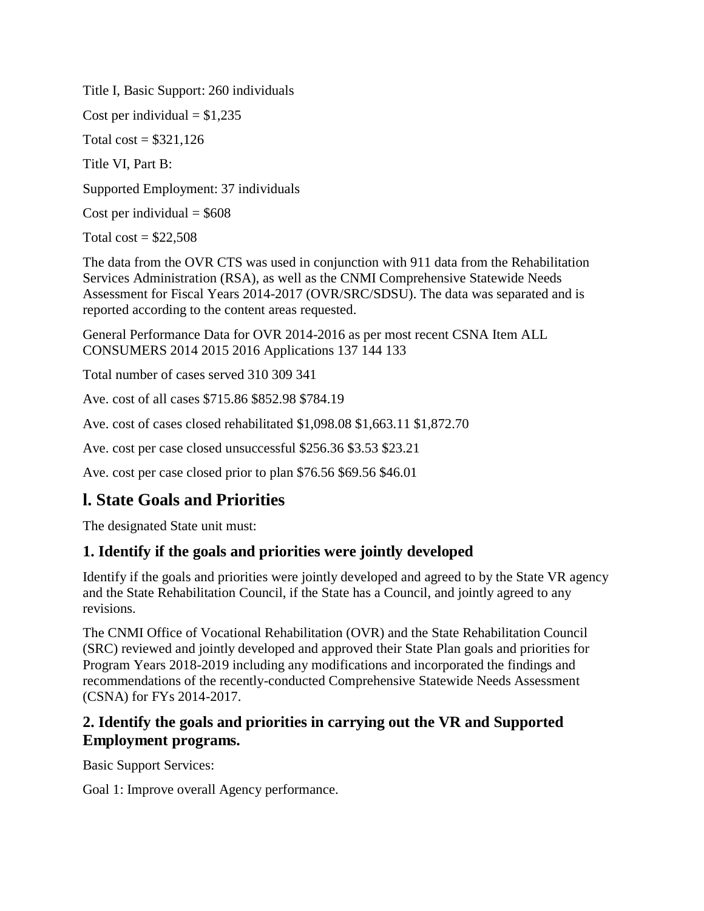Title I, Basic Support: 260 individuals

Cost per individual = $1,235

Total cost = $321,126

Title VI, Part B:

Supported Employment: 37 individuals

Cost per individual = $608

Total cost = $22,508

The data from the OVR CTS was used in conjunction with 911 data from the Rehabilitation Services Administration (RSA), as well as the CNMI Comprehensive Statewide Needs Assessment for Fiscal Years 2014-2017 (OVR/SRC/SDSU). The data was separated and is reported according to the content areas requested.

General Performance Data for OVR 2014-2016 as per most recent CSNA Item ALL CONSUMERS 2014 2015 2016 Applications 137 144 133

Total number of cases served 310 309 341

Ave. cost of all cases $715.86 $852.98 $784.19

Ave. cost of cases closed rehabilitated $1,098.08 $1,663.11 $1,872.70

Ave. cost per case closed unsuccessful $256.36 $3.53 $23.21

Ave. cost per case closed prior to plan $76.56 $69.56 $46.01

## l. State Goals and Priorities

The designated State unit must:

### 1. Identify if the goals and priorities were jointly developed

Identify if the goals and priorities were jointly developed and agreed to by the State VR agency and the State Rehabilitation Council, if the State has a Council, and jointly agreed to any revisions.

The CNMI Office of Vocational Rehabilitation (OVR) and the State Rehabilitation Council (SRC) reviewed and jointly developed and approved their State Plan goals and priorities for Program Years 2018-2019 including any modifications and incorporated the findings and recommendations of the recently-conducted Comprehensive Statewide Needs Assessment (CSNA) for FYs 2014-2017.

### 2. Identify the goals and priorities in carrying out the VR and Supported Employment programs.

Basic Support Services:

Goal 1: Improve overall Agency performance.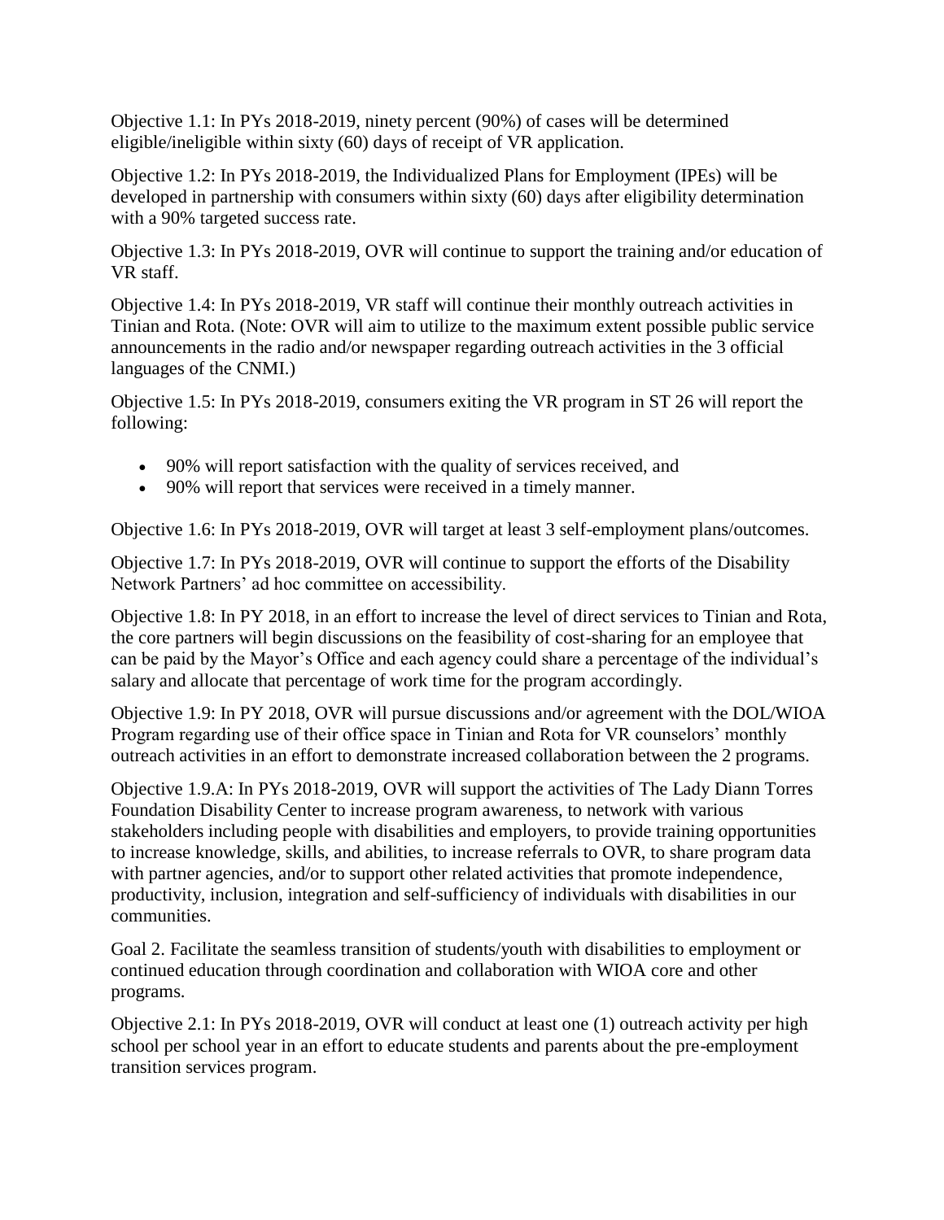Objective 1.1: In PYs 2018-2019, ninety percent (90%) of cases will be determined eligible/ineligible within sixty (60) days of receipt of VR application.

Objective 1.2: In PYs 2018-2019, the Individualized Plans for Employment (IPEs) will be developed in partnership with consumers within sixty (60) days after eligibility determination with a 90% targeted success rate.

Objective 1.3: In PYs 2018-2019, OVR will continue to support the training and/or education of VR staff.

Objective 1.4: In PYs 2018-2019, VR staff will continue their monthly outreach activities in Tinian and Rota. (Note: OVR will aim to utilize to the maximum extent possible public service announcements in the radio and/or newspaper regarding outreach activities in the 3 official languages of the CNMI.)

Objective 1.5: In PYs 2018-2019, consumers exiting the VR program in ST 26 will report the following:

- 90% will report satisfaction with the quality of services received, and
- 90% will report that services were received in a timely manner.

Objective 1.6: In PYs 2018-2019, OVR will target at least 3 self-employment plans/outcomes.

Objective 1.7: In PYs 2018-2019, OVR will continue to support the efforts of the Disability Network Partners' ad hoc committee on accessibility.

Objective 1.8: In PY 2018, in an effort to increase the level of direct services to Tinian and Rota, the core partners will begin discussions on the feasibility of cost-sharing for an employee that can be paid by the Mayor's Office and each agency could share a percentage of the individual's salary and allocate that percentage of work time for the program accordingly.

Objective 1.9: In PY 2018, OVR will pursue discussions and/or agreement with the DOL/WIOA Program regarding use of their office space in Tinian and Rota for VR counselors' monthly outreach activities in an effort to demonstrate increased collaboration between the 2 programs.

Objective 1.9.A: In PYs 2018-2019, OVR will support the activities of The Lady Diann Torres Foundation Disability Center to increase program awareness, to network with various stakeholders including people with disabilities and employers, to provide training opportunities to increase knowledge, skills, and abilities, to increase referrals to OVR, to share program data with partner agencies, and/or to support other related activities that promote independence, productivity, inclusion, integration and self-sufficiency of individuals with disabilities in our communities.

Goal 2. Facilitate the seamless transition of students/youth with disabilities to employment or continued education through coordination and collaboration with WIOA core and other programs.

Objective 2.1: In PYs 2018-2019, OVR will conduct at least one (1) outreach activity per high school per school year in an effort to educate students and parents about the pre-employment transition services program.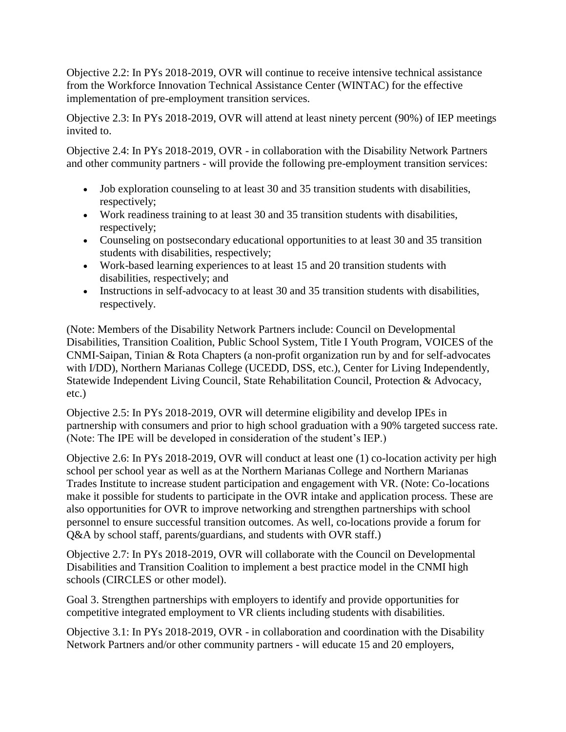Objective 2.2: In PYs 2018-2019, OVR will continue to receive intensive technical assistance from the Workforce Innovation Technical Assistance Center (WINTAC) for the effective implementation of pre-employment transition services.

Objective 2.3: In PYs 2018-2019, OVR will attend at least ninety percent (90%) of IEP meetings invited to.

Objective 2.4: In PYs 2018-2019, OVR - in collaboration with the Disability Network Partners and other community partners - will provide the following pre-employment transition services:

- Job exploration counseling to at least 30 and 35 transition students with disabilities, respectively;
- Work readiness training to at least 30 and 35 transition students with disabilities, respectively;
- Counseling on postsecondary educational opportunities to at least 30 and 35 transition students with disabilities, respectively;
- Work-based learning experiences to at least 15 and 20 transition students with disabilities, respectively; and
- Instructions in self-advocacy to at least 30 and 35 transition students with disabilities, respectively.

(Note: Members of the Disability Network Partners include: Council on Developmental Disabilities, Transition Coalition, Public School System, Title I Youth Program, VOICES of the CNMI-Saipan, Tinian & Rota Chapters (a non-profit organization run by and for self-advocates with I/DD), Northern Marianas College (UCEDD, DSS, etc.), Center for Living Independently, Statewide Independent Living Council, State Rehabilitation Council, Protection & Advocacy, etc.)

Objective 2.5: In PYs 2018-2019, OVR will determine eligibility and develop IPEs in partnership with consumers and prior to high school graduation with a 90% targeted success rate. (Note: The IPE will be developed in consideration of the student's IEP.)

Objective 2.6: In PYs 2018-2019, OVR will conduct at least one (1) co-location activity per high school per school year as well as at the Northern Marianas College and Northern Marianas Trades Institute to increase student participation and engagement with VR. (Note: Co-locations make it possible for students to participate in the OVR intake and application process. These are also opportunities for OVR to improve networking and strengthen partnerships with school personnel to ensure successful transition outcomes. As well, co-locations provide a forum for Q&A by school staff, parents/guardians, and students with OVR staff.)

Objective 2.7: In PYs 2018-2019, OVR will collaborate with the Council on Developmental Disabilities and Transition Coalition to implement a best practice model in the CNMI high schools (CIRCLES or other model).

Goal 3. Strengthen partnerships with employers to identify and provide opportunities for competitive integrated employment to VR clients including students with disabilities.

Objective 3.1: In PYs 2018-2019, OVR - in collaboration and coordination with the Disability Network Partners and/or other community partners - will educate 15 and 20 employers,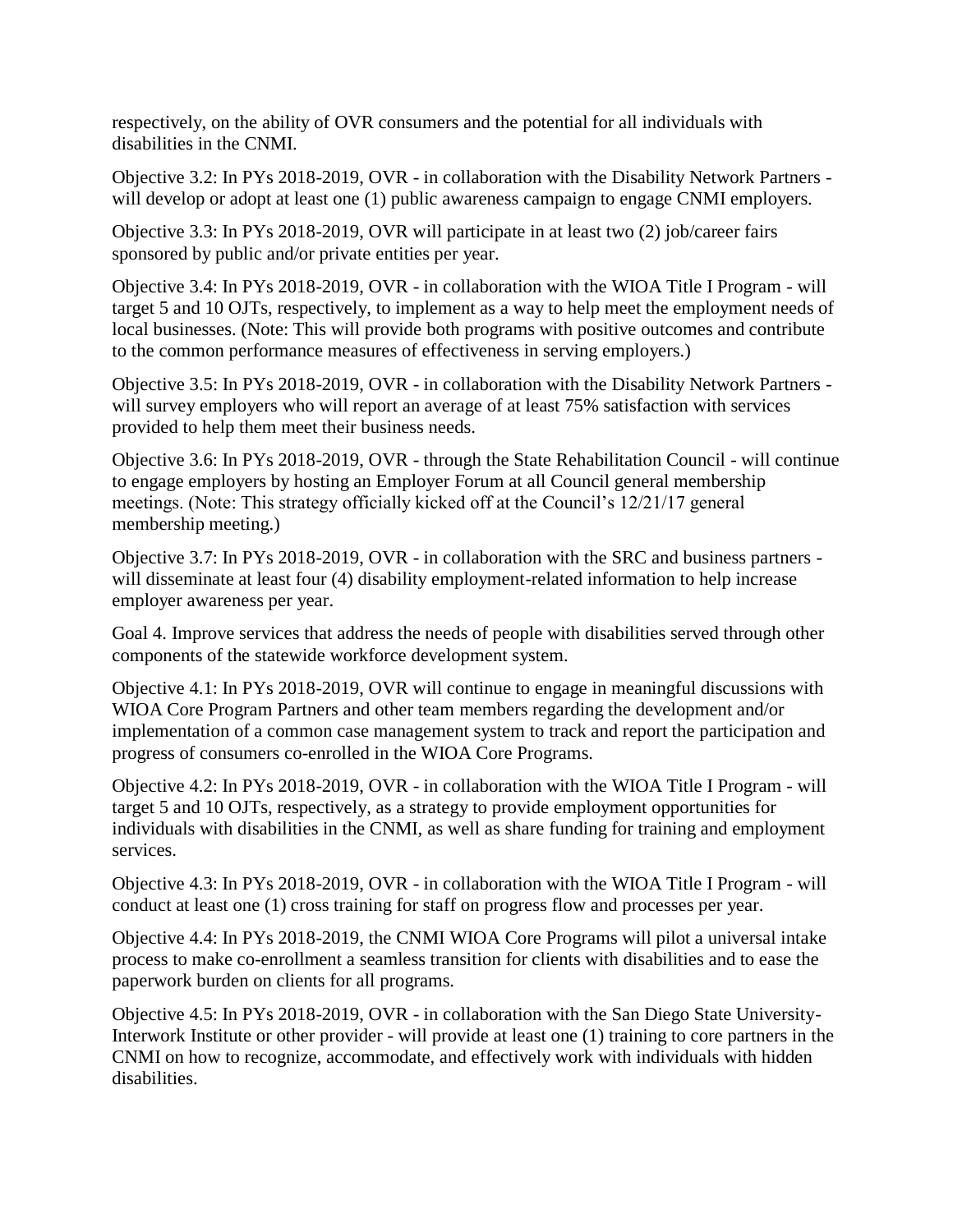respectively, on the ability of OVR consumers and the potential for all individuals with disabilities in the CNMI.

Objective 3.2: In PYs 2018-2019, OVR - in collaboration with the Disability Network Partners - will develop or adopt at least one (1) public awareness campaign to engage CNMI employers.

Objective 3.3: In PYs 2018-2019, OVR will participate in at least two (2) job/career fairs sponsored by public and/or private entities per year.

Objective 3.4: In PYs 2018-2019, OVR - in collaboration with the WIOA Title I Program - will target 5 and 10 OJTs, respectively, to implement as a way to help meet the employment needs of local businesses. (Note: This will provide both programs with positive outcomes and contribute to the common performance measures of effectiveness in serving employers.)

Objective 3.5: In PYs 2018-2019, OVR - in collaboration with the Disability Network Partners - will survey employers who will report an average of at least 75% satisfaction with services provided to help them meet their business needs.

Objective 3.6: In PYs 2018-2019, OVR - through the State Rehabilitation Council - will continue to engage employers by hosting an Employer Forum at all Council general membership meetings. (Note: This strategy officially kicked off at the Council's 12/21/17 general membership meeting.)

Objective 3.7: In PYs 2018-2019, OVR - in collaboration with the SRC and business partners - will disseminate at least four (4) disability employment-related information to help increase employer awareness per year.

Goal 4. Improve services that address the needs of people with disabilities served through other components of the statewide workforce development system.

Objective 4.1: In PYs 2018-2019, OVR will continue to engage in meaningful discussions with WIOA Core Program Partners and other team members regarding the development and/or implementation of a common case management system to track and report the participation and progress of consumers co-enrolled in the WIOA Core Programs.

Objective 4.2: In PYs 2018-2019, OVR - in collaboration with the WIOA Title I Program - will target 5 and 10 OJTs, respectively, as a strategy to provide employment opportunities for individuals with disabilities in the CNMI, as well as share funding for training and employment services.

Objective 4.3: In PYs 2018-2019, OVR - in collaboration with the WIOA Title I Program - will conduct at least one (1) cross training for staff on progress flow and processes per year.

Objective 4.4: In PYs 2018-2019, the CNMI WIOA Core Programs will pilot a universal intake process to make co-enrollment a seamless transition for clients with disabilities and to ease the paperwork burden on clients for all programs.

Objective 4.5: In PYs 2018-2019, OVR - in collaboration with the San Diego State University-Interwork Institute or other provider - will provide at least one (1) training to core partners in the CNMI on how to recognize, accommodate, and effectively work with individuals with hidden disabilities.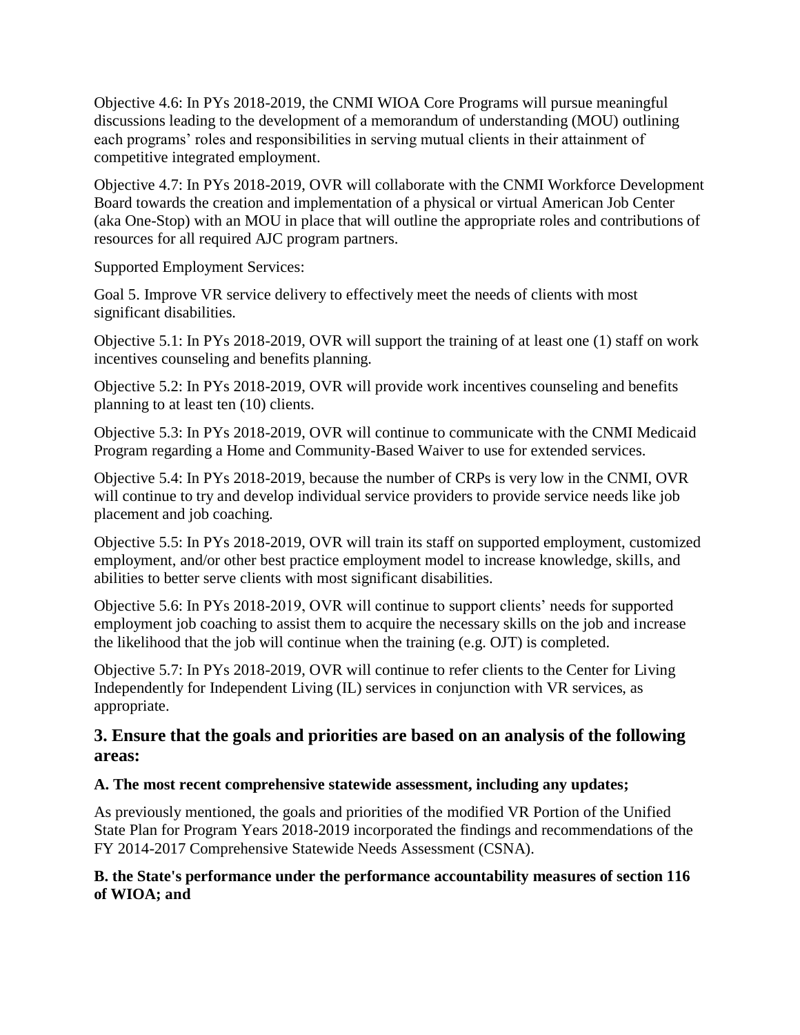Objective 4.6: In PYs 2018-2019, the CNMI WIOA Core Programs will pursue meaningful discussions leading to the development of a memorandum of understanding (MOU) outlining each programs' roles and responsibilities in serving mutual clients in their attainment of competitive integrated employment.

Objective 4.7: In PYs 2018-2019, OVR will collaborate with the CNMI Workforce Development Board towards the creation and implementation of a physical or virtual American Job Center (aka One-Stop) with an MOU in place that will outline the appropriate roles and contributions of resources for all required AJC program partners.

Supported Employment Services:

Goal 5. Improve VR service delivery to effectively meet the needs of clients with most significant disabilities.

Objective 5.1: In PYs 2018-2019, OVR will support the training of at least one (1) staff on work incentives counseling and benefits planning.

Objective 5.2: In PYs 2018-2019, OVR will provide work incentives counseling and benefits planning to at least ten (10) clients.

Objective 5.3: In PYs 2018-2019, OVR will continue to communicate with the CNMI Medicaid Program regarding a Home and Community-Based Waiver to use for extended services.

Objective 5.4: In PYs 2018-2019, because the number of CRPs is very low in the CNMI, OVR will continue to try and develop individual service providers to provide service needs like job placement and job coaching.

Objective 5.5: In PYs 2018-2019, OVR will train its staff on supported employment, customized employment, and/or other best practice employment model to increase knowledge, skills, and abilities to better serve clients with most significant disabilities.

Objective 5.6: In PYs 2018-2019, OVR will continue to support clients' needs for supported employment job coaching to assist them to acquire the necessary skills on the job and increase the likelihood that the job will continue when the training (e.g. OJT) is completed.

Objective 5.7: In PYs 2018-2019, OVR will continue to refer clients to the Center for Living Independently for Independent Living (IL) services in conjunction with VR services, as appropriate.

## 3. Ensure that the goals and priorities are based on an analysis of the following areas:

**A. The most recent comprehensive statewide assessment, including any updates;**

As previously mentioned, the goals and priorities of the modified VR Portion of the Unified State Plan for Program Years 2018-2019 incorporated the findings and recommendations of the FY 2014-2017 Comprehensive Statewide Needs Assessment (CSNA).

**B. the State's performance under the performance accountability measures of section 116 of WIOA; and**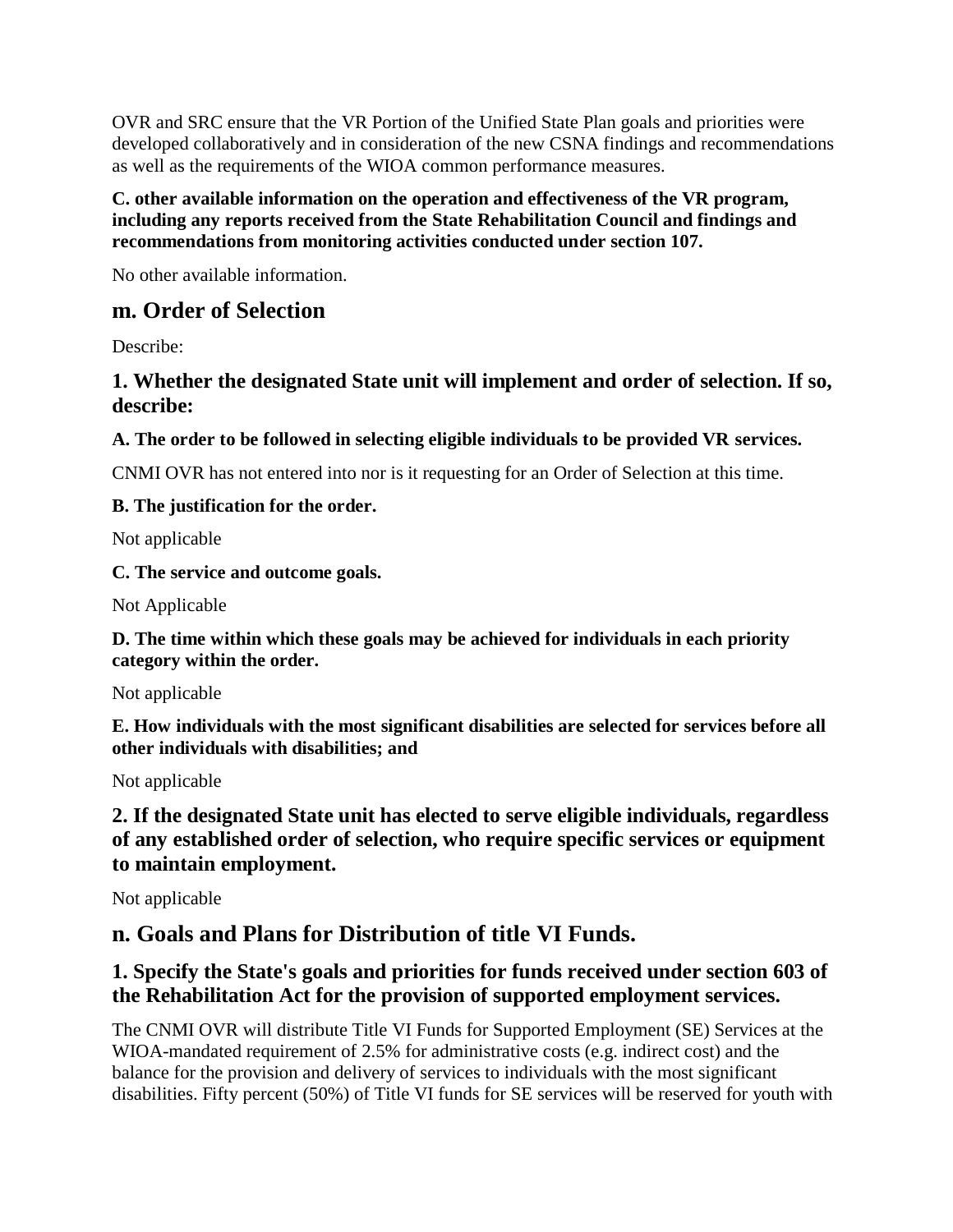OVR and SRC ensure that the VR Portion of the Unified State Plan goals and priorities were developed collaboratively and in consideration of the new CSNA findings and recommendations as well as the requirements of the WIOA common performance measures.

**C. other available information on the operation and effectiveness of the VR program, including any reports received from the State Rehabilitation Council and findings and recommendations from monitoring activities conducted under section 107.**

No other available information.

## m. Order of Selection

Describe:

### 1. Whether the designated State unit will implement and order of selection. If so, describe:

**A. The order to be followed in selecting eligible individuals to be provided VR services.**

CNMI OVR has not entered into nor is it requesting for an Order of Selection at this time.

**B. The justification for the order.**

Not applicable

**C. The service and outcome goals.**

Not Applicable

**D. The time within which these goals may be achieved for individuals in each priority category within the order.**

Not applicable

**E. How individuals with the most significant disabilities are selected for services before all other individuals with disabilities; and**

Not applicable

### 2. If the designated State unit has elected to serve eligible individuals, regardless of any established order of selection, who require specific services or equipment to maintain employment.

Not applicable

## n. Goals and Plans for Distribution of title VI Funds.

### 1. Specify the State's goals and priorities for funds received under section 603 of the Rehabilitation Act for the provision of supported employment services.

The CNMI OVR will distribute Title VI Funds for Supported Employment (SE) Services at the WIOA-mandated requirement of 2.5% for administrative costs (e.g. indirect cost) and the balance for the provision and delivery of services to individuals with the most significant disabilities. Fifty percent (50%) of Title VI funds for SE services will be reserved for youth with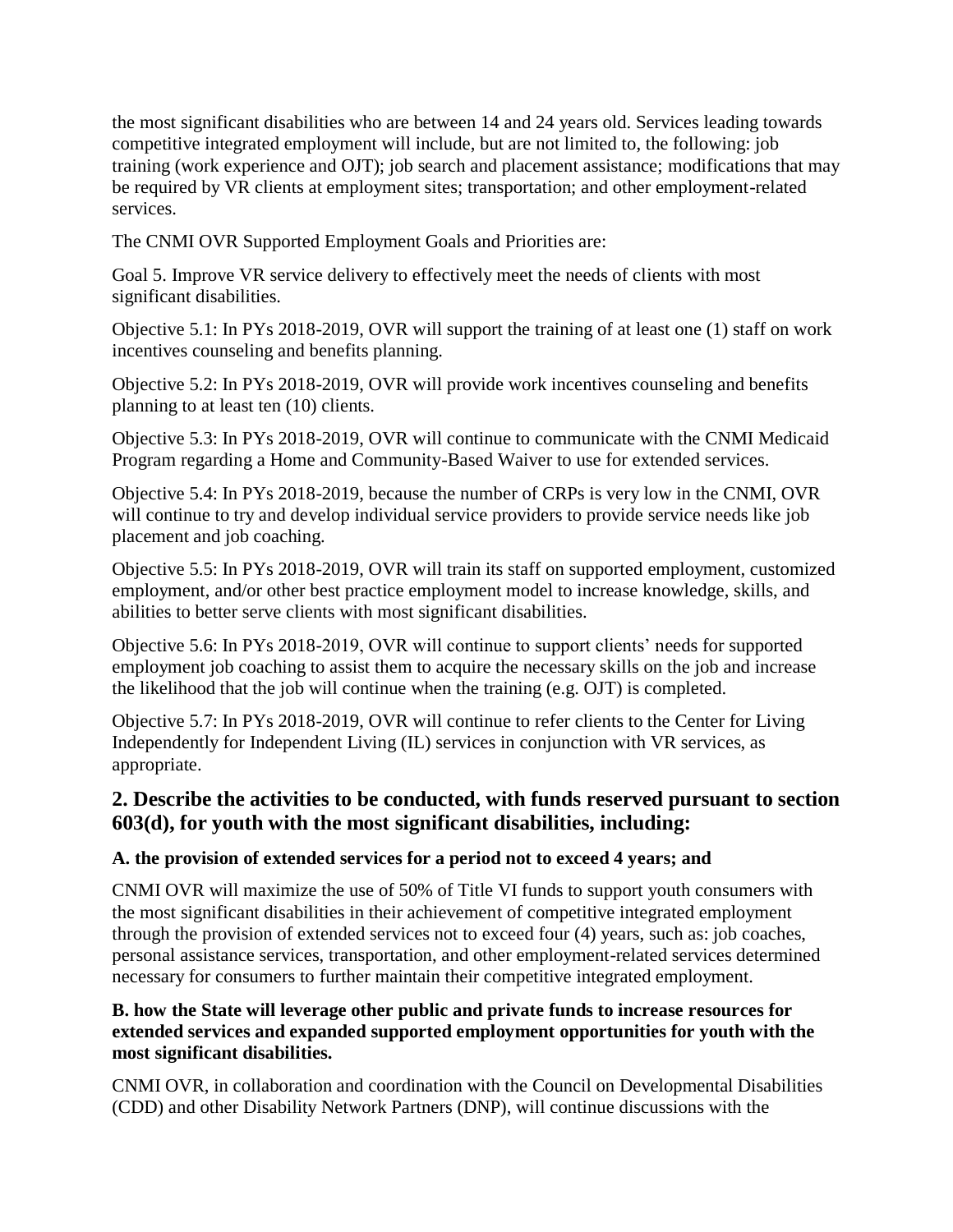the most significant disabilities who are between 14 and 24 years old. Services leading towards competitive integrated employment will include, but are not limited to, the following: job training (work experience and OJT); job search and placement assistance; modifications that may be required by VR clients at employment sites; transportation; and other employment-related services.

The CNMI OVR Supported Employment Goals and Priorities are:

Goal 5. Improve VR service delivery to effectively meet the needs of clients with most significant disabilities.

Objective 5.1: In PYs 2018-2019, OVR will support the training of at least one (1) staff on work incentives counseling and benefits planning.

Objective 5.2: In PYs 2018-2019, OVR will provide work incentives counseling and benefits planning to at least ten (10) clients.

Objective 5.3: In PYs 2018-2019, OVR will continue to communicate with the CNMI Medicaid Program regarding a Home and Community-Based Waiver to use for extended services.

Objective 5.4: In PYs 2018-2019, because the number of CRPs is very low in the CNMI, OVR will continue to try and develop individual service providers to provide service needs like job placement and job coaching.

Objective 5.5: In PYs 2018-2019, OVR will train its staff on supported employment, customized employment, and/or other best practice employment model to increase knowledge, skills, and abilities to better serve clients with most significant disabilities.

Objective 5.6: In PYs 2018-2019, OVR will continue to support clients' needs for supported employment job coaching to assist them to acquire the necessary skills on the job and increase the likelihood that the job will continue when the training (e.g. OJT) is completed.

Objective 5.7: In PYs 2018-2019, OVR will continue to refer clients to the Center for Living Independently for Independent Living (IL) services in conjunction with VR services, as appropriate.

## 2. Describe the activities to be conducted, with funds reserved pursuant to section 603(d), for youth with the most significant disabilities, including:

### A. the provision of extended services for a period not to exceed 4 years; and

CNMI OVR will maximize the use of 50% of Title VI funds to support youth consumers with the most significant disabilities in their achievement of competitive integrated employment through the provision of extended services not to exceed four (4) years, such as: job coaches, personal assistance services, transportation, and other employment-related services determined necessary for consumers to further maintain their competitive integrated employment.

### B. how the State will leverage other public and private funds to increase resources for extended services and expanded supported employment opportunities for youth with the most significant disabilities.

CNMI OVR, in collaboration and coordination with the Council on Developmental Disabilities (CDD) and other Disability Network Partners (DNP), will continue discussions with the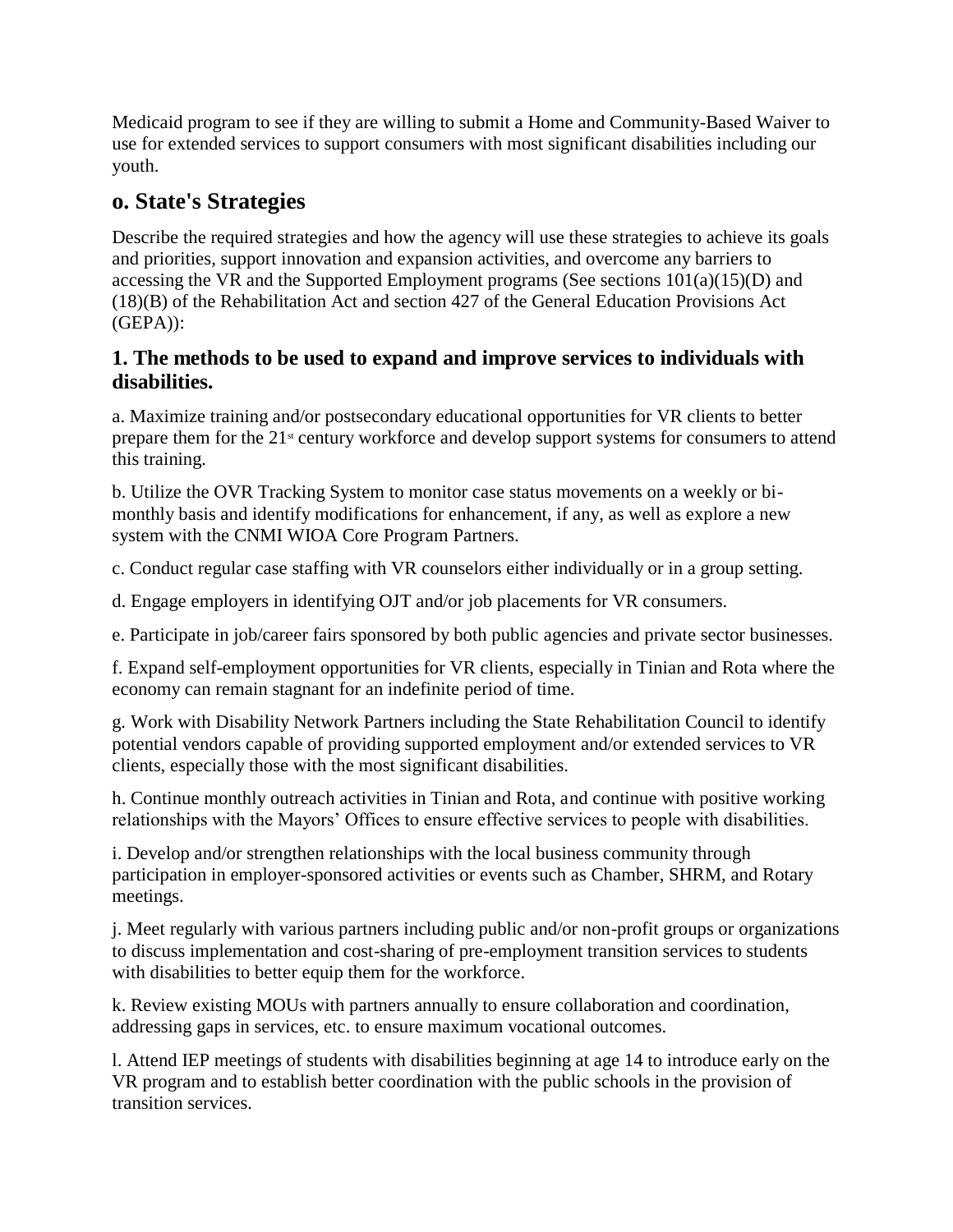Medicaid program to see if they are willing to submit a Home and Community-Based Waiver to use for extended services to support consumers with most significant disabilities including our youth.

## o. State's Strategies

Describe the required strategies and how the agency will use these strategies to achieve its goals and priorities, support innovation and expansion activities, and overcome any barriers to accessing the VR and the Supported Employment programs (See sections 101(a)(15)(D) and (18)(B) of the Rehabilitation Act and section 427 of the General Education Provisions Act (GEPA)):

### 1. The methods to be used to expand and improve services to individuals with disabilities.

a. Maximize training and/or postsecondary educational opportunities for VR clients to better prepare them for the 21st century workforce and develop support systems for consumers to attend this training.

b. Utilize the OVR Tracking System to monitor case status movements on a weekly or bi-monthly basis and identify modifications for enhancement, if any, as well as explore a new system with the CNMI WIOA Core Program Partners.

c. Conduct regular case staffing with VR counselors either individually or in a group setting.

d. Engage employers in identifying OJT and/or job placements for VR consumers.

e. Participate in job/career fairs sponsored by both public agencies and private sector businesses.

f. Expand self-employment opportunities for VR clients, especially in Tinian and Rota where the economy can remain stagnant for an indefinite period of time.

g. Work with Disability Network Partners including the State Rehabilitation Council to identify potential vendors capable of providing supported employment and/or extended services to VR clients, especially those with the most significant disabilities.

h. Continue monthly outreach activities in Tinian and Rota, and continue with positive working relationships with the Mayors' Offices to ensure effective services to people with disabilities.

i. Develop and/or strengthen relationships with the local business community through participation in employer-sponsored activities or events such as Chamber, SHRM, and Rotary meetings.

j. Meet regularly with various partners including public and/or non-profit groups or organizations to discuss implementation and cost-sharing of pre-employment transition services to students with disabilities to better equip them for the workforce.

k. Review existing MOUs with partners annually to ensure collaboration and coordination, addressing gaps in services, etc. to ensure maximum vocational outcomes.

l. Attend IEP meetings of students with disabilities beginning at age 14 to introduce early on the VR program and to establish better coordination with the public schools in the provision of transition services.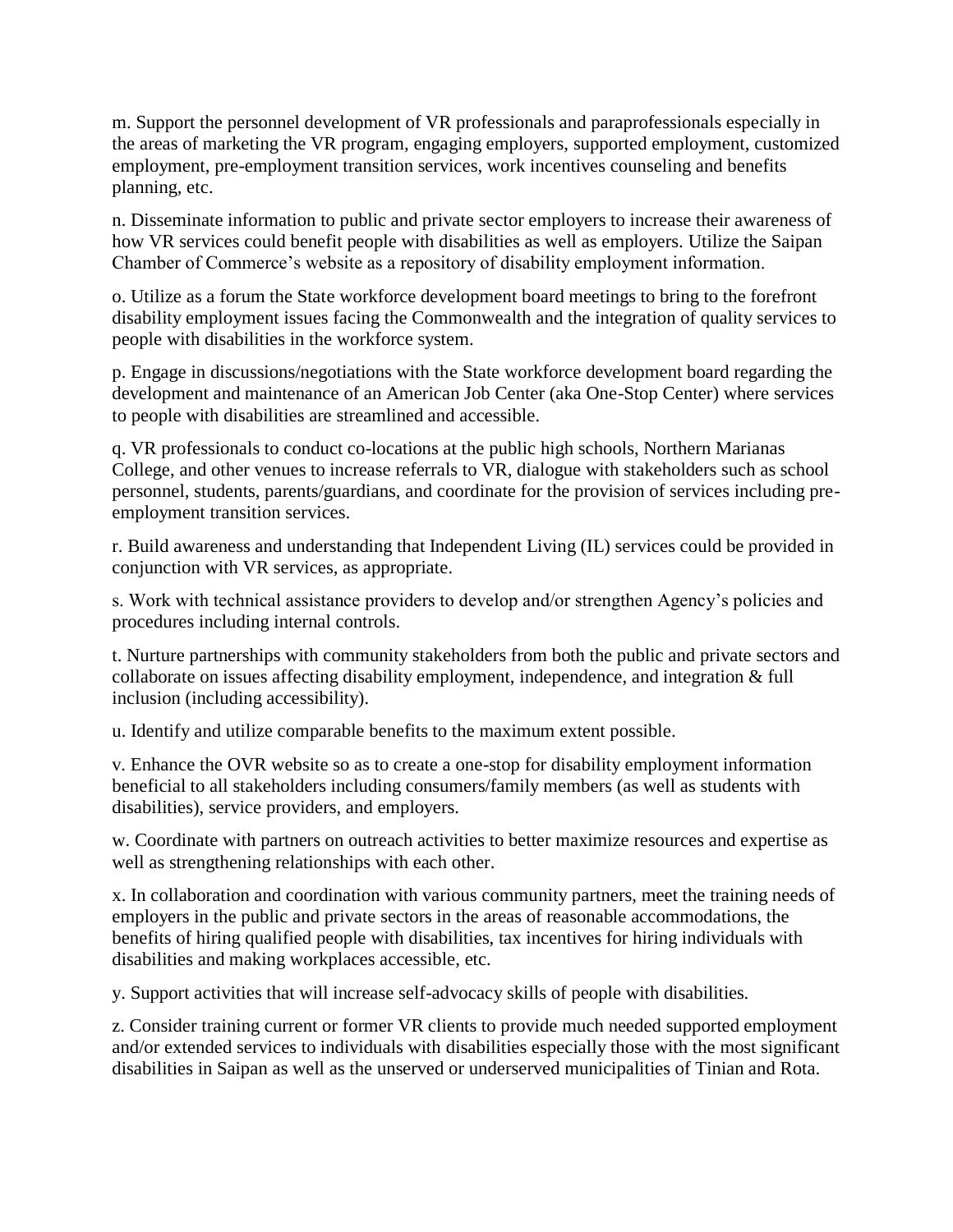m. Support the personnel development of VR professionals and paraprofessionals especially in the areas of marketing the VR program, engaging employers, supported employment, customized employment, pre-employment transition services, work incentives counseling and benefits planning, etc.

n. Disseminate information to public and private sector employers to increase their awareness of how VR services could benefit people with disabilities as well as employers. Utilize the Saipan Chamber of Commerce's website as a repository of disability employment information.

o. Utilize as a forum the State workforce development board meetings to bring to the forefront disability employment issues facing the Commonwealth and the integration of quality services to people with disabilities in the workforce system.

p. Engage in discussions/negotiations with the State workforce development board regarding the development and maintenance of an American Job Center (aka One-Stop Center) where services to people with disabilities are streamlined and accessible.

q. VR professionals to conduct co-locations at the public high schools, Northern Marianas College, and other venues to increase referrals to VR, dialogue with stakeholders such as school personnel, students, parents/guardians, and coordinate for the provision of services including pre-employment transition services.

r. Build awareness and understanding that Independent Living (IL) services could be provided in conjunction with VR services, as appropriate.

s. Work with technical assistance providers to develop and/or strengthen Agency's policies and procedures including internal controls.

t. Nurture partnerships with community stakeholders from both the public and private sectors and collaborate on issues affecting disability employment, independence, and integration & full inclusion (including accessibility).

u. Identify and utilize comparable benefits to the maximum extent possible.

v. Enhance the OVR website so as to create a one-stop for disability employment information beneficial to all stakeholders including consumers/family members (as well as students with disabilities), service providers, and employers.

w. Coordinate with partners on outreach activities to better maximize resources and expertise as well as strengthening relationships with each other.

x. In collaboration and coordination with various community partners, meet the training needs of employers in the public and private sectors in the areas of reasonable accommodations, the benefits of hiring qualified people with disabilities, tax incentives for hiring individuals with disabilities and making workplaces accessible, etc.

y. Support activities that will increase self-advocacy skills of people with disabilities.

z. Consider training current or former VR clients to provide much needed supported employment and/or extended services to individuals with disabilities especially those with the most significant disabilities in Saipan as well as the unserved or underserved municipalities of Tinian and Rota.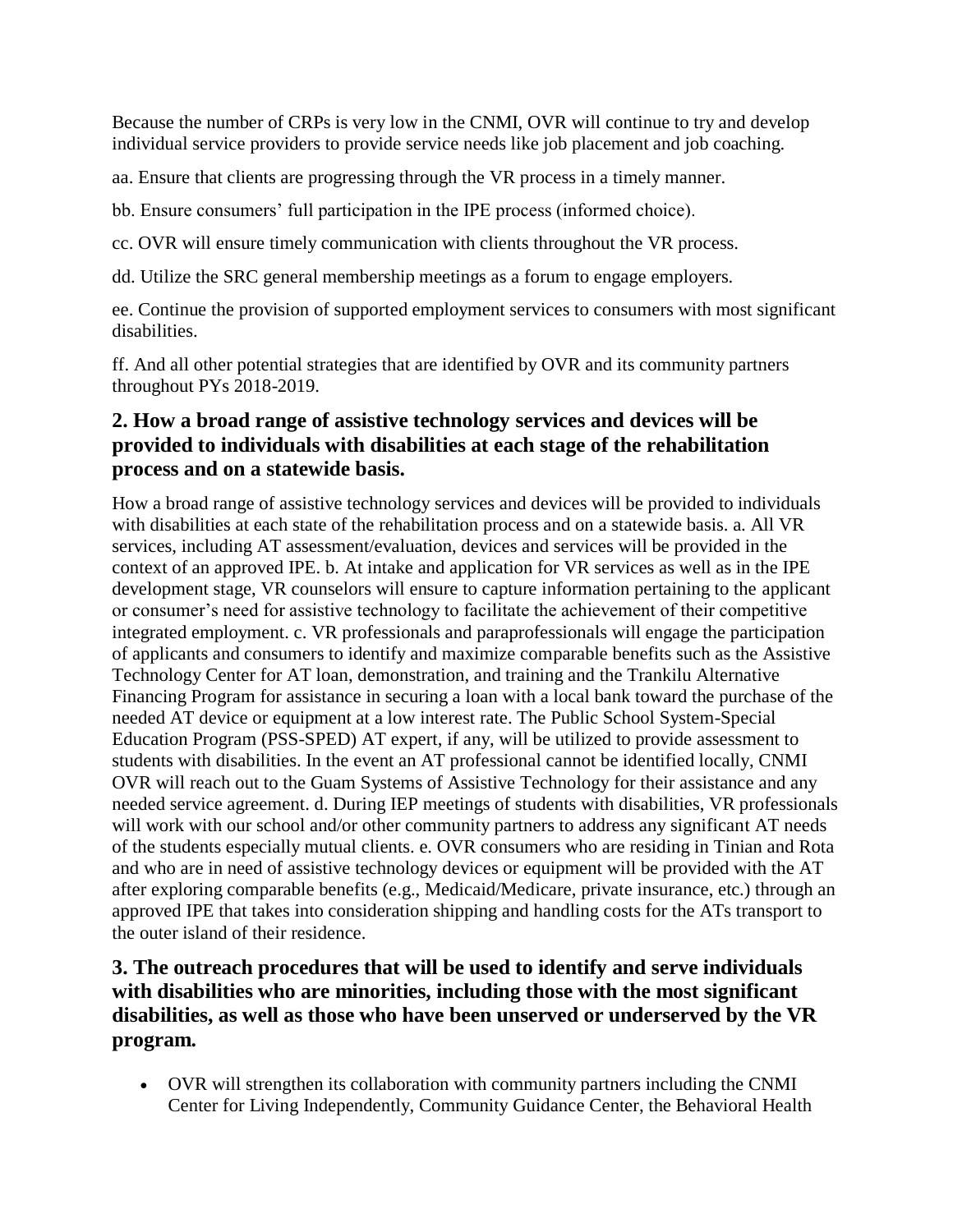Because the number of CRPs is very low in the CNMI, OVR will continue to try and develop individual service providers to provide service needs like job placement and job coaching.

aa. Ensure that clients are progressing through the VR process in a timely manner.

bb. Ensure consumers' full participation in the IPE process (informed choice).

cc. OVR will ensure timely communication with clients throughout the VR process.

dd. Utilize the SRC general membership meetings as a forum to engage employers.

ee. Continue the provision of supported employment services to consumers with most significant disabilities.

ff. And all other potential strategies that are identified by OVR and its community partners throughout PYs 2018-2019.

## 2. How a broad range of assistive technology services and devices will be provided to individuals with disabilities at each stage of the rehabilitation process and on a statewide basis.

How a broad range of assistive technology services and devices will be provided to individuals with disabilities at each state of the rehabilitation process and on a statewide basis. a. All VR services, including AT assessment/evaluation, devices and services will be provided in the context of an approved IPE. b. At intake and application for VR services as well as in the IPE development stage, VR counselors will ensure to capture information pertaining to the applicant or consumer's need for assistive technology to facilitate the achievement of their competitive integrated employment. c. VR professionals and paraprofessionals will engage the participation of applicants and consumers to identify and maximize comparable benefits such as the Assistive Technology Center for AT loan, demonstration, and training and the Trankilu Alternative Financing Program for assistance in securing a loan with a local bank toward the purchase of the needed AT device or equipment at a low interest rate. The Public School System-Special Education Program (PSS-SPED) AT expert, if any, will be utilized to provide assessment to students with disabilities. In the event an AT professional cannot be identified locally, CNMI OVR will reach out to the Guam Systems of Assistive Technology for their assistance and any needed service agreement. d. During IEP meetings of students with disabilities, VR professionals will work with our school and/or other community partners to address any significant AT needs of the students especially mutual clients. e. OVR consumers who are residing in Tinian and Rota and who are in need of assistive technology devices or equipment will be provided with the AT after exploring comparable benefits (e.g., Medicaid/Medicare, private insurance, etc.) through an approved IPE that takes into consideration shipping and handling costs for the ATs transport to the outer island of their residence.

## 3. The outreach procedures that will be used to identify and serve individuals with disabilities who are minorities, including those with the most significant disabilities, as well as those who have been unserved or underserved by the VR program.

- OVR will strengthen its collaboration with community partners including the CNMI Center for Living Independently, Community Guidance Center, the Behavioral Health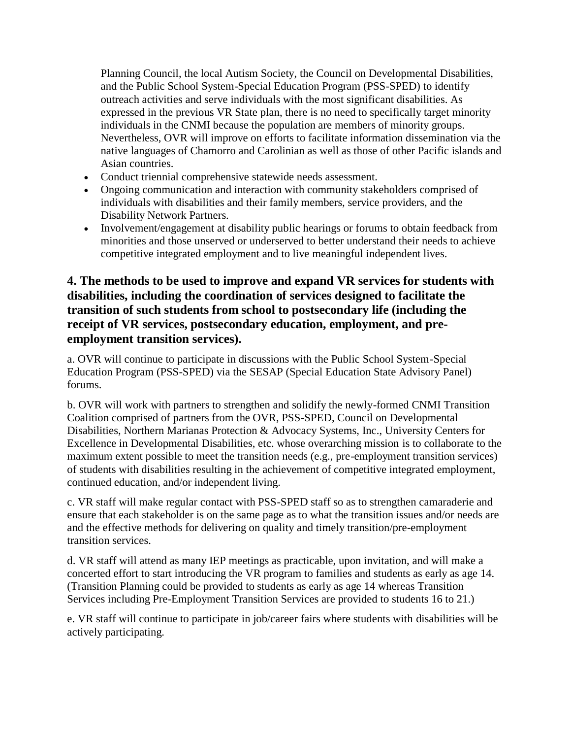Planning Council, the local Autism Society, the Council on Developmental Disabilities, and the Public School System-Special Education Program (PSS-SPED) to identify outreach activities and serve individuals with the most significant disabilities. As expressed in the previous VR State plan, there is no need to specifically target minority individuals in the CNMI because the population are members of minority groups. Nevertheless, OVR will improve on efforts to facilitate information dissemination via the native languages of Chamorro and Carolinian as well as those of other Pacific islands and Asian countries.

- Conduct triennial comprehensive statewide needs assessment.
- Ongoing communication and interaction with community stakeholders comprised of individuals with disabilities and their family members, service providers, and the Disability Network Partners.
- Involvement/engagement at disability public hearings or forums to obtain feedback from minorities and those unserved or underserved to better understand their needs to achieve competitive integrated employment and to live meaningful independent lives.

### 4. The methods to be used to improve and expand VR services for students with disabilities, including the coordination of services designed to facilitate the transition of such students from school to postsecondary life (including the receipt of VR services, postsecondary education, employment, and pre-employment transition services).

a. OVR will continue to participate in discussions with the Public School System-Special Education Program (PSS-SPED) via the SESAP (Special Education State Advisory Panel) forums.

b. OVR will work with partners to strengthen and solidify the newly-formed CNMI Transition Coalition comprised of partners from the OVR, PSS-SPED, Council on Developmental Disabilities, Northern Marianas Protection & Advocacy Systems, Inc., University Centers for Excellence in Developmental Disabilities, etc. whose overarching mission is to collaborate to the maximum extent possible to meet the transition needs (e.g., pre-employment transition services) of students with disabilities resulting in the achievement of competitive integrated employment, continued education, and/or independent living.

c. VR staff will make regular contact with PSS-SPED staff so as to strengthen camaraderie and ensure that each stakeholder is on the same page as to what the transition issues and/or needs are and the effective methods for delivering on quality and timely transition/pre-employment transition services.

d. VR staff will attend as many IEP meetings as practicable, upon invitation, and will make a concerted effort to start introducing the VR program to families and students as early as age 14. (Transition Planning could be provided to students as early as age 14 whereas Transition Services including Pre-Employment Transition Services are provided to students 16 to 21.)

e. VR staff will continue to participate in job/career fairs where students with disabilities will be actively participating.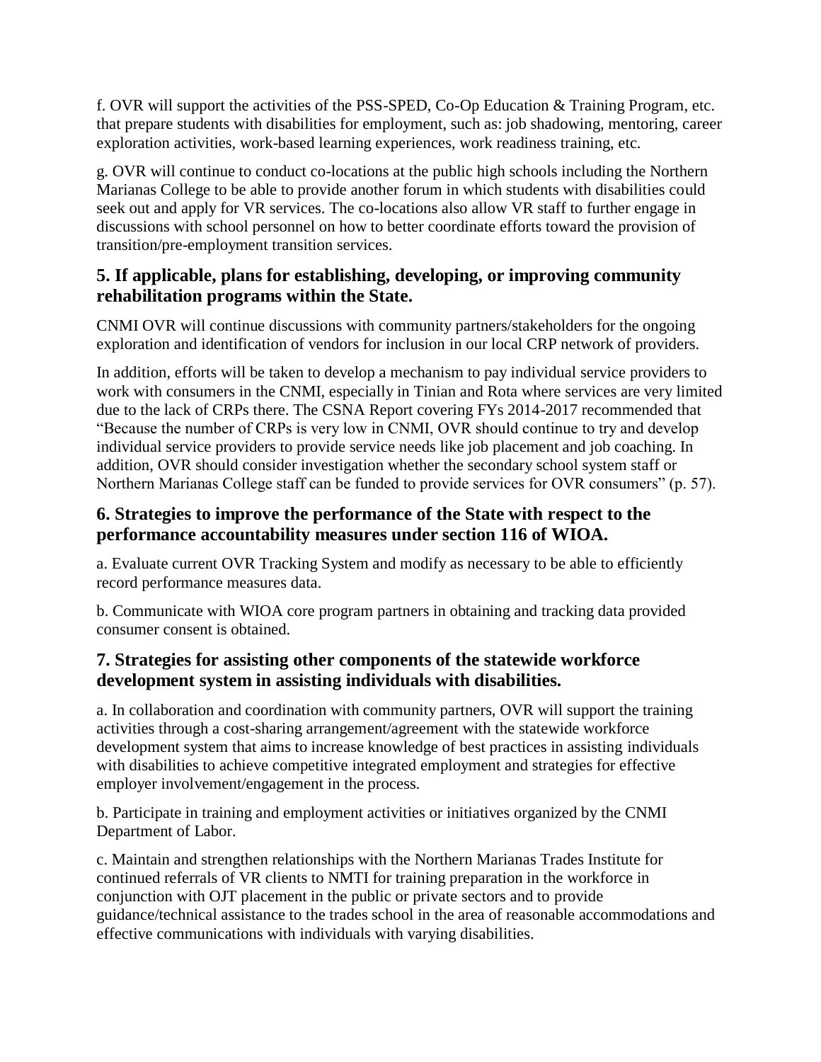f. OVR will support the activities of the PSS-SPED, Co-Op Education & Training Program, etc. that prepare students with disabilities for employment, such as: job shadowing, mentoring, career exploration activities, work-based learning experiences, work readiness training, etc.

g. OVR will continue to conduct co-locations at the public high schools including the Northern Marianas College to be able to provide another forum in which students with disabilities could seek out and apply for VR services. The co-locations also allow VR staff to further engage in discussions with school personnel on how to better coordinate efforts toward the provision of transition/pre-employment transition services.

### 5. If applicable, plans for establishing, developing, or improving community rehabilitation programs within the State.

CNMI OVR will continue discussions with community partners/stakeholders for the ongoing exploration and identification of vendors for inclusion in our local CRP network of providers.

In addition, efforts will be taken to develop a mechanism to pay individual service providers to work with consumers in the CNMI, especially in Tinian and Rota where services are very limited due to the lack of CRPs there. The CSNA Report covering FYs 2014-2017 recommended that "Because the number of CRPs is very low in CNMI, OVR should continue to try and develop individual service providers to provide service needs like job placement and job coaching. In addition, OVR should consider investigation whether the secondary school system staff or Northern Marianas College staff can be funded to provide services for OVR consumers" (p. 57).

### 6. Strategies to improve the performance of the State with respect to the performance accountability measures under section 116 of WIOA.

a. Evaluate current OVR Tracking System and modify as necessary to be able to efficiently record performance measures data.

b. Communicate with WIOA core program partners in obtaining and tracking data provided consumer consent is obtained.

### 7. Strategies for assisting other components of the statewide workforce development system in assisting individuals with disabilities.

a. In collaboration and coordination with community partners, OVR will support the training activities through a cost-sharing arrangement/agreement with the statewide workforce development system that aims to increase knowledge of best practices in assisting individuals with disabilities to achieve competitive integrated employment and strategies for effective employer involvement/engagement in the process.

b. Participate in training and employment activities or initiatives organized by the CNMI Department of Labor.

c. Maintain and strengthen relationships with the Northern Marianas Trades Institute for continued referrals of VR clients to NMTI for training preparation in the workforce in conjunction with OJT placement in the public or private sectors and to provide guidance/technical assistance to the trades school in the area of reasonable accommodations and effective communications with individuals with varying disabilities.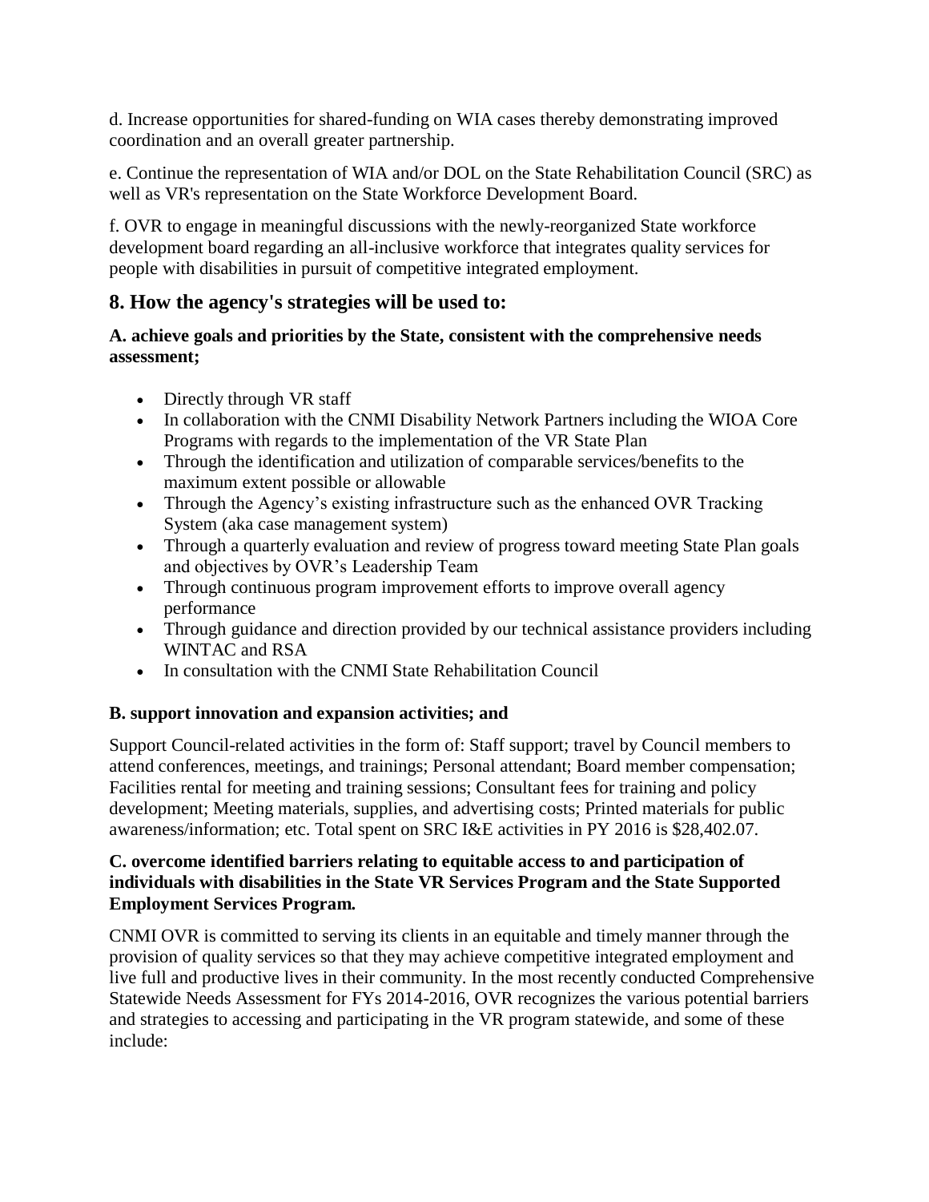d. Increase opportunities for shared-funding on WIA cases thereby demonstrating improved coordination and an overall greater partnership.

e. Continue the representation of WIA and/or DOL on the State Rehabilitation Council (SRC) as well as VR's representation on the State Workforce Development Board.

f. OVR to engage in meaningful discussions with the newly-reorganized State workforce development board regarding an all-inclusive workforce that integrates quality services for people with disabilities in pursuit of competitive integrated employment.

## 8. How the agency's strategies will be used to:

### A. achieve goals and priorities by the State, consistent with the comprehensive needs assessment;

- Directly through VR staff
- In collaboration with the CNMI Disability Network Partners including the WIOA Core Programs with regards to the implementation of the VR State Plan
- Through the identification and utilization of comparable services/benefits to the maximum extent possible or allowable
- Through the Agency's existing infrastructure such as the enhanced OVR Tracking System (aka case management system)
- Through a quarterly evaluation and review of progress toward meeting State Plan goals and objectives by OVR's Leadership Team
- Through continuous program improvement efforts to improve overall agency performance
- Through guidance and direction provided by our technical assistance providers including WINTAC and RSA
- In consultation with the CNMI State Rehabilitation Council

### B. support innovation and expansion activities; and

Support Council-related activities in the form of: Staff support; travel by Council members to attend conferences, meetings, and trainings; Personal attendant; Board member compensation; Facilities rental for meeting and training sessions; Consultant fees for training and policy development; Meeting materials, supplies, and advertising costs; Printed materials for public awareness/information; etc. Total spent on SRC I&E activities in PY 2016 is $28,402.07.

### C. overcome identified barriers relating to equitable access to and participation of individuals with disabilities in the State VR Services Program and the State Supported Employment Services Program.

CNMI OVR is committed to serving its clients in an equitable and timely manner through the provision of quality services so that they may achieve competitive integrated employment and live full and productive lives in their community. In the most recently conducted Comprehensive Statewide Needs Assessment for FYs 2014-2016, OVR recognizes the various potential barriers and strategies to accessing and participating in the VR program statewide, and some of these include: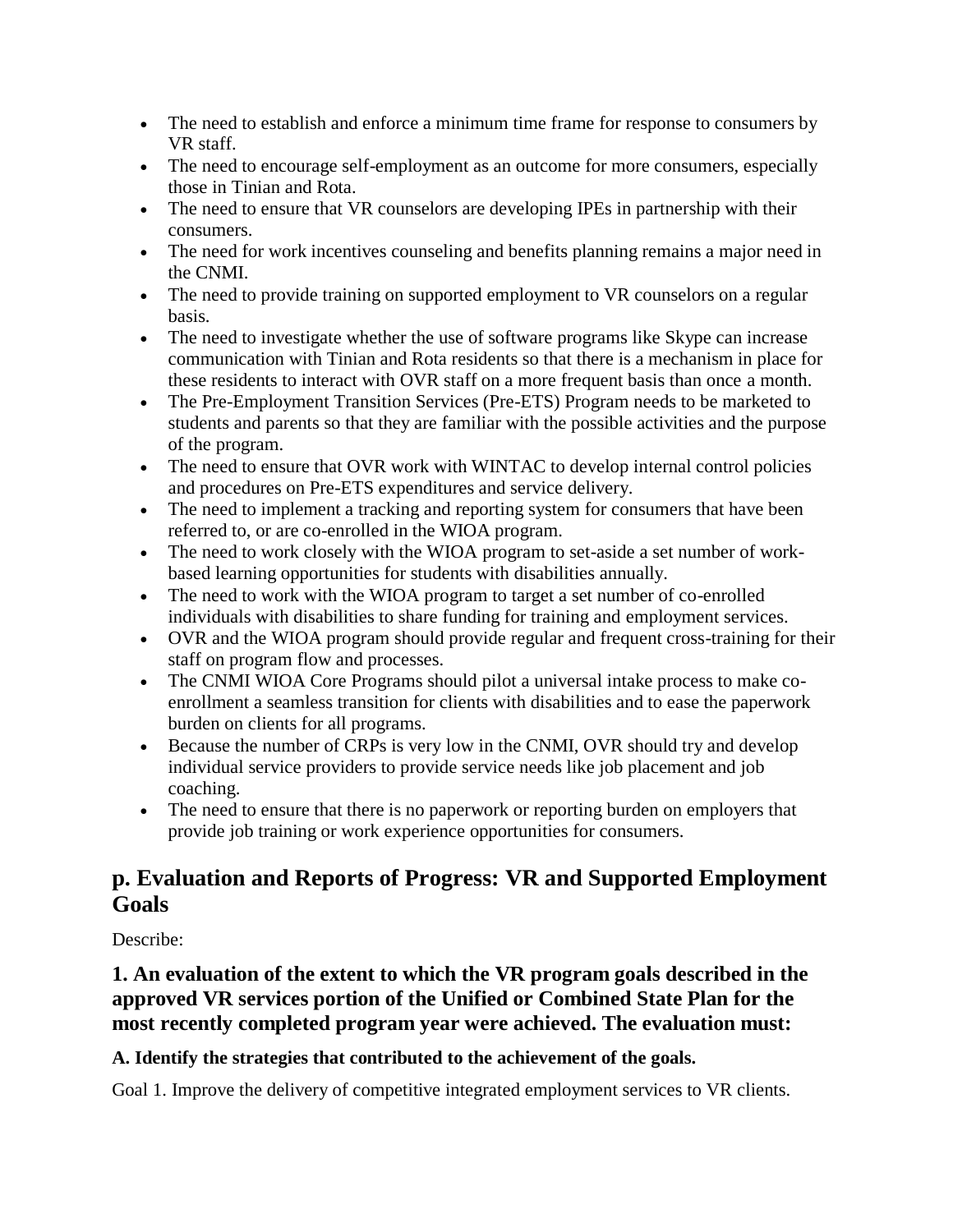- The need to establish and enforce a minimum time frame for response to consumers by VR staff.
- The need to encourage self-employment as an outcome for more consumers, especially those in Tinian and Rota.
- The need to ensure that VR counselors are developing IPEs in partnership with their consumers.
- The need for work incentives counseling and benefits planning remains a major need in the CNMI.
- The need to provide training on supported employment to VR counselors on a regular basis.
- The need to investigate whether the use of software programs like Skype can increase communication with Tinian and Rota residents so that there is a mechanism in place for these residents to interact with OVR staff on a more frequent basis than once a month.
- The Pre-Employment Transition Services (Pre-ETS) Program needs to be marketed to students and parents so that they are familiar with the possible activities and the purpose of the program.
- The need to ensure that OVR work with WINTAC to develop internal control policies and procedures on Pre-ETS expenditures and service delivery.
- The need to implement a tracking and reporting system for consumers that have been referred to, or are co-enrolled in the WIOA program.
- The need to work closely with the WIOA program to set-aside a set number of work-based learning opportunities for students with disabilities annually.
- The need to work with the WIOA program to target a set number of co-enrolled individuals with disabilities to share funding for training and employment services.
- OVR and the WIOA program should provide regular and frequent cross-training for their staff on program flow and processes.
- The CNMI WIOA Core Programs should pilot a universal intake process to make co-enrollment a seamless transition for clients with disabilities and to ease the paperwork burden on clients for all programs.
- Because the number of CRPs is very low in the CNMI, OVR should try and develop individual service providers to provide service needs like job placement and job coaching.
- The need to ensure that there is no paperwork or reporting burden on employers that provide job training or work experience opportunities for consumers.

## p. Evaluation and Reports of Progress: VR and Supported Employment Goals

Describe:

### 1. An evaluation of the extent to which the VR program goals described in the approved VR services portion of the Unified or Combined State Plan for the most recently completed program year were achieved. The evaluation must:

#### A. Identify the strategies that contributed to the achievement of the goals.

Goal 1. Improve the delivery of competitive integrated employment services to VR clients.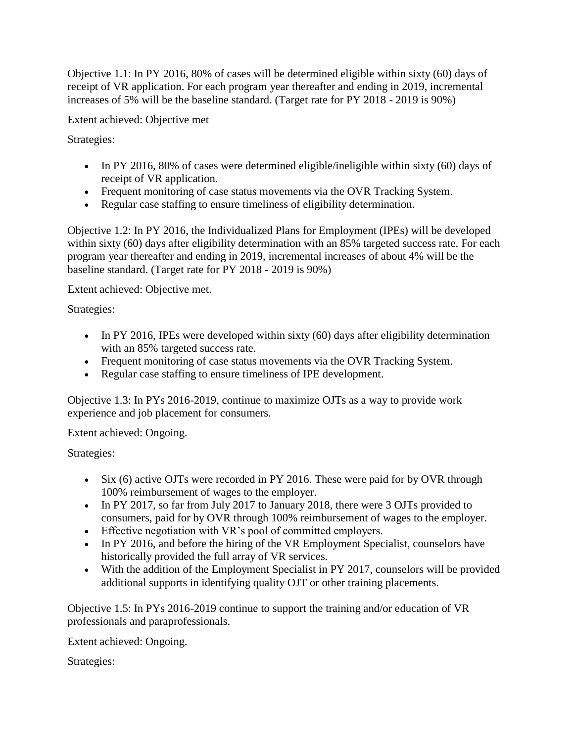Objective 1.1: In PY 2016, 80% of cases will be determined eligible within sixty (60) days of receipt of VR application. For each program year thereafter and ending in 2019, incremental increases of 5% will be the baseline standard. (Target rate for PY 2018 - 2019 is 90%)

Extent achieved: Objective met

Strategies:

- In PY 2016, 80% of cases were determined eligible/ineligible within sixty (60) days of receipt of VR application.
- Frequent monitoring of case status movements via the OVR Tracking System.
- Regular case staffing to ensure timeliness of eligibility determination.

Objective 1.2: In PY 2016, the Individualized Plans for Employment (IPEs) will be developed within sixty (60) days after eligibility determination with an 85% targeted success rate. For each program year thereafter and ending in 2019, incremental increases of about 4% will be the baseline standard. (Target rate for PY 2018 - 2019 is 90%)

Extent achieved: Objective met.

Strategies:

- In PY 2016, IPEs were developed within sixty (60) days after eligibility determination with an 85% targeted success rate.
- Frequent monitoring of case status movements via the OVR Tracking System.
- Regular case staffing to ensure timeliness of IPE development.

Objective 1.3: In PYs 2016-2019, continue to maximize OJTs as a way to provide work experience and job placement for consumers.

Extent achieved: Ongoing.

Strategies:

- Six (6) active OJTs were recorded in PY 2016. These were paid for by OVR through 100% reimbursement of wages to the employer.
- In PY 2017, so far from July 2017 to January 2018, there were 3 OJTs provided to consumers, paid for by OVR through 100% reimbursement of wages to the employer.
- Effective negotiation with VR's pool of committed employers.
- In PY 2016, and before the hiring of the VR Employment Specialist, counselors have historically provided the full array of VR services.
- With the addition of the Employment Specialist in PY 2017, counselors will be provided additional supports in identifying quality OJT or other training placements.

Objective 1.5: In PYs 2016-2019 continue to support the training and/or education of VR professionals and paraprofessionals.

Extent achieved: Ongoing.

Strategies: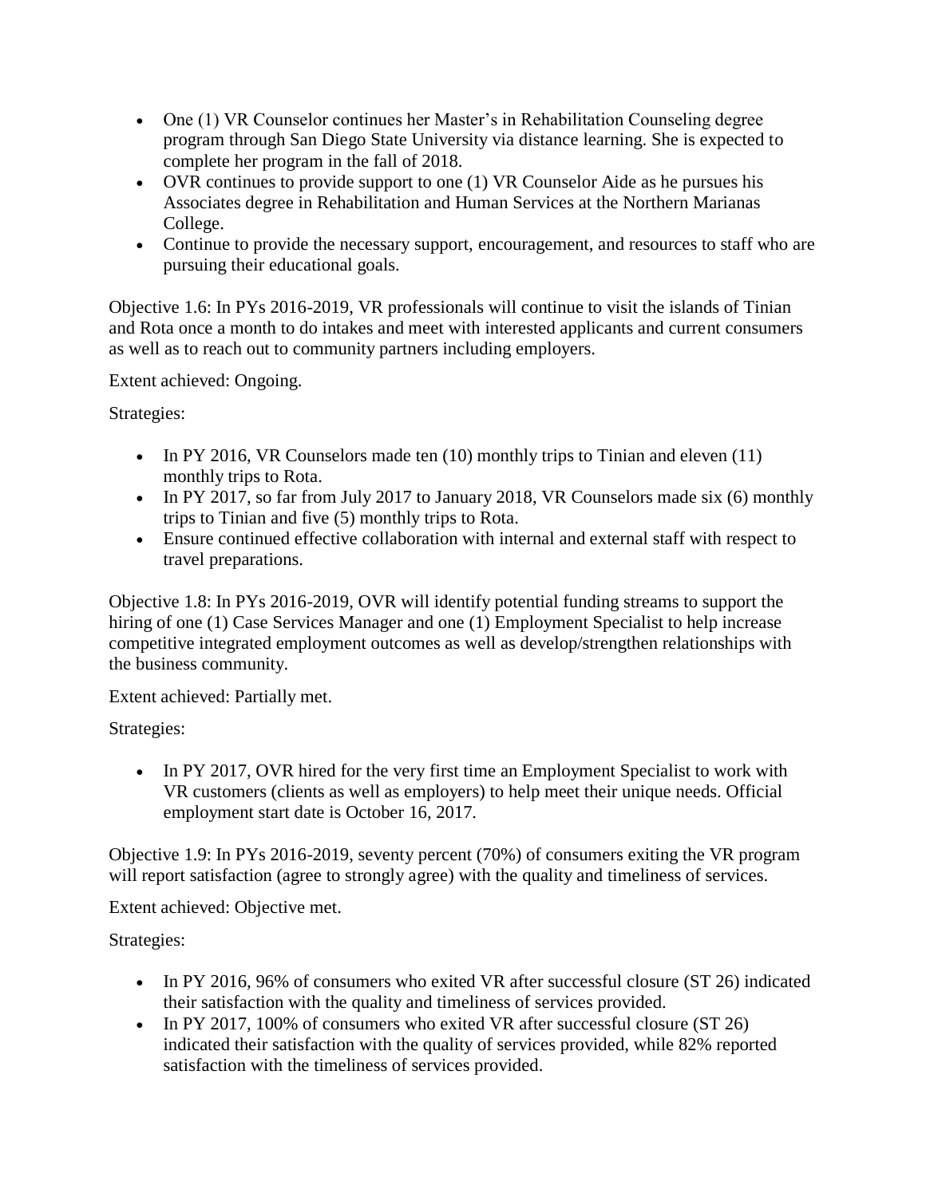- One (1) VR Counselor continues her Master's in Rehabilitation Counseling degree program through San Diego State University via distance learning. She is expected to complete her program in the fall of 2018.
- OVR continues to provide support to one (1) VR Counselor Aide as he pursues his Associates degree in Rehabilitation and Human Services at the Northern Marianas College.
- Continue to provide the necessary support, encouragement, and resources to staff who are pursuing their educational goals.

Objective 1.6: In PYs 2016-2019, VR professionals will continue to visit the islands of Tinian and Rota once a month to do intakes and meet with interested applicants and current consumers as well as to reach out to community partners including employers.

Extent achieved: Ongoing.

Strategies:

- In PY 2016, VR Counselors made ten (10) monthly trips to Tinian and eleven (11) monthly trips to Rota.
- In PY 2017, so far from July 2017 to January 2018, VR Counselors made six (6) monthly trips to Tinian and five (5) monthly trips to Rota.
- Ensure continued effective collaboration with internal and external staff with respect to travel preparations.

Objective 1.8: In PYs 2016-2019, OVR will identify potential funding streams to support the hiring of one (1) Case Services Manager and one (1) Employment Specialist to help increase competitive integrated employment outcomes as well as develop/strengthen relationships with the business community.

Extent achieved: Partially met.

Strategies:

- In PY 2017, OVR hired for the very first time an Employment Specialist to work with VR customers (clients as well as employers) to help meet their unique needs. Official employment start date is October 16, 2017.

Objective 1.9: In PYs 2016-2019, seventy percent (70%) of consumers exiting the VR program will report satisfaction (agree to strongly agree) with the quality and timeliness of services.

Extent achieved: Objective met.

Strategies:

- In PY 2016, 96% of consumers who exited VR after successful closure (ST 26) indicated their satisfaction with the quality and timeliness of services provided.
- In PY 2017, 100% of consumers who exited VR after successful closure (ST 26) indicated their satisfaction with the quality of services provided, while 82% reported satisfaction with the timeliness of services provided.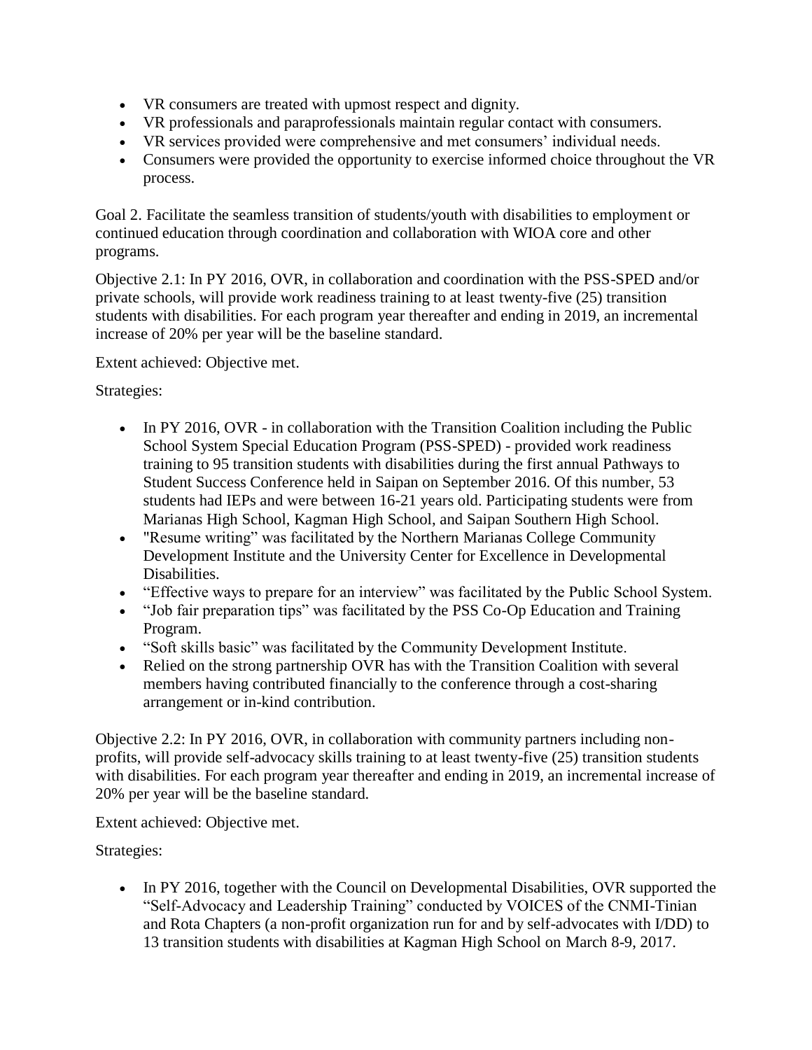- VR consumers are treated with upmost respect and dignity.
- VR professionals and paraprofessionals maintain regular contact with consumers.
- VR services provided were comprehensive and met consumers' individual needs.
- Consumers were provided the opportunity to exercise informed choice throughout the VR process.

Goal 2. Facilitate the seamless transition of students/youth with disabilities to employment or continued education through coordination and collaboration with WIOA core and other programs.

Objective 2.1: In PY 2016, OVR, in collaboration and coordination with the PSS-SPED and/or private schools, will provide work readiness training to at least twenty-five (25) transition students with disabilities. For each program year thereafter and ending in 2019, an incremental increase of 20% per year will be the baseline standard.

Extent achieved: Objective met.

Strategies:

- In PY 2016, OVR - in collaboration with the Transition Coalition including the Public School System Special Education Program (PSS-SPED) - provided work readiness training to 95 transition students with disabilities during the first annual Pathways to Student Success Conference held in Saipan on September 2016. Of this number, 53 students had IEPs and were between 16-21 years old. Participating students were from Marianas High School, Kagman High School, and Saipan Southern High School.
- "Resume writing" was facilitated by the Northern Marianas College Community Development Institute and the University Center for Excellence in Developmental Disabilities.
- "Effective ways to prepare for an interview" was facilitated by the Public School System.
- "Job fair preparation tips" was facilitated by the PSS Co-Op Education and Training Program.
- "Soft skills basic" was facilitated by the Community Development Institute.
- Relied on the strong partnership OVR has with the Transition Coalition with several members having contributed financially to the conference through a cost-sharing arrangement or in-kind contribution.

Objective 2.2: In PY 2016, OVR, in collaboration with community partners including non-profits, will provide self-advocacy skills training to at least twenty-five (25) transition students with disabilities. For each program year thereafter and ending in 2019, an incremental increase of 20% per year will be the baseline standard.

Extent achieved: Objective met.

Strategies:

- In PY 2016, together with the Council on Developmental Disabilities, OVR supported the "Self-Advocacy and Leadership Training" conducted by VOICES of the CNMI-Tinian and Rota Chapters (a non-profit organization run for and by self-advocates with I/DD) to 13 transition students with disabilities at Kagman High School on March 8-9, 2017.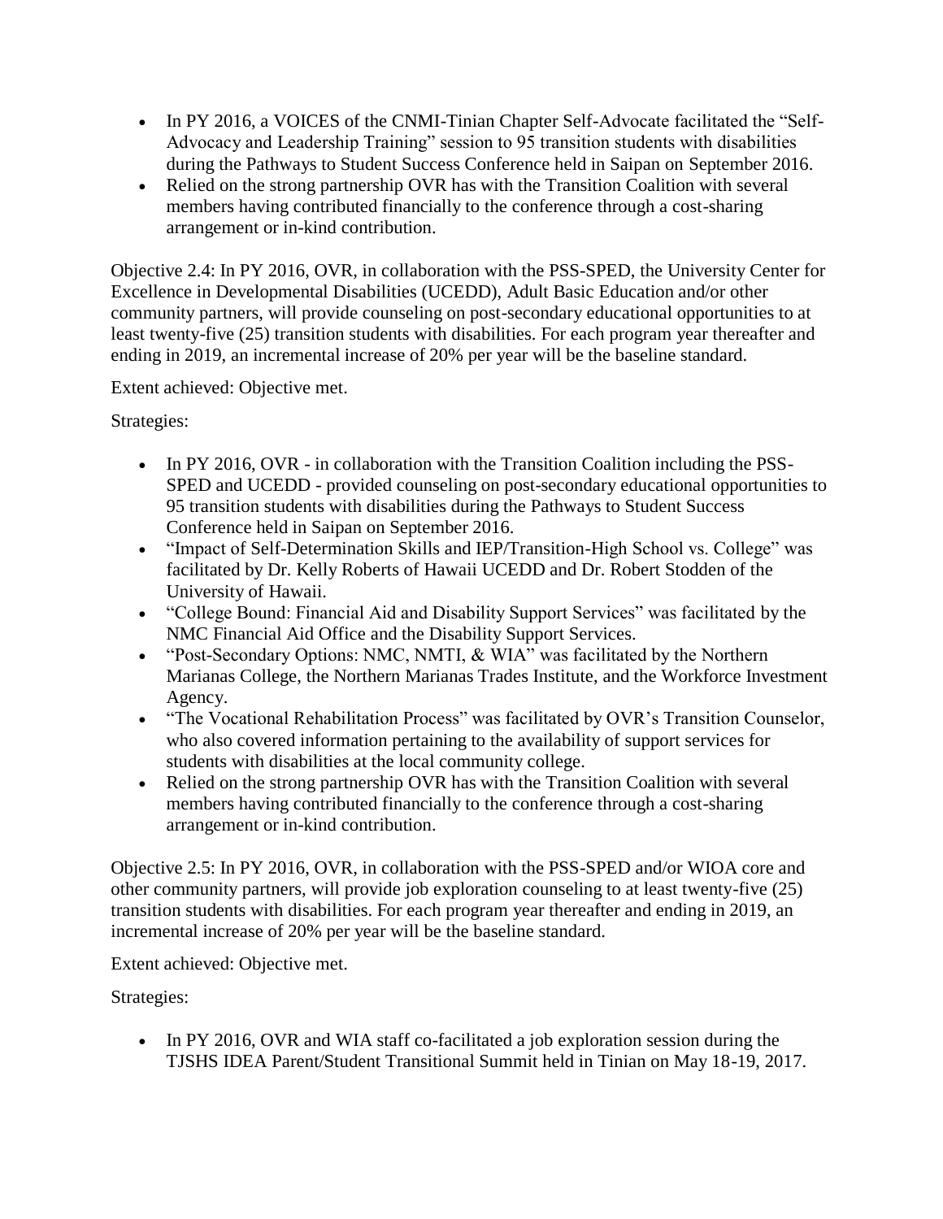- In PY 2016, a VOICES of the CNMI-Tinian Chapter Self-Advocate facilitated the "Self-Advocacy and Leadership Training" session to 95 transition students with disabilities during the Pathways to Student Success Conference held in Saipan on September 2016.
- Relied on the strong partnership OVR has with the Transition Coalition with several members having contributed financially to the conference through a cost-sharing arrangement or in-kind contribution.

Objective 2.4: In PY 2016, OVR, in collaboration with the PSS-SPED, the University Center for Excellence in Developmental Disabilities (UCEDD), Adult Basic Education and/or other community partners, will provide counseling on post-secondary educational opportunities to at least twenty-five (25) transition students with disabilities. For each program year thereafter and ending in 2019, an incremental increase of 20% per year will be the baseline standard.

Extent achieved: Objective met.

Strategies:

- In PY 2016, OVR - in collaboration with the Transition Coalition including the PSS-SPED and UCEDD - provided counseling on post-secondary educational opportunities to 95 transition students with disabilities during the Pathways to Student Success Conference held in Saipan on September 2016.
- "Impact of Self-Determination Skills and IEP/Transition-High School vs. College" was facilitated by Dr. Kelly Roberts of Hawaii UCEDD and Dr. Robert Stodden of the University of Hawaii.
- "College Bound: Financial Aid and Disability Support Services" was facilitated by the NMC Financial Aid Office and the Disability Support Services.
- "Post-Secondary Options: NMC, NMTI, & WIA" was facilitated by the Northern Marianas College, the Northern Marianas Trades Institute, and the Workforce Investment Agency.
- "The Vocational Rehabilitation Process" was facilitated by OVR's Transition Counselor, who also covered information pertaining to the availability of support services for students with disabilities at the local community college.
- Relied on the strong partnership OVR has with the Transition Coalition with several members having contributed financially to the conference through a cost-sharing arrangement or in-kind contribution.

Objective 2.5: In PY 2016, OVR, in collaboration with the PSS-SPED and/or WIOA core and other community partners, will provide job exploration counseling to at least twenty-five (25) transition students with disabilities. For each program year thereafter and ending in 2019, an incremental increase of 20% per year will be the baseline standard.

Extent achieved: Objective met.

Strategies:

- In PY 2016, OVR and WIA staff co-facilitated a job exploration session during the TJSHS IDEA Parent/Student Transitional Summit held in Tinian on May 18-19, 2017.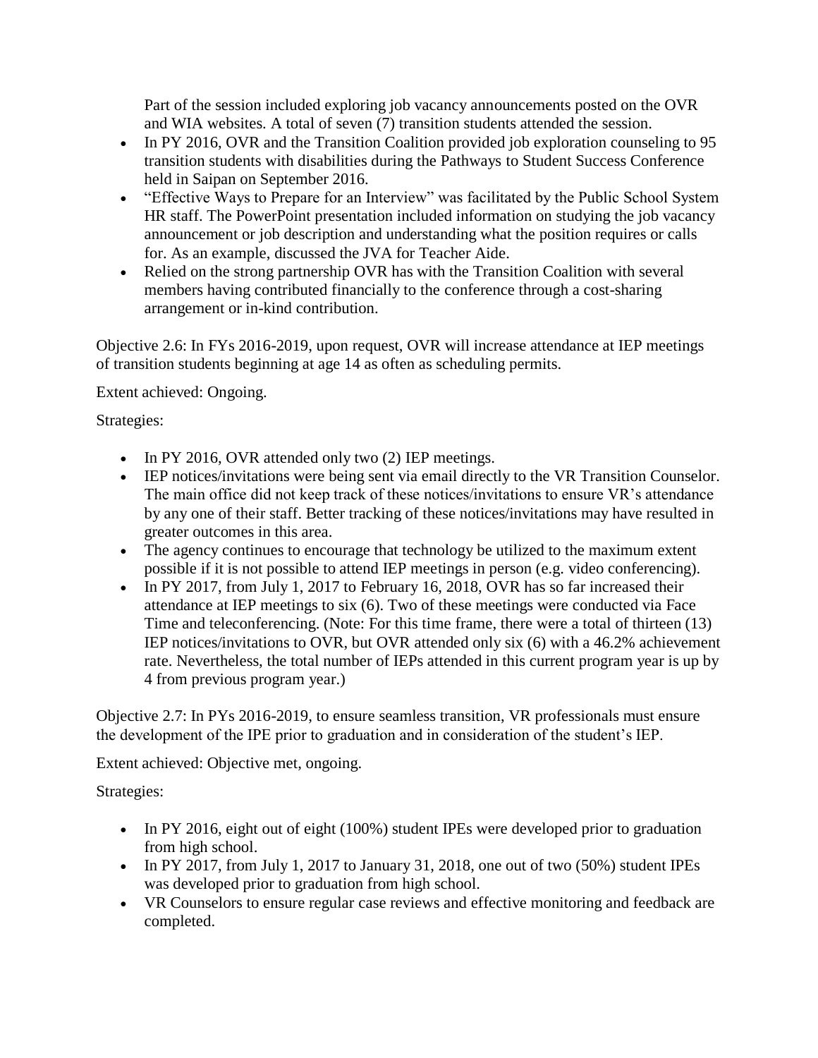Part of the session included exploring job vacancy announcements posted on the OVR and WIA websites. A total of seven (7) transition students attended the session.

- In PY 2016, OVR and the Transition Coalition provided job exploration counseling to 95 transition students with disabilities during the Pathways to Student Success Conference held in Saipan on September 2016.
- "Effective Ways to Prepare for an Interview" was facilitated by the Public School System HR staff. The PowerPoint presentation included information on studying the job vacancy announcement or job description and understanding what the position requires or calls for. As an example, discussed the JVA for Teacher Aide.
- Relied on the strong partnership OVR has with the Transition Coalition with several members having contributed financially to the conference through a cost-sharing arrangement or in-kind contribution.

Objective 2.6: In FYs 2016-2019, upon request, OVR will increase attendance at IEP meetings of transition students beginning at age 14 as often as scheduling permits.

Extent achieved: Ongoing.

Strategies:

- In PY 2016, OVR attended only two (2) IEP meetings.
- IEP notices/invitations were being sent via email directly to the VR Transition Counselor. The main office did not keep track of these notices/invitations to ensure VR's attendance by any one of their staff. Better tracking of these notices/invitations may have resulted in greater outcomes in this area.
- The agency continues to encourage that technology be utilized to the maximum extent possible if it is not possible to attend IEP meetings in person (e.g. video conferencing).
- In PY 2017, from July 1, 2017 to February 16, 2018, OVR has so far increased their attendance at IEP meetings to six (6). Two of these meetings were conducted via Face Time and teleconferencing. (Note: For this time frame, there were a total of thirteen (13) IEP notices/invitations to OVR, but OVR attended only six (6) with a 46.2% achievement rate. Nevertheless, the total number of IEPs attended in this current program year is up by 4 from previous program year.)

Objective 2.7: In PYs 2016-2019, to ensure seamless transition, VR professionals must ensure the development of the IPE prior to graduation and in consideration of the student's IEP.

Extent achieved: Objective met, ongoing.

Strategies:

- In PY 2016, eight out of eight (100%) student IPEs were developed prior to graduation from high school.
- In PY 2017, from July 1, 2017 to January 31, 2018, one out of two (50%) student IPEs was developed prior to graduation from high school.
- VR Counselors to ensure regular case reviews and effective monitoring and feedback are completed.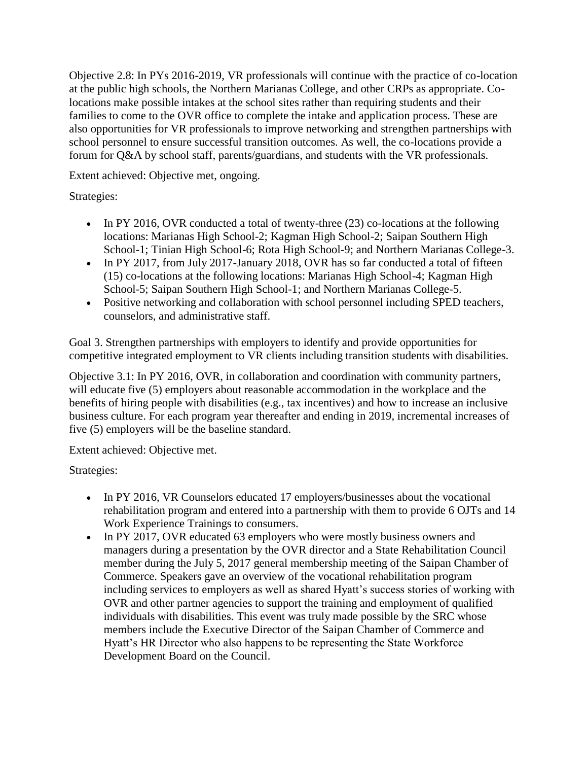Objective 2.8: In PYs 2016-2019, VR professionals will continue with the practice of co-location at the public high schools, the Northern Marianas College, and other CRPs as appropriate. Co-locations make possible intakes at the school sites rather than requiring students and their families to come to the OVR office to complete the intake and application process. These are also opportunities for VR professionals to improve networking and strengthen partnerships with school personnel to ensure successful transition outcomes. As well, the co-locations provide a forum for Q&A by school staff, parents/guardians, and students with the VR professionals.

Extent achieved: Objective met, ongoing.

Strategies:

- In PY 2016, OVR conducted a total of twenty-three (23) co-locations at the following locations: Marianas High School-2; Kagman High School-2; Saipan Southern High School-1; Tinian High School-6; Rota High School-9; and Northern Marianas College-3.
- In PY 2017, from July 2017-January 2018, OVR has so far conducted a total of fifteen (15) co-locations at the following locations: Marianas High School-4; Kagman High School-5; Saipan Southern High School-1; and Northern Marianas College-5.
- Positive networking and collaboration with school personnel including SPED teachers, counselors, and administrative staff.

Goal 3. Strengthen partnerships with employers to identify and provide opportunities for competitive integrated employment to VR clients including transition students with disabilities.

Objective 3.1: In PY 2016, OVR, in collaboration and coordination with community partners, will educate five (5) employers about reasonable accommodation in the workplace and the benefits of hiring people with disabilities (e.g., tax incentives) and how to increase an inclusive business culture. For each program year thereafter and ending in 2019, incremental increases of five (5) employers will be the baseline standard.

Extent achieved: Objective met.

Strategies:

- In PY 2016, VR Counselors educated 17 employers/businesses about the vocational rehabilitation program and entered into a partnership with them to provide 6 OJTs and 14 Work Experience Trainings to consumers.
- In PY 2017, OVR educated 63 employers who were mostly business owners and managers during a presentation by the OVR director and a State Rehabilitation Council member during the July 5, 2017 general membership meeting of the Saipan Chamber of Commerce. Speakers gave an overview of the vocational rehabilitation program including services to employers as well as shared Hyatt's success stories of working with OVR and other partner agencies to support the training and employment of qualified individuals with disabilities. This event was truly made possible by the SRC whose members include the Executive Director of the Saipan Chamber of Commerce and Hyatt's HR Director who also happens to be representing the State Workforce Development Board on the Council.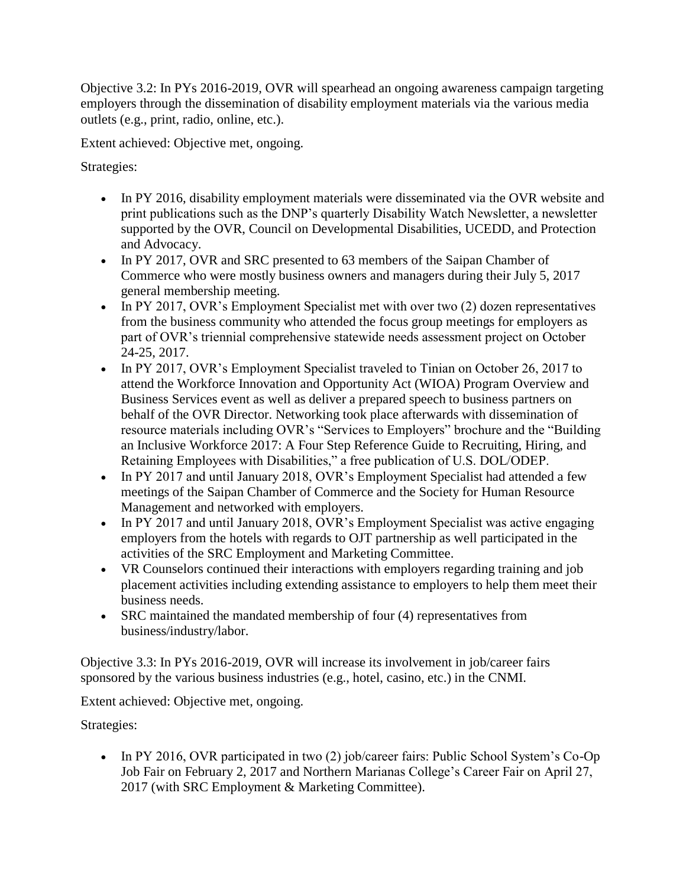Objective 3.2: In PYs 2016-2019, OVR will spearhead an ongoing awareness campaign targeting employers through the dissemination of disability employment materials via the various media outlets (e.g., print, radio, online, etc.).

Extent achieved: Objective met, ongoing.

Strategies:

- In PY 2016, disability employment materials were disseminated via the OVR website and print publications such as the DNP's quarterly Disability Watch Newsletter, a newsletter supported by the OVR, Council on Developmental Disabilities, UCEDD, and Protection and Advocacy.
- In PY 2017, OVR and SRC presented to 63 members of the Saipan Chamber of Commerce who were mostly business owners and managers during their July 5, 2017 general membership meeting.
- In PY 2017, OVR's Employment Specialist met with over two (2) dozen representatives from the business community who attended the focus group meetings for employers as part of OVR's triennial comprehensive statewide needs assessment project on October 24-25, 2017.
- In PY 2017, OVR's Employment Specialist traveled to Tinian on October 26, 2017 to attend the Workforce Innovation and Opportunity Act (WIOA) Program Overview and Business Services event as well as deliver a prepared speech to business partners on behalf of the OVR Director. Networking took place afterwards with dissemination of resource materials including OVR's "Services to Employers" brochure and the "Building an Inclusive Workforce 2017: A Four Step Reference Guide to Recruiting, Hiring, and Retaining Employees with Disabilities," a free publication of U.S. DOL/ODEP.
- In PY 2017 and until January 2018, OVR's Employment Specialist had attended a few meetings of the Saipan Chamber of Commerce and the Society for Human Resource Management and networked with employers.
- In PY 2017 and until January 2018, OVR's Employment Specialist was active engaging employers from the hotels with regards to OJT partnership as well participated in the activities of the SRC Employment and Marketing Committee.
- VR Counselors continued their interactions with employers regarding training and job placement activities including extending assistance to employers to help them meet their business needs.
- SRC maintained the mandated membership of four (4) representatives from business/industry/labor.

Objective 3.3: In PYs 2016-2019, OVR will increase its involvement in job/career fairs sponsored by the various business industries (e.g., hotel, casino, etc.) in the CNMI.

Extent achieved: Objective met, ongoing.

Strategies:

- In PY 2016, OVR participated in two (2) job/career fairs: Public School System's Co-Op Job Fair on February 2, 2017 and Northern Marianas College's Career Fair on April 27, 2017 (with SRC Employment & Marketing Committee).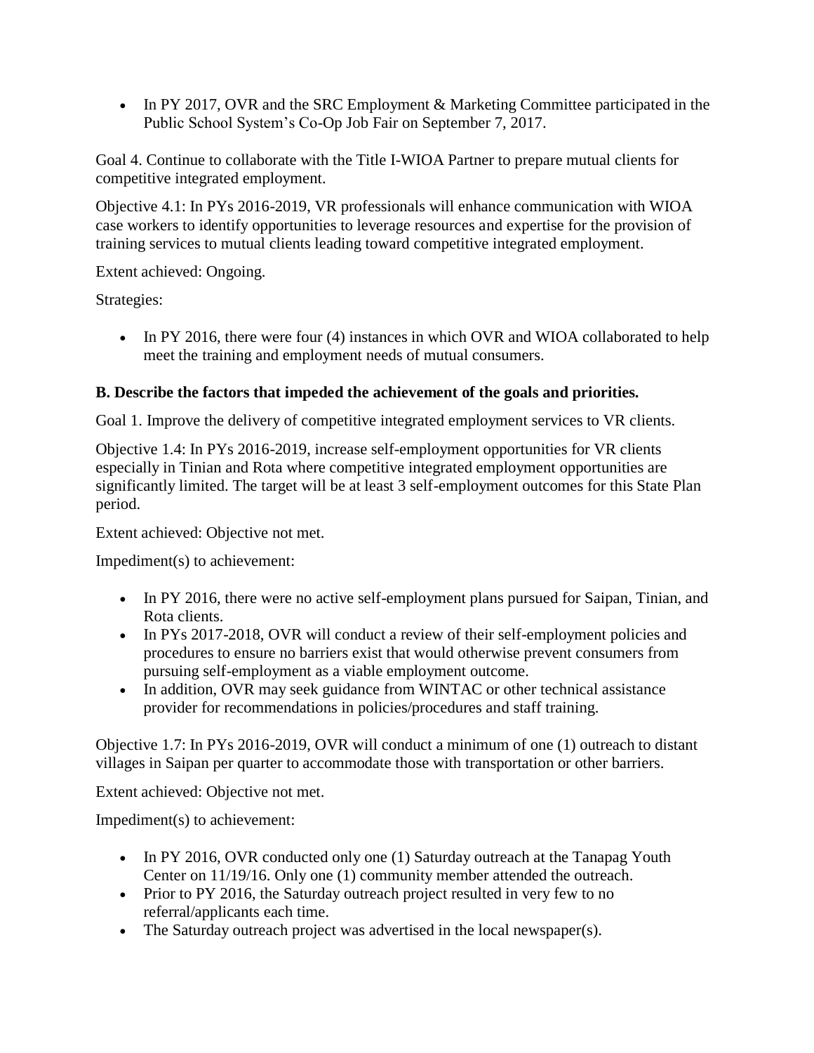- In PY 2017, OVR and the SRC Employment & Marketing Committee participated in the Public School System's Co-Op Job Fair on September 7, 2017.

Goal 4. Continue to collaborate with the Title I-WIOA Partner to prepare mutual clients for competitive integrated employment.

Objective 4.1: In PYs 2016-2019, VR professionals will enhance communication with WIOA case workers to identify opportunities to leverage resources and expertise for the provision of training services to mutual clients leading toward competitive integrated employment.

Extent achieved: Ongoing.

Strategies:

- In PY 2016, there were four (4) instances in which OVR and WIOA collaborated to help meet the training and employment needs of mutual consumers.

**B. Describe the factors that impeded the achievement of the goals and priorities.**

Goal 1. Improve the delivery of competitive integrated employment services to VR clients.

Objective 1.4: In PYs 2016-2019, increase self-employment opportunities for VR clients especially in Tinian and Rota where competitive integrated employment opportunities are significantly limited. The target will be at least 3 self-employment outcomes for this State Plan period.

Extent achieved: Objective not met.

Impediment(s) to achievement:

- In PY 2016, there were no active self-employment plans pursued for Saipan, Tinian, and Rota clients.
- In PYs 2017-2018, OVR will conduct a review of their self-employment policies and procedures to ensure no barriers exist that would otherwise prevent consumers from pursuing self-employment as a viable employment outcome.
- In addition, OVR may seek guidance from WINTAC or other technical assistance provider for recommendations in policies/procedures and staff training.

Objective 1.7: In PYs 2016-2019, OVR will conduct a minimum of one (1) outreach to distant villages in Saipan per quarter to accommodate those with transportation or other barriers.

Extent achieved: Objective not met.

Impediment(s) to achievement:

- In PY 2016, OVR conducted only one (1) Saturday outreach at the Tanapag Youth Center on 11/19/16. Only one (1) community member attended the outreach.
- Prior to PY 2016, the Saturday outreach project resulted in very few to no referral/applicants each time.
- The Saturday outreach project was advertised in the local newspaper(s).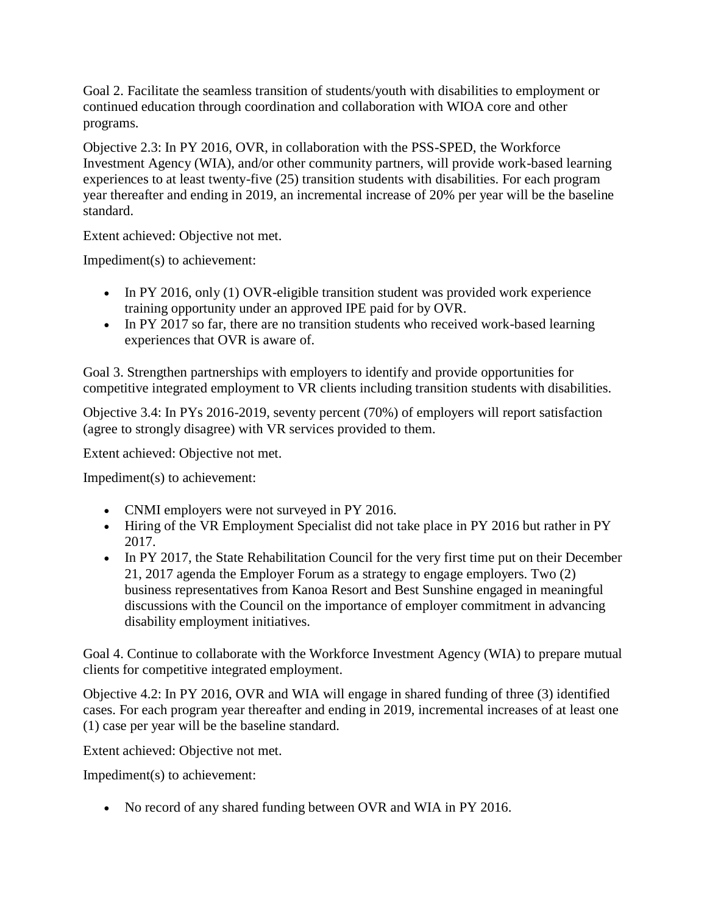Goal 2. Facilitate the seamless transition of students/youth with disabilities to employment or continued education through coordination and collaboration with WIOA core and other programs.

Objective 2.3: In PY 2016, OVR, in collaboration with the PSS-SPED, the Workforce Investment Agency (WIA), and/or other community partners, will provide work-based learning experiences to at least twenty-five (25) transition students with disabilities. For each program year thereafter and ending in 2019, an incremental increase of 20% per year will be the baseline standard.

Extent achieved: Objective not met.

Impediment(s) to achievement:

- In PY 2016, only (1) OVR-eligible transition student was provided work experience training opportunity under an approved IPE paid for by OVR.
- In PY 2017 so far, there are no transition students who received work-based learning experiences that OVR is aware of.

Goal 3. Strengthen partnerships with employers to identify and provide opportunities for competitive integrated employment to VR clients including transition students with disabilities.

Objective 3.4: In PYs 2016-2019, seventy percent (70%) of employers will report satisfaction (agree to strongly disagree) with VR services provided to them.

Extent achieved: Objective not met.

Impediment(s) to achievement:

- CNMI employers were not surveyed in PY 2016.
- Hiring of the VR Employment Specialist did not take place in PY 2016 but rather in PY 2017.
- In PY 2017, the State Rehabilitation Council for the very first time put on their December 21, 2017 agenda the Employer Forum as a strategy to engage employers. Two (2) business representatives from Kanoa Resort and Best Sunshine engaged in meaningful discussions with the Council on the importance of employer commitment in advancing disability employment initiatives.

Goal 4. Continue to collaborate with the Workforce Investment Agency (WIA) to prepare mutual clients for competitive integrated employment.

Objective 4.2: In PY 2016, OVR and WIA will engage in shared funding of three (3) identified cases. For each program year thereafter and ending in 2019, incremental increases of at least one (1) case per year will be the baseline standard.

Extent achieved: Objective not met.

Impediment(s) to achievement:

- No record of any shared funding between OVR and WIA in PY 2016.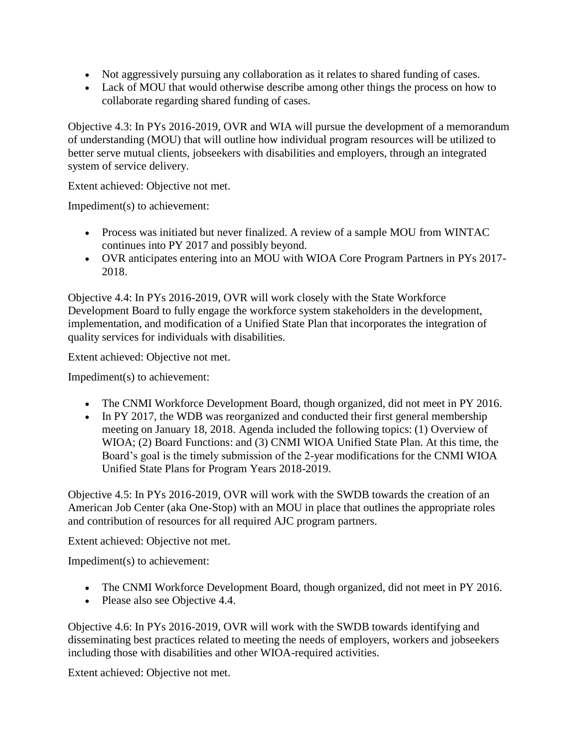- Not aggressively pursuing any collaboration as it relates to shared funding of cases.
- Lack of MOU that would otherwise describe among other things the process on how to collaborate regarding shared funding of cases.

Objective 4.3: In PYs 2016-2019, OVR and WIA will pursue the development of a memorandum of understanding (MOU) that will outline how individual program resources will be utilized to better serve mutual clients, jobseekers with disabilities and employers, through an integrated system of service delivery.

Extent achieved: Objective not met.

Impediment(s) to achievement:

- Process was initiated but never finalized. A review of a sample MOU from WINTAC continues into PY 2017 and possibly beyond.
- OVR anticipates entering into an MOU with WIOA Core Program Partners in PYs 2017-2018.

Objective 4.4: In PYs 2016-2019, OVR will work closely with the State Workforce Development Board to fully engage the workforce system stakeholders in the development, implementation, and modification of a Unified State Plan that incorporates the integration of quality services for individuals with disabilities.

Extent achieved: Objective not met.

Impediment(s) to achievement:

- The CNMI Workforce Development Board, though organized, did not meet in PY 2016.
- In PY 2017, the WDB was reorganized and conducted their first general membership meeting on January 18, 2018. Agenda included the following topics: (1) Overview of WIOA; (2) Board Functions: and (3) CNMI WIOA Unified State Plan. At this time, the Board's goal is the timely submission of the 2-year modifications for the CNMI WIOA Unified State Plans for Program Years 2018-2019.

Objective 4.5: In PYs 2016-2019, OVR will work with the SWDB towards the creation of an American Job Center (aka One-Stop) with an MOU in place that outlines the appropriate roles and contribution of resources for all required AJC program partners.

Extent achieved: Objective not met.

Impediment(s) to achievement:

- The CNMI Workforce Development Board, though organized, did not meet in PY 2016.
- Please also see Objective 4.4.

Objective 4.6: In PYs 2016-2019, OVR will work with the SWDB towards identifying and disseminating best practices related to meeting the needs of employers, workers and jobseekers including those with disabilities and other WIOA-required activities.

Extent achieved: Objective not met.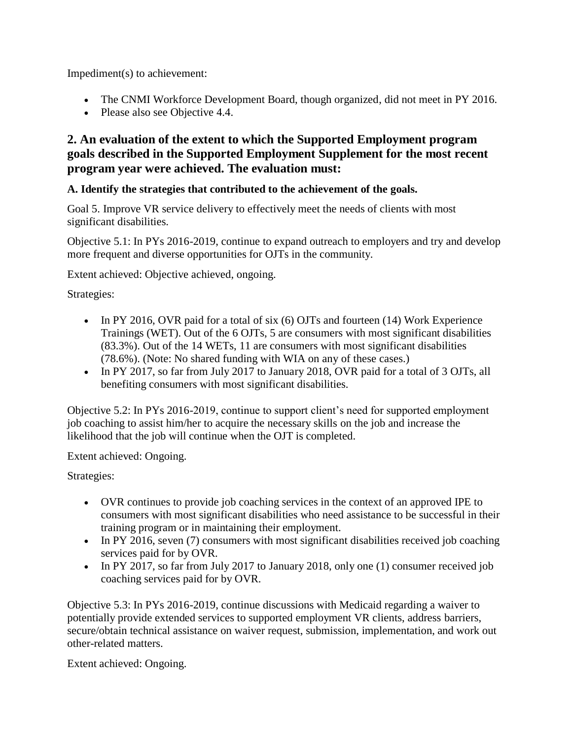Impediment(s) to achievement:

- The CNMI Workforce Development Board, though organized, did not meet in PY 2016.
- Please also see Objective 4.4.

## 2. An evaluation of the extent to which the Supported Employment program goals described in the Supported Employment Supplement for the most recent program year were achieved. The evaluation must:

### A. Identify the strategies that contributed to the achievement of the goals.

Goal 5. Improve VR service delivery to effectively meet the needs of clients with most significant disabilities.

Objective 5.1: In PYs 2016-2019, continue to expand outreach to employers and try and develop more frequent and diverse opportunities for OJTs in the community.

Extent achieved: Objective achieved, ongoing.

Strategies:

- In PY 2016, OVR paid for a total of six (6) OJTs and fourteen (14) Work Experience Trainings (WET). Out of the 6 OJTs, 5 are consumers with most significant disabilities (83.3%). Out of the 14 WETs, 11 are consumers with most significant disabilities (78.6%). (Note: No shared funding with WIA on any of these cases.)
- In PY 2017, so far from July 2017 to January 2018, OVR paid for a total of 3 OJTs, all benefiting consumers with most significant disabilities.

Objective 5.2: In PYs 2016-2019, continue to support client's need for supported employment job coaching to assist him/her to acquire the necessary skills on the job and increase the likelihood that the job will continue when the OJT is completed.

Extent achieved: Ongoing.

Strategies:

- OVR continues to provide job coaching services in the context of an approved IPE to consumers with most significant disabilities who need assistance to be successful in their training program or in maintaining their employment.
- In PY 2016, seven (7) consumers with most significant disabilities received job coaching services paid for by OVR.
- In PY 2017, so far from July 2017 to January 2018, only one (1) consumer received job coaching services paid for by OVR.

Objective 5.3: In PYs 2016-2019, continue discussions with Medicaid regarding a waiver to potentially provide extended services to supported employment VR clients, address barriers, secure/obtain technical assistance on waiver request, submission, implementation, and work out other-related matters.

Extent achieved: Ongoing.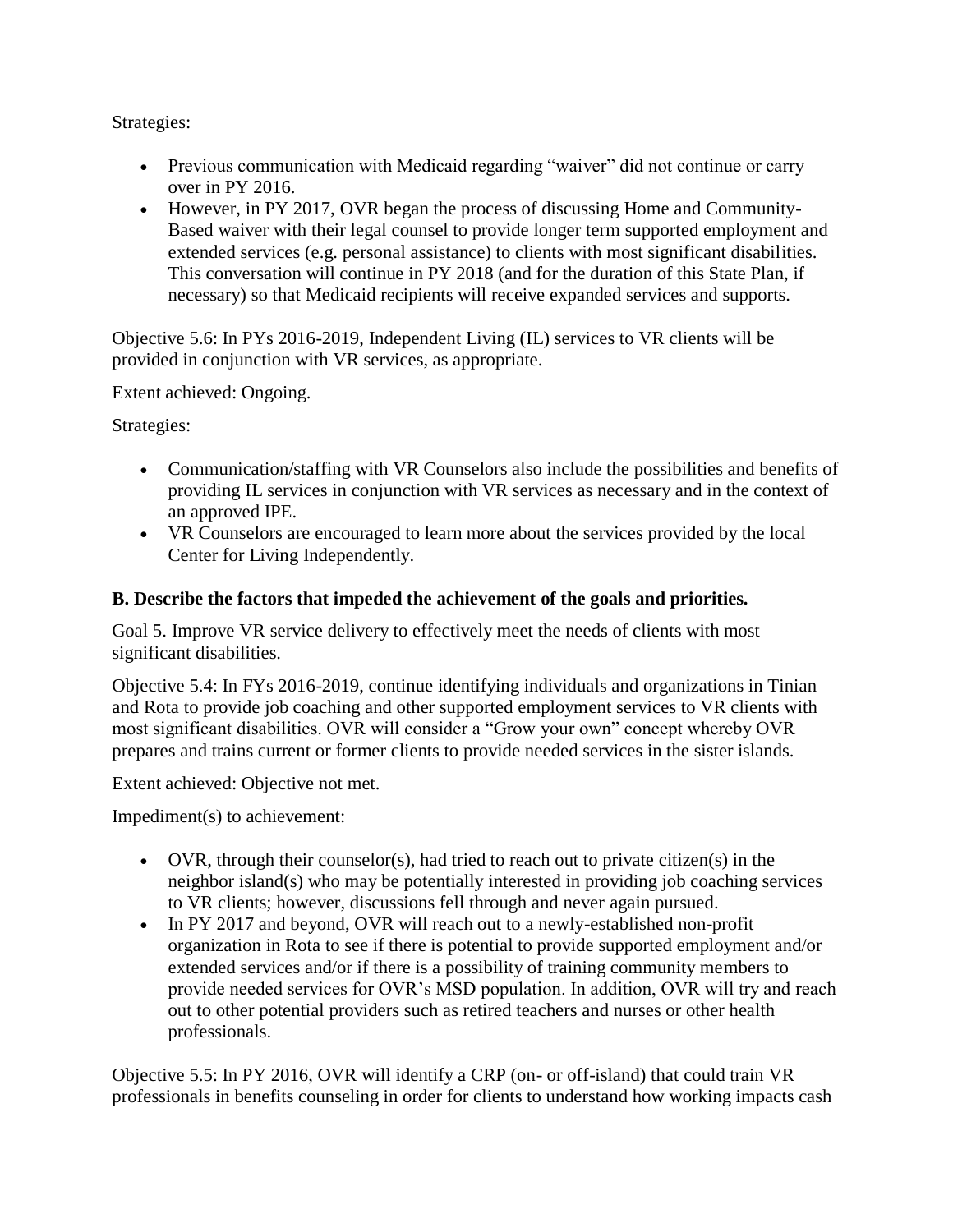Strategies:

- Previous communication with Medicaid regarding "waiver" did not continue or carry over in PY 2016.
- However, in PY 2017, OVR began the process of discussing Home and Community-Based waiver with their legal counsel to provide longer term supported employment and extended services (e.g. personal assistance) to clients with most significant disabilities. This conversation will continue in PY 2018 (and for the duration of this State Plan, if necessary) so that Medicaid recipients will receive expanded services and supports.

Objective 5.6: In PYs 2016-2019, Independent Living (IL) services to VR clients will be provided in conjunction with VR services, as appropriate.

Extent achieved: Ongoing.

Strategies:

- Communication/staffing with VR Counselors also include the possibilities and benefits of providing IL services in conjunction with VR services as necessary and in the context of an approved IPE.
- VR Counselors are encouraged to learn more about the services provided by the local Center for Living Independently.

**B. Describe the factors that impeded the achievement of the goals and priorities.**

Goal 5. Improve VR service delivery to effectively meet the needs of clients with most significant disabilities.

Objective 5.4: In FYs 2016-2019, continue identifying individuals and organizations in Tinian and Rota to provide job coaching and other supported employment services to VR clients with most significant disabilities. OVR will consider a "Grow your own" concept whereby OVR prepares and trains current or former clients to provide needed services in the sister islands.

Extent achieved: Objective not met.

Impediment(s) to achievement:

- OVR, through their counselor(s), had tried to reach out to private citizen(s) in the neighbor island(s) who may be potentially interested in providing job coaching services to VR clients; however, discussions fell through and never again pursued.
- In PY 2017 and beyond, OVR will reach out to a newly-established non-profit organization in Rota to see if there is potential to provide supported employment and/or extended services and/or if there is a possibility of training community members to provide needed services for OVR's MSD population. In addition, OVR will try and reach out to other potential providers such as retired teachers and nurses or other health professionals.

Objective 5.5: In PY 2016, OVR will identify a CRP (on- or off-island) that could train VR professionals in benefits counseling in order for clients to understand how working impacts cash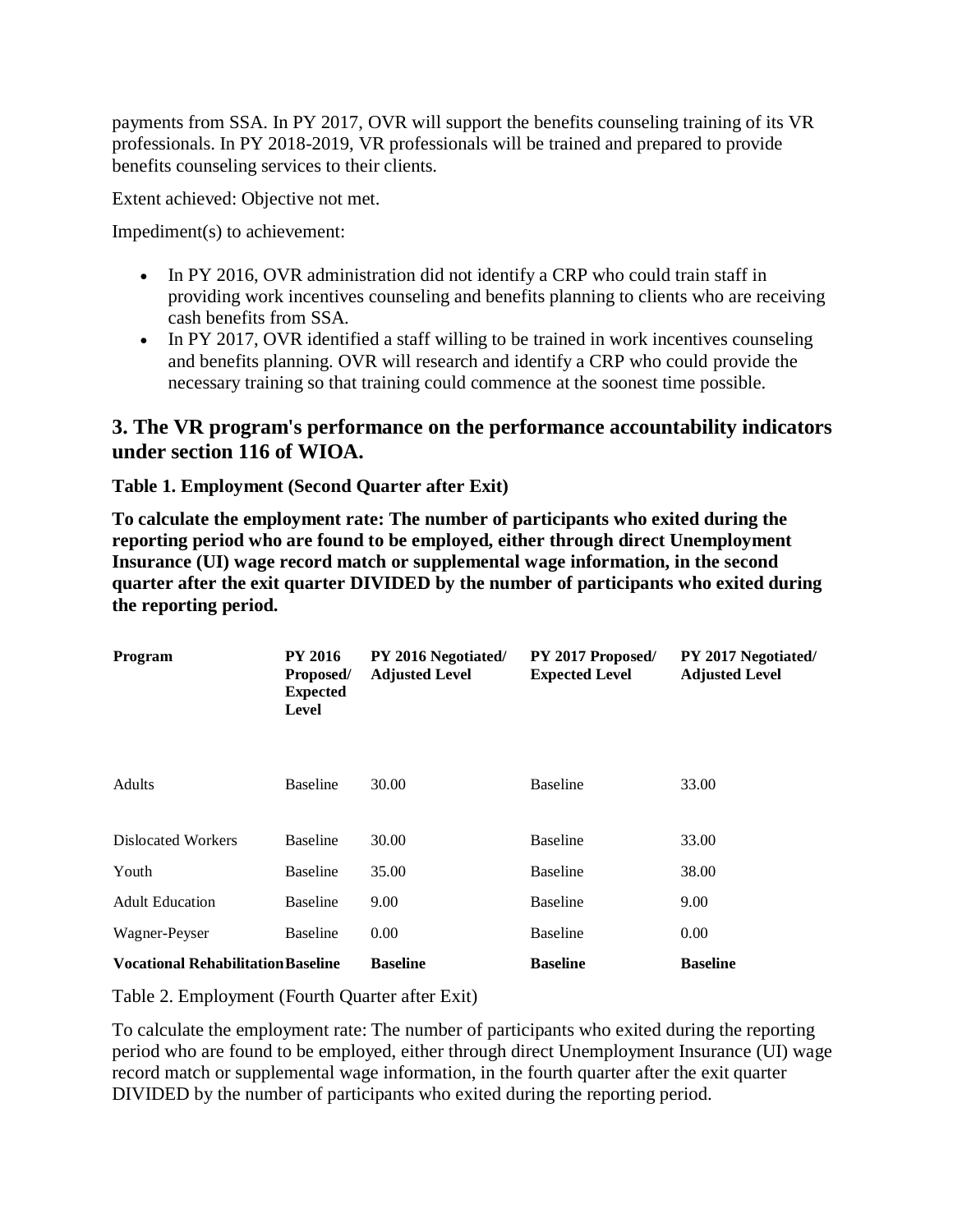payments from SSA. In PY 2017, OVR will support the benefits counseling training of its VR professionals. In PY 2018-2019, VR professionals will be trained and prepared to provide benefits counseling services to their clients.

Extent achieved: Objective not met.

Impediment(s) to achievement:

- In PY 2016, OVR administration did not identify a CRP who could train staff in providing work incentives counseling and benefits planning to clients who are receiving cash benefits from SSA.
- In PY 2017, OVR identified a staff willing to be trained in work incentives counseling and benefits planning. OVR will research and identify a CRP who could provide the necessary training so that training could commence at the soonest time possible.

## 3. The VR program's performance on the performance accountability indicators under section 116 of WIOA.

**Table 1. Employment (Second Quarter after Exit)**

**To calculate the employment rate: The number of participants who exited during the reporting period who are found to be employed, either through direct Unemployment Insurance (UI) wage record match or supplemental wage information, in the second quarter after the exit quarter DIVIDED by the number of participants who exited during the reporting period.**

| Program | PY 2016 Proposed/ Expected Level | PY 2016 Negotiated/ Adjusted Level | PY 2017 Proposed/ Expected Level | PY 2017 Negotiated/ Adjusted Level |
|---|---|---|---|---|
| Adults | Baseline | 30.00 | Baseline | 33.00 |
| Dislocated Workers | Baseline | 30.00 | Baseline | 33.00 |
| Youth | Baseline | 35.00 | Baseline | 38.00 |
| Adult Education | Baseline | 9.00 | Baseline | 9.00 |
| Wagner-Peyser | Baseline | 0.00 | Baseline | 0.00 |
| **Vocational Rehabilitation** | **Baseline** | **Baseline** | **Baseline** | **Baseline** |

Table 2. Employment (Fourth Quarter after Exit)

To calculate the employment rate: The number of participants who exited during the reporting period who are found to be employed, either through direct Unemployment Insurance (UI) wage record match or supplemental wage information, in the fourth quarter after the exit quarter DIVIDED by the number of participants who exited during the reporting period.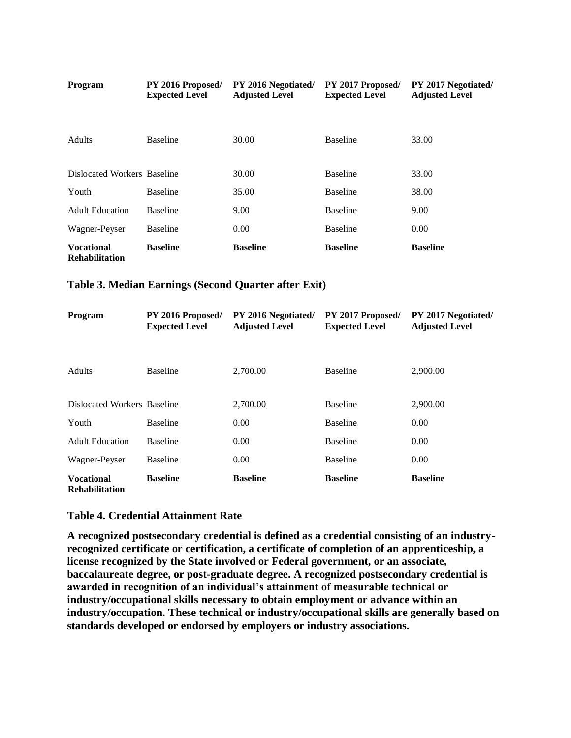| Program | PY 2016 Proposed/ Expected Level | PY 2016 Negotiated/ Adjusted Level | PY 2017 Proposed/ Expected Level | PY 2017 Negotiated/ Adjusted Level |
|---|---|---|---|---|
| Adults | Baseline | 30.00 | Baseline | 33.00 |
| Dislocated Workers | Baseline | 30.00 | Baseline | 33.00 |
| Youth | Baseline | 35.00 | Baseline | 38.00 |
| Adult Education | Baseline | 9.00 | Baseline | 9.00 |
| Wagner-Peyser | Baseline | 0.00 | Baseline | 0.00 |
| **Vocational Rehabilitation** | **Baseline** | **Baseline** | **Baseline** | **Baseline** |

### Table 3. Median Earnings (Second Quarter after Exit)

| Program | PY 2016 Proposed/ Expected Level | PY 2016 Negotiated/ Adjusted Level | PY 2017 Proposed/ Expected Level | PY 2017 Negotiated/ Adjusted Level |
|---|---|---|---|---|
| Adults | Baseline | 2,700.00 | Baseline | 2,900.00 |
| Dislocated Workers | Baseline | 2,700.00 | Baseline | 2,900.00 |
| Youth | Baseline | 0.00 | Baseline | 0.00 |
| Adult Education | Baseline | 0.00 | Baseline | 0.00 |
| Wagner-Peyser | Baseline | 0.00 | Baseline | 0.00 |
| **Vocational Rehabilitation** | **Baseline** | **Baseline** | **Baseline** | **Baseline** |

### Table 4. Credential Attainment Rate

**A recognized postsecondary credential is defined as a credential consisting of an industry-recognized certificate or certification, a certificate of completion of an apprenticeship, a license recognized by the State involved or Federal government, or an associate, baccalaureate degree, or post-graduate degree. A recognized postsecondary credential is awarded in recognition of an individual's attainment of measurable technical or industry/occupational skills necessary to obtain employment or advance within an industry/occupation. These technical or industry/occupational skills are generally based on standards developed or endorsed by employers or industry associations.**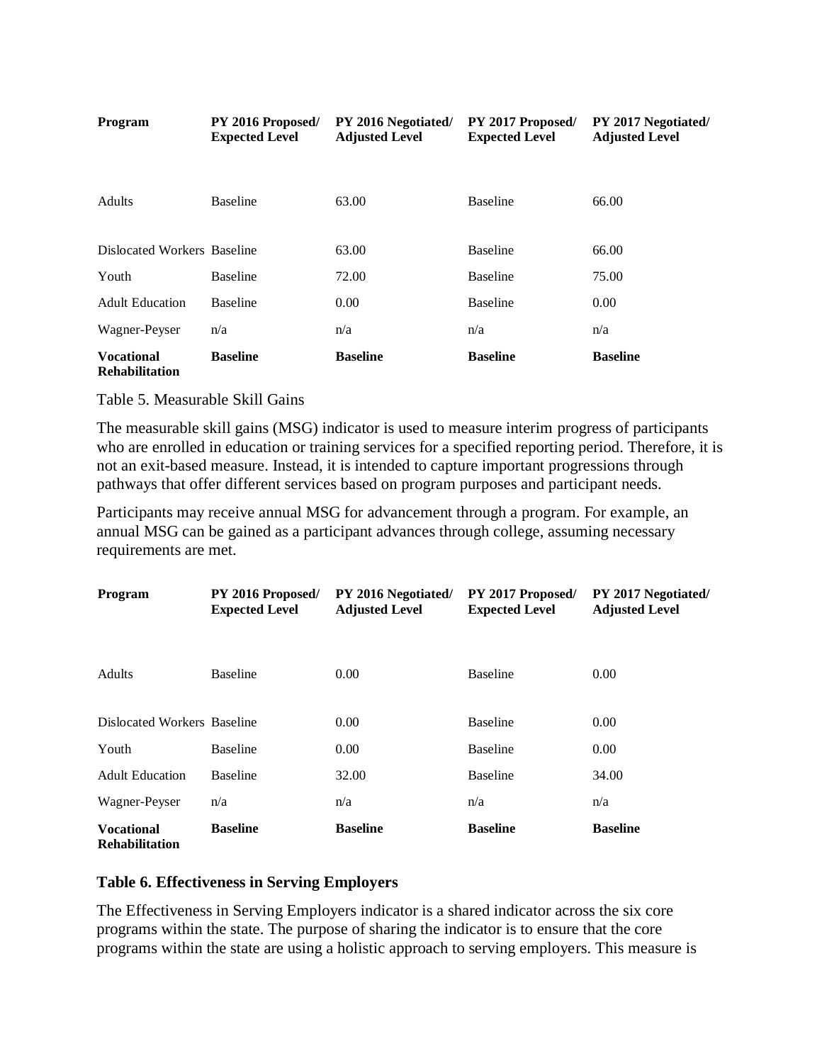| Program | PY 2016 Proposed/ Expected Level | PY 2016 Negotiated/ Adjusted Level | PY 2017 Proposed/ Expected Level | PY 2017 Negotiated/ Adjusted Level |
|---|---|---|---|---|
| Adults | Baseline | 63.00 | Baseline | 66.00 |
| Dislocated Workers | Baseline | 63.00 | Baseline | 66.00 |
| Youth | Baseline | 72.00 | Baseline | 75.00 |
| Adult Education | Baseline | 0.00 | Baseline | 0.00 |
| Wagner-Peyser | n/a | n/a | n/a | n/a |
| **Vocational Rehabilitation** | **Baseline** | **Baseline** | **Baseline** | **Baseline** |

Table 5. Measurable Skill Gains

The measurable skill gains (MSG) indicator is used to measure interim progress of participants who are enrolled in education or training services for a specified reporting period. Therefore, it is not an exit-based measure. Instead, it is intended to capture important progressions through pathways that offer different services based on program purposes and participant needs.

Participants may receive annual MSG for advancement through a program. For example, an annual MSG can be gained as a participant advances through college, assuming necessary requirements are met.

| Program | PY 2016 Proposed/ Expected Level | PY 2016 Negotiated/ Adjusted Level | PY 2017 Proposed/ Expected Level | PY 2017 Negotiated/ Adjusted Level |
|---|---|---|---|---|
| Adults | Baseline | 0.00 | Baseline | 0.00 |
| Dislocated Workers | Baseline | 0.00 | Baseline | 0.00 |
| Youth | Baseline | 0.00 | Baseline | 0.00 |
| Adult Education | Baseline | 32.00 | Baseline | 34.00 |
| Wagner-Peyser | n/a | n/a | n/a | n/a |
| **Vocational Rehabilitation** | **Baseline** | **Baseline** | **Baseline** | **Baseline** |

**Table 6. Effectiveness in Serving Employers**

The Effectiveness in Serving Employers indicator is a shared indicator across the six core programs within the state. The purpose of sharing the indicator is to ensure that the core programs within the state are using a holistic approach to serving employers. This measure is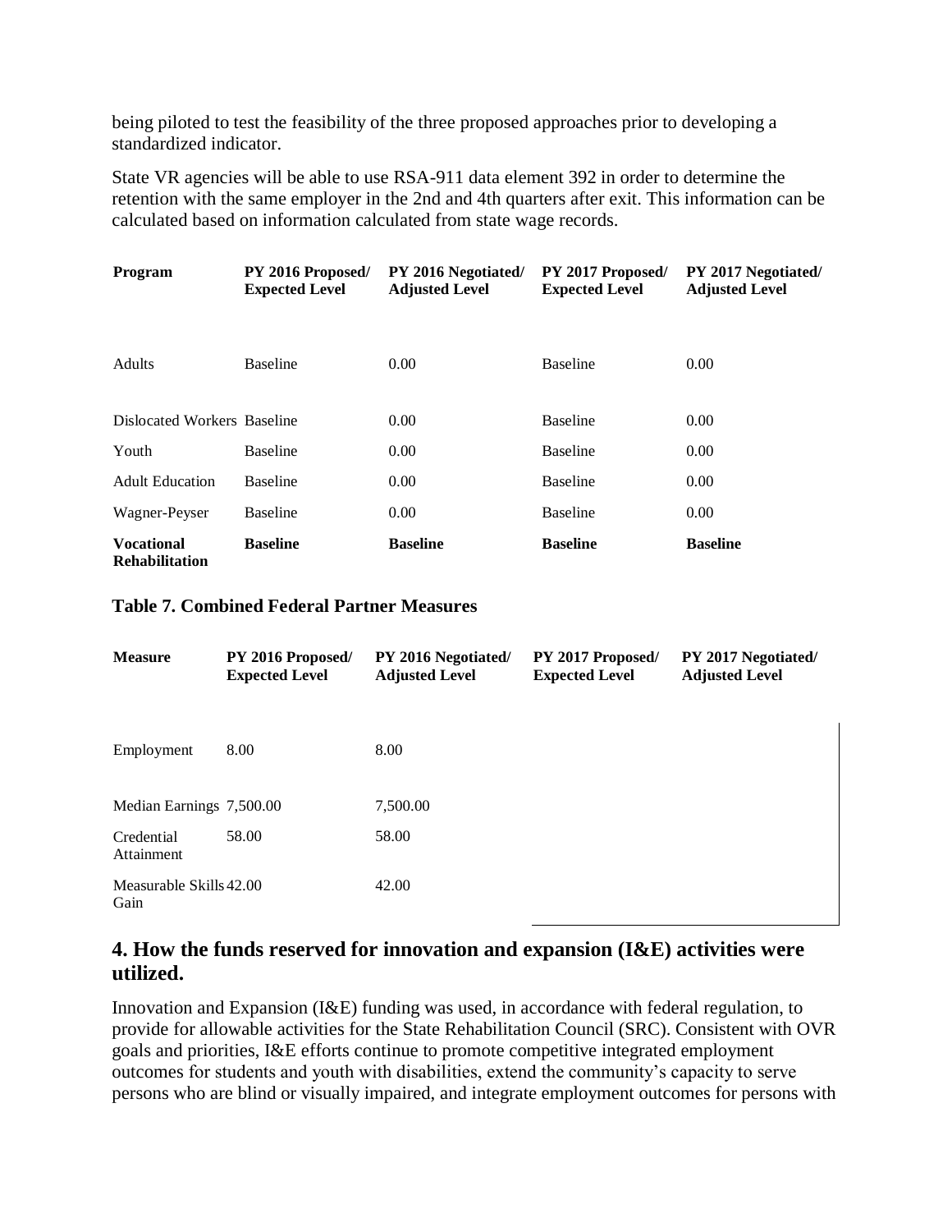being piloted to test the feasibility of the three proposed approaches prior to developing a standardized indicator.

State VR agencies will be able to use RSA-911 data element 392 in order to determine the retention with the same employer in the 2nd and 4th quarters after exit. This information can be calculated based on information calculated from state wage records.

| Program | PY 2016 Proposed/ Expected Level | PY 2016 Negotiated/ Adjusted Level | PY 2017 Proposed/ Expected Level | PY 2017 Negotiated/ Adjusted Level |
|---|---|---|---|---|
| Adults | Baseline | 0.00 | Baseline | 0.00 |
| Dislocated Workers | Baseline | 0.00 | Baseline | 0.00 |
| Youth | Baseline | 0.00 | Baseline | 0.00 |
| Adult Education | Baseline | 0.00 | Baseline | 0.00 |
| Wagner-Peyser | Baseline | 0.00 | Baseline | 0.00 |
| **Vocational Rehabilitation** | **Baseline** | **Baseline** | **Baseline** | **Baseline** |

### Table 7. Combined Federal Partner Measures

| Measure | PY 2016 Proposed/ Expected Level | PY 2016 Negotiated/ Adjusted Level | PY 2017 Proposed/ Expected Level | PY 2017 Negotiated/ Adjusted Level |
|---|---|---|---|---|
| Employment | 8.00 | 8.00 | | |
| Median Earnings | 7,500.00 | 7,500.00 | | |
| Credential Attainment | 58.00 | 58.00 | | |
| Measurable Skills Gain | 42.00 | 42.00 | | |

## 4. How the funds reserved for innovation and expansion (I&E) activities were utilized.

Innovation and Expansion (I&E) funding was used, in accordance with federal regulation, to provide for allowable activities for the State Rehabilitation Council (SRC). Consistent with OVR goals and priorities, I&E efforts continue to promote competitive integrated employment outcomes for students and youth with disabilities, extend the community's capacity to serve persons who are blind or visually impaired, and integrate employment outcomes for persons with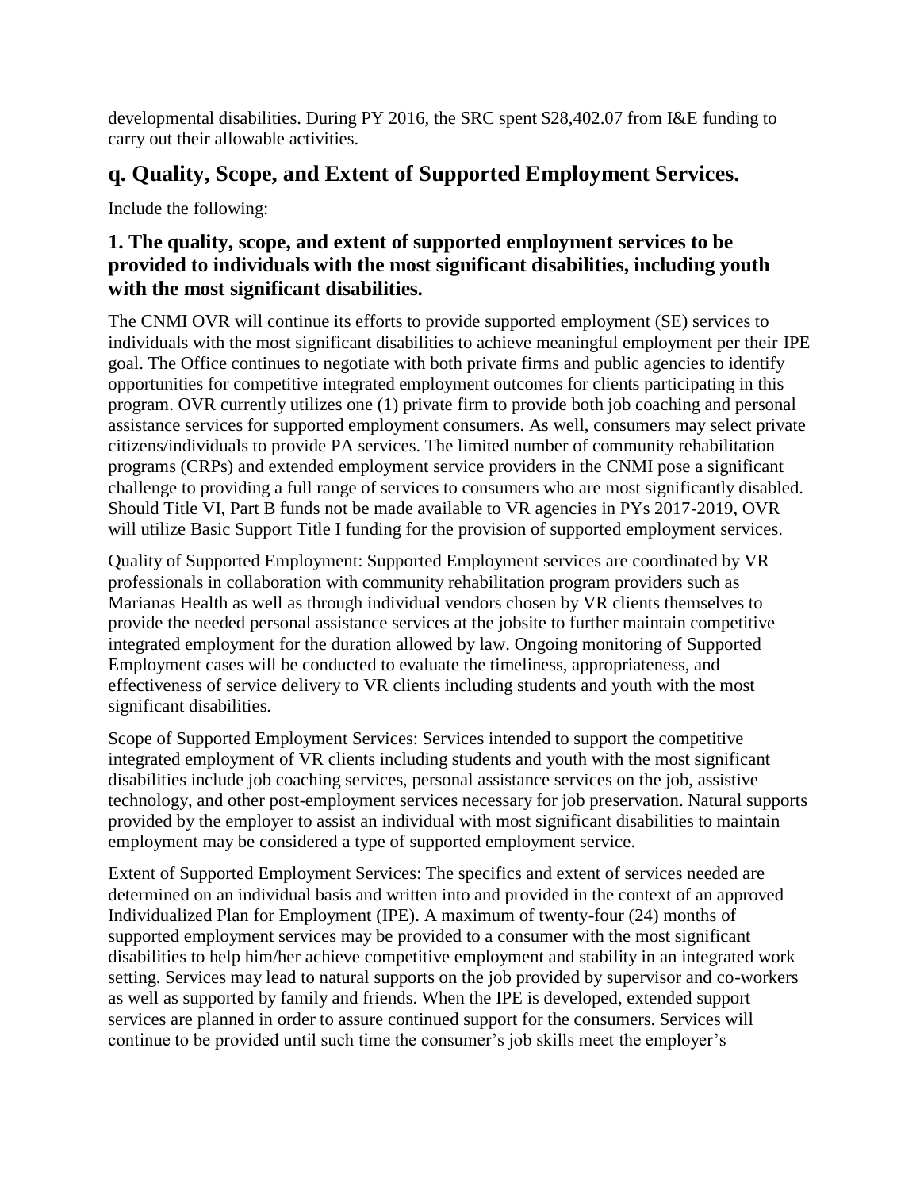developmental disabilities. During PY 2016, the SRC spent $28,402.07 from I&E funding to carry out their allowable activities.

## q. Quality, Scope, and Extent of Supported Employment Services.

Include the following:

### 1. The quality, scope, and extent of supported employment services to be provided to individuals with the most significant disabilities, including youth with the most significant disabilities.

The CNMI OVR will continue its efforts to provide supported employment (SE) services to individuals with the most significant disabilities to achieve meaningful employment per their IPE goal. The Office continues to negotiate with both private firms and public agencies to identify opportunities for competitive integrated employment outcomes for clients participating in this program. OVR currently utilizes one (1) private firm to provide both job coaching and personal assistance services for supported employment consumers. As well, consumers may select private citizens/individuals to provide PA services. The limited number of community rehabilitation programs (CRPs) and extended employment service providers in the CNMI pose a significant challenge to providing a full range of services to consumers who are most significantly disabled. Should Title VI, Part B funds not be made available to VR agencies in PYs 2017-2019, OVR will utilize Basic Support Title I funding for the provision of supported employment services.

Quality of Supported Employment: Supported Employment services are coordinated by VR professionals in collaboration with community rehabilitation program providers such as Marianas Health as well as through individual vendors chosen by VR clients themselves to provide the needed personal assistance services at the jobsite to further maintain competitive integrated employment for the duration allowed by law. Ongoing monitoring of Supported Employment cases will be conducted to evaluate the timeliness, appropriateness, and effectiveness of service delivery to VR clients including students and youth with the most significant disabilities.

Scope of Supported Employment Services: Services intended to support the competitive integrated employment of VR clients including students and youth with the most significant disabilities include job coaching services, personal assistance services on the job, assistive technology, and other post-employment services necessary for job preservation. Natural supports provided by the employer to assist an individual with most significant disabilities to maintain employment may be considered a type of supported employment service.

Extent of Supported Employment Services: The specifics and extent of services needed are determined on an individual basis and written into and provided in the context of an approved Individualized Plan for Employment (IPE). A maximum of twenty-four (24) months of supported employment services may be provided to a consumer with the most significant disabilities to help him/her achieve competitive employment and stability in an integrated work setting. Services may lead to natural supports on the job provided by supervisor and co-workers as well as supported by family and friends. When the IPE is developed, extended support services are planned in order to assure continued support for the consumers. Services will continue to be provided until such time the consumer's job skills meet the employer's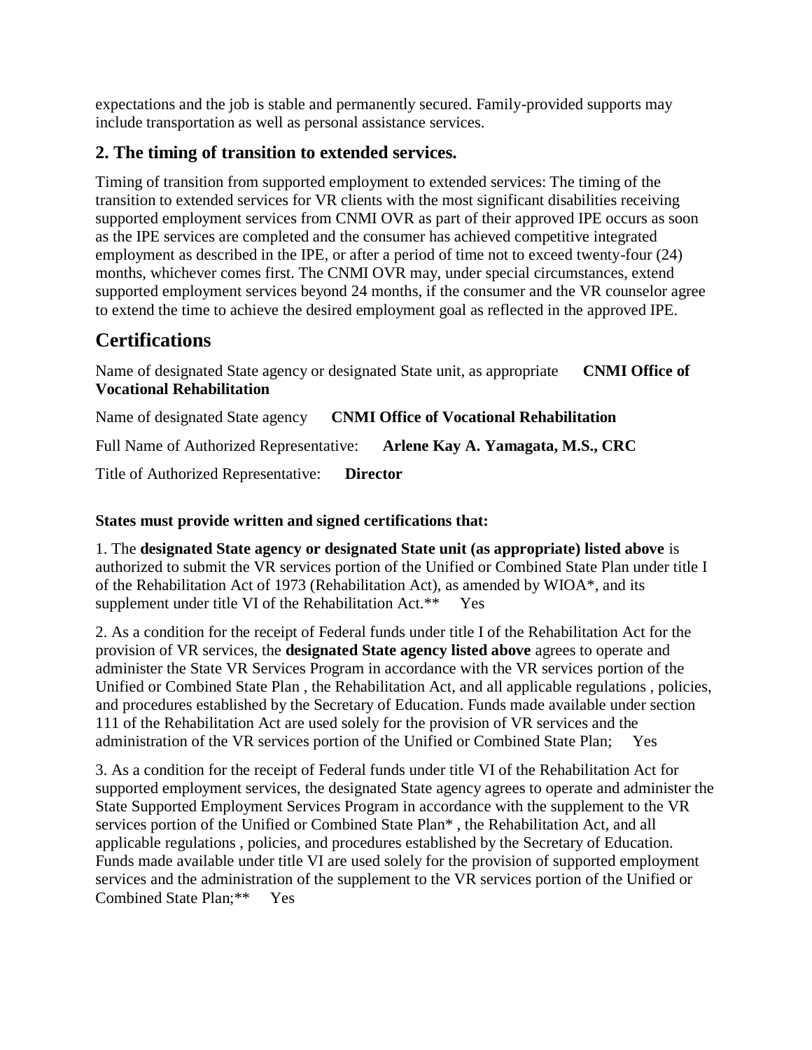expectations and the job is stable and permanently secured. Family-provided supports may include transportation as well as personal assistance services.

### 2. The timing of transition to extended services.

Timing of transition from supported employment to extended services: The timing of the transition to extended services for VR clients with the most significant disabilities receiving supported employment services from CNMI OVR as part of their approved IPE occurs as soon as the IPE services are completed and the consumer has achieved competitive integrated employment as described in the IPE, or after a period of time not to exceed twenty-four (24) months, whichever comes first. The CNMI OVR may, under special circumstances, extend supported employment services beyond 24 months, if the consumer and the VR counselor agree to extend the time to achieve the desired employment goal as reflected in the approved IPE.

## Certifications

Name of designated State agency or designated State unit, as appropriate **CNMI Office of Vocational Rehabilitation**

Name of designated State agency **CNMI Office of Vocational Rehabilitation**

Full Name of Authorized Representative: **Arlene Kay A. Yamagata, M.S., CRC**

Title of Authorized Representative: **Director**

**States must provide written and signed certifications that:**

1. The **designated State agency or designated State unit (as appropriate) listed above** is authorized to submit the VR services portion of the Unified or Combined State Plan under title I of the Rehabilitation Act of 1973 (Rehabilitation Act), as amended by WIOA*, and its supplement under title VI of the Rehabilitation Act.** Yes

2. As a condition for the receipt of Federal funds under title I of the Rehabilitation Act for the provision of VR services, the **designated State agency listed above** agrees to operate and administer the State VR Services Program in accordance with the VR services portion of the Unified or Combined State Plan , the Rehabilitation Act, and all applicable regulations , policies, and procedures established by the Secretary of Education. Funds made available under section 111 of the Rehabilitation Act are used solely for the provision of VR services and the administration of the VR services portion of the Unified or Combined State Plan; Yes

3. As a condition for the receipt of Federal funds under title VI of the Rehabilitation Act for supported employment services, the designated State agency agrees to operate and administer the State Supported Employment Services Program in accordance with the supplement to the VR services portion of the Unified or Combined State Plan* , the Rehabilitation Act, and all applicable regulations , policies, and procedures established by the Secretary of Education. Funds made available under title VI are used solely for the provision of supported employment services and the administration of the supplement to the VR services portion of the Unified or Combined State Plan;** Yes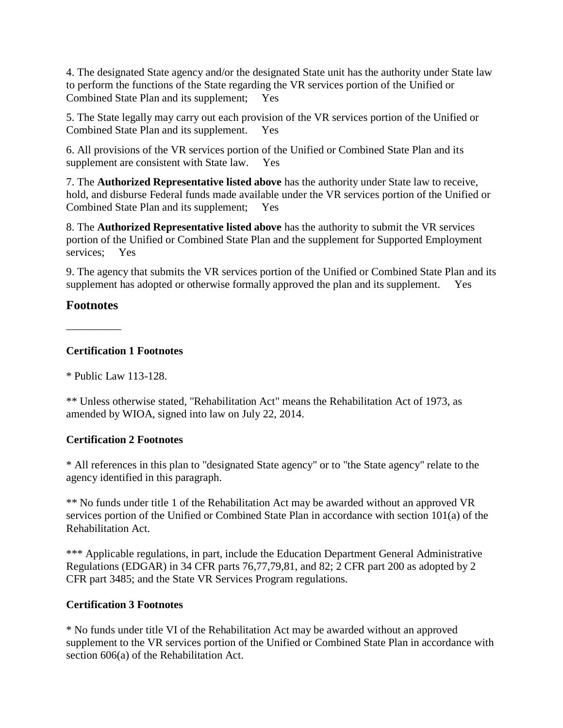4. The designated State agency and/or the designated State unit has the authority under State law to perform the functions of the State regarding the VR services portion of the Unified or Combined State Plan and its supplement; Yes

5. The State legally may carry out each provision of the VR services portion of the Unified or Combined State Plan and its supplement. Yes

6. All provisions of the VR services portion of the Unified or Combined State Plan and its supplement are consistent with State law. Yes

7. The **Authorized Representative listed above** has the authority under State law to receive, hold, and disburse Federal funds made available under the VR services portion of the Unified or Combined State Plan and its supplement; Yes

8. The **Authorized Representative listed above** has the authority to submit the VR services portion of the Unified or Combined State Plan and the supplement for Supported Employment services; Yes

9. The agency that submits the VR services portion of the Unified or Combined State Plan and its supplement has adopted or otherwise formally approved the plan and its supplement. Yes

## Footnotes

---

**Certification 1 Footnotes**

* Public Law 113-128.

** Unless otherwise stated, "Rehabilitation Act" means the Rehabilitation Act of 1973, as amended by WIOA, signed into law on July 22, 2014.

**Certification 2 Footnotes**

* All references in this plan to "designated State agency" or to "the State agency" relate to the agency identified in this paragraph.

** No funds under title 1 of the Rehabilitation Act may be awarded without an approved VR services portion of the Unified or Combined State Plan in accordance with section 101(a) of the Rehabilitation Act.

*** Applicable regulations, in part, include the Education Department General Administrative Regulations (EDGAR) in 34 CFR parts 76,77,79,81, and 82; 2 CFR part 200 as adopted by 2 CFR part 3485; and the State VR Services Program regulations.

**Certification 3 Footnotes**

* No funds under title VI of the Rehabilitation Act may be awarded without an approved supplement to the VR services portion of the Unified or Combined State Plan in accordance with section 606(a) of the Rehabilitation Act.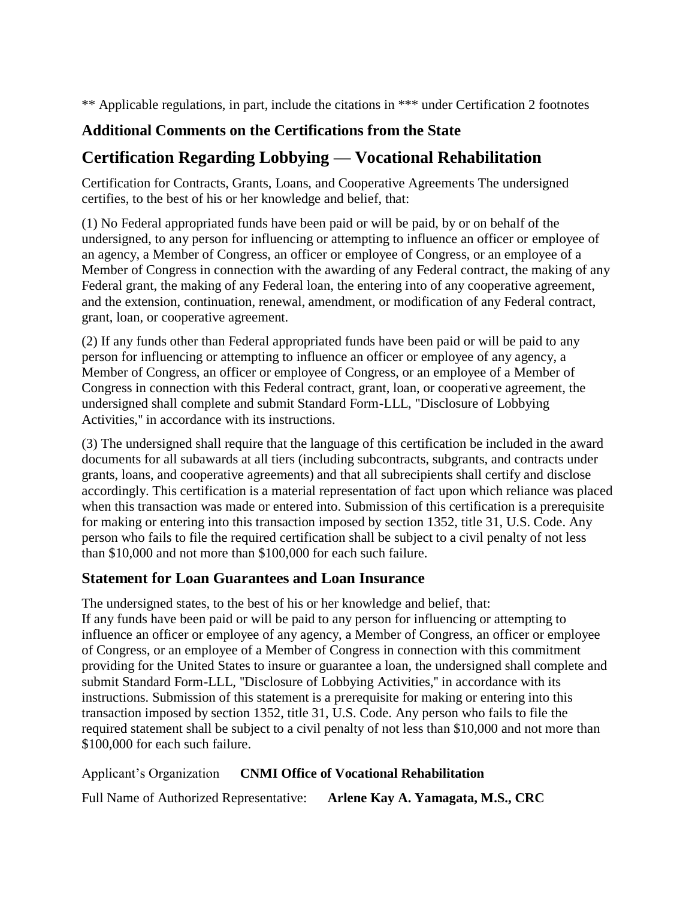** Applicable regulations, in part, include the citations in *** under Certification 2 footnotes

### Additional Comments on the Certifications from the State

## Certification Regarding Lobbying — Vocational Rehabilitation

Certification for Contracts, Grants, Loans, and Cooperative Agreements The undersigned certifies, to the best of his or her knowledge and belief, that:

(1) No Federal appropriated funds have been paid or will be paid, by or on behalf of the undersigned, to any person for influencing or attempting to influence an officer or employee of an agency, a Member of Congress, an officer or employee of Congress, or an employee of a Member of Congress in connection with the awarding of any Federal contract, the making of any Federal grant, the making of any Federal loan, the entering into of any cooperative agreement, and the extension, continuation, renewal, amendment, or modification of any Federal contract, grant, loan, or cooperative agreement.

(2) If any funds other than Federal appropriated funds have been paid or will be paid to any person for influencing or attempting to influence an officer or employee of any agency, a Member of Congress, an officer or employee of Congress, or an employee of a Member of Congress in connection with this Federal contract, grant, loan, or cooperative agreement, the undersigned shall complete and submit Standard Form-LLL, "Disclosure of Lobbying Activities," in accordance with its instructions.

(3) The undersigned shall require that the language of this certification be included in the award documents for all subawards at all tiers (including subcontracts, subgrants, and contracts under grants, loans, and cooperative agreements) and that all subrecipients shall certify and disclose accordingly. This certification is a material representation of fact upon which reliance was placed when this transaction was made or entered into. Submission of this certification is a prerequisite for making or entering into this transaction imposed by section 1352, title 31, U.S. Code. Any person who fails to file the required certification shall be subject to a civil penalty of not less than $10,000 and not more than $100,000 for each such failure.

### Statement for Loan Guarantees and Loan Insurance

The undersigned states, to the best of his or her knowledge and belief, that:
If any funds have been paid or will be paid to any person for influencing or attempting to influence an officer or employee of any agency, a Member of Congress, an officer or employee of Congress, or an employee of a Member of Congress in connection with this commitment providing for the United States to insure or guarantee a loan, the undersigned shall complete and submit Standard Form-LLL, "Disclosure of Lobbying Activities," in accordance with its instructions. Submission of this statement is a prerequisite for making or entering into this transaction imposed by section 1352, title 31, U.S. Code. Any person who fails to file the required statement shall be subject to a civil penalty of not less than $10,000 and not more than $100,000 for each such failure.

Applicant's Organization **CNMI Office of Vocational Rehabilitation**

Full Name of Authorized Representative: **Arlene Kay A. Yamagata, M.S., CRC**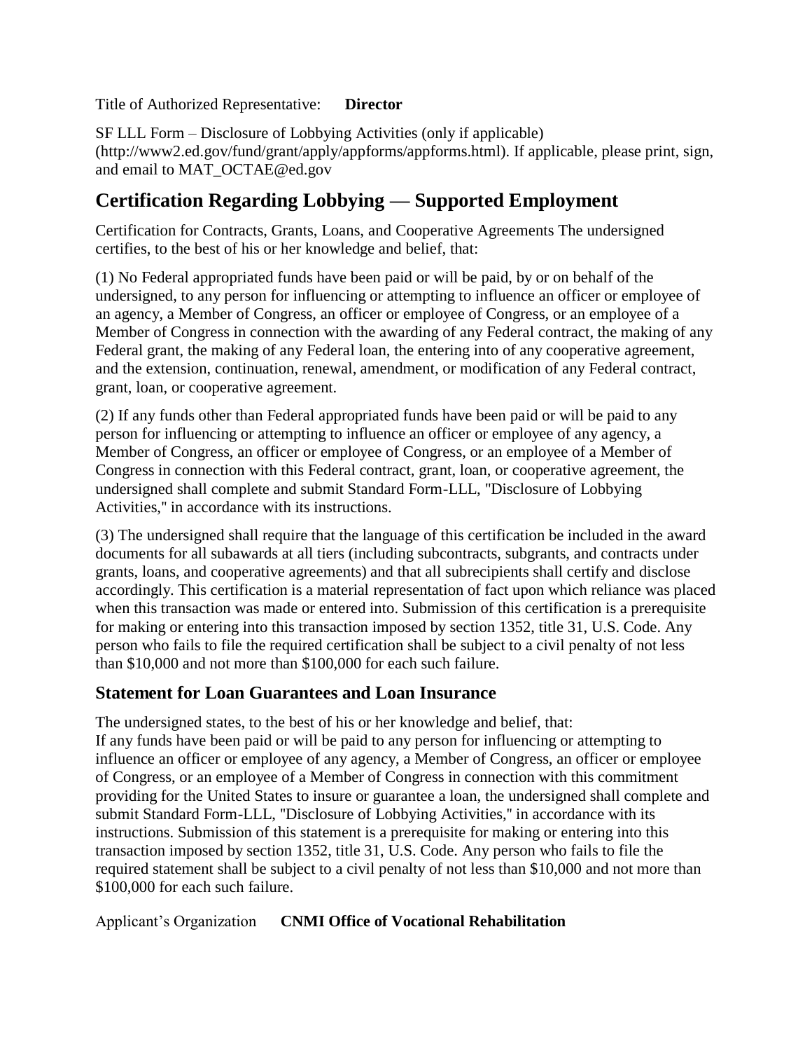Title of Authorized Representative: **Director**

SF LLL Form – Disclosure of Lobbying Activities (only if applicable) (http://www2.ed.gov/fund/grant/apply/appforms/appforms.html). If applicable, please print, sign, and email to MAT_OCTAE@ed.gov

## Certification Regarding Lobbying — Supported Employment

Certification for Contracts, Grants, Loans, and Cooperative Agreements The undersigned certifies, to the best of his or her knowledge and belief, that:

(1) No Federal appropriated funds have been paid or will be paid, by or on behalf of the undersigned, to any person for influencing or attempting to influence an officer or employee of an agency, a Member of Congress, an officer or employee of Congress, or an employee of a Member of Congress in connection with the awarding of any Federal contract, the making of any Federal grant, the making of any Federal loan, the entering into of any cooperative agreement, and the extension, continuation, renewal, amendment, or modification of any Federal contract, grant, loan, or cooperative agreement.

(2) If any funds other than Federal appropriated funds have been paid or will be paid to any person for influencing or attempting to influence an officer or employee of any agency, a Member of Congress, an officer or employee of Congress, or an employee of a Member of Congress in connection with this Federal contract, grant, loan, or cooperative agreement, the undersigned shall complete and submit Standard Form-LLL, "Disclosure of Lobbying Activities," in accordance with its instructions.

(3) The undersigned shall require that the language of this certification be included in the award documents for all subawards at all tiers (including subcontracts, subgrants, and contracts under grants, loans, and cooperative agreements) and that all subrecipients shall certify and disclose accordingly. This certification is a material representation of fact upon which reliance was placed when this transaction was made or entered into. Submission of this certification is a prerequisite for making or entering into this transaction imposed by section 1352, title 31, U.S. Code. Any person who fails to file the required certification shall be subject to a civil penalty of not less than $10,000 and not more than $100,000 for each such failure.

### Statement for Loan Guarantees and Loan Insurance

The undersigned states, to the best of his or her knowledge and belief, that:
If any funds have been paid or will be paid to any person for influencing or attempting to influence an officer or employee of any agency, a Member of Congress, an officer or employee of Congress, or an employee of a Member of Congress in connection with this commitment providing for the United States to insure or guarantee a loan, the undersigned shall complete and submit Standard Form-LLL, "Disclosure of Lobbying Activities," in accordance with its instructions. Submission of this statement is a prerequisite for making or entering into this transaction imposed by section 1352, title 31, U.S. Code. Any person who fails to file the required statement shall be subject to a civil penalty of not less than $10,000 and not more than $100,000 for each such failure.

Applicant's Organization **CNMI Office of Vocational Rehabilitation**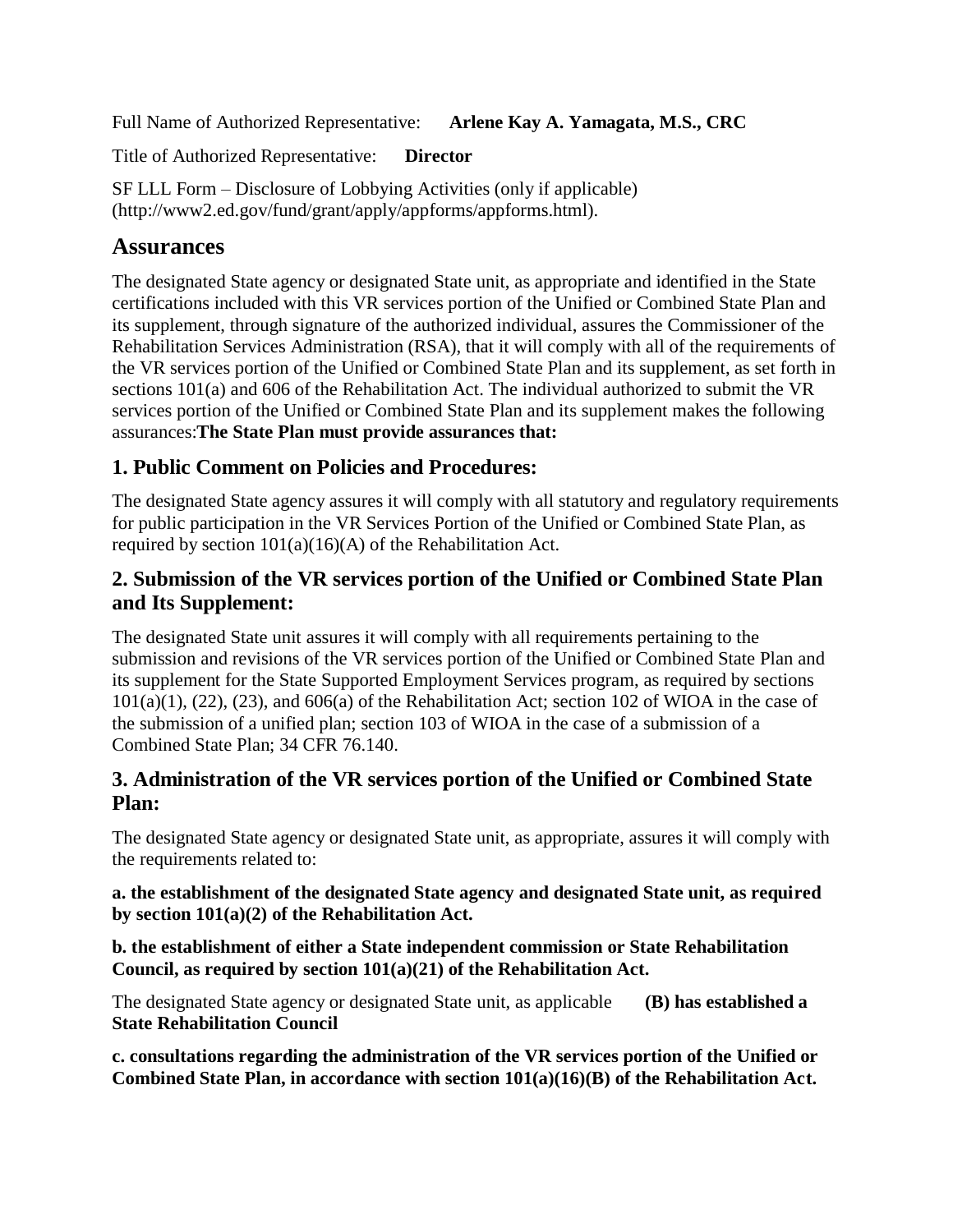Full Name of Authorized Representative: **Arlene Kay A. Yamagata, M.S., CRC**

Title of Authorized Representative: **Director**

SF LLL Form – Disclosure of Lobbying Activities (only if applicable) (http://www2.ed.gov/fund/grant/apply/appforms/appforms.html).

## Assurances

The designated State agency or designated State unit, as appropriate and identified in the State certifications included with this VR services portion of the Unified or Combined State Plan and its supplement, through signature of the authorized individual, assures the Commissioner of the Rehabilitation Services Administration (RSA), that it will comply with all of the requirements of the VR services portion of the Unified or Combined State Plan and its supplement, as set forth in sections 101(a) and 606 of the Rehabilitation Act. The individual authorized to submit the VR services portion of the Unified or Combined State Plan and its supplement makes the following assurances:**The State Plan must provide assurances that:**

### 1. Public Comment on Policies and Procedures:

The designated State agency assures it will comply with all statutory and regulatory requirements for public participation in the VR Services Portion of the Unified or Combined State Plan, as required by section 101(a)(16)(A) of the Rehabilitation Act.

### 2. Submission of the VR services portion of the Unified or Combined State Plan and Its Supplement:

The designated State unit assures it will comply with all requirements pertaining to the submission and revisions of the VR services portion of the Unified or Combined State Plan and its supplement for the State Supported Employment Services program, as required by sections 101(a)(1), (22), (23), and 606(a) of the Rehabilitation Act; section 102 of WIOA in the case of the submission of a unified plan; section 103 of WIOA in the case of a submission of a Combined State Plan; 34 CFR 76.140.

### 3. Administration of the VR services portion of the Unified or Combined State Plan:

The designated State agency or designated State unit, as appropriate, assures it will comply with the requirements related to:

**a. the establishment of the designated State agency and designated State unit, as required by section 101(a)(2) of the Rehabilitation Act.**

**b. the establishment of either a State independent commission or State Rehabilitation Council, as required by section 101(a)(21) of the Rehabilitation Act.**

The designated State agency or designated State unit, as applicable **(B) has established a State Rehabilitation Council**

**c. consultations regarding the administration of the VR services portion of the Unified or Combined State Plan, in accordance with section 101(a)(16)(B) of the Rehabilitation Act.**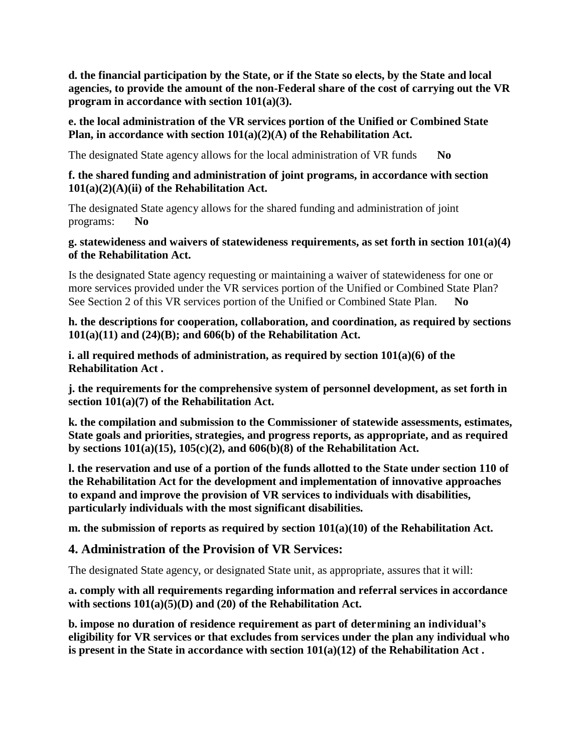**d. the financial participation by the State, or if the State so elects, by the State and local agencies, to provide the amount of the non-Federal share of the cost of carrying out the VR program in accordance with section 101(a)(3).**

**e. the local administration of the VR services portion of the Unified or Combined State Plan, in accordance with section 101(a)(2)(A) of the Rehabilitation Act.**

The designated State agency allows for the local administration of VR funds **No**

**f. the shared funding and administration of joint programs, in accordance with section 101(a)(2)(A)(ii) of the Rehabilitation Act.**

The designated State agency allows for the shared funding and administration of joint programs: **No**

**g. statewideness and waivers of statewideness requirements, as set forth in section 101(a)(4) of the Rehabilitation Act.**

Is the designated State agency requesting or maintaining a waiver of statewideness for one or more services provided under the VR services portion of the Unified or Combined State Plan? See Section 2 of this VR services portion of the Unified or Combined State Plan. **No**

**h. the descriptions for cooperation, collaboration, and coordination, as required by sections 101(a)(11) and (24)(B); and 606(b) of the Rehabilitation Act.**

**i. all required methods of administration, as required by section 101(a)(6) of the Rehabilitation Act .**

**j. the requirements for the comprehensive system of personnel development, as set forth in section 101(a)(7) of the Rehabilitation Act.**

**k. the compilation and submission to the Commissioner of statewide assessments, estimates, State goals and priorities, strategies, and progress reports, as appropriate, and as required by sections 101(a)(15), 105(c)(2), and 606(b)(8) of the Rehabilitation Act.**

**l. the reservation and use of a portion of the funds allotted to the State under section 110 of the Rehabilitation Act for the development and implementation of innovative approaches to expand and improve the provision of VR services to individuals with disabilities, particularly individuals with the most significant disabilities.**

**m. the submission of reports as required by section 101(a)(10) of the Rehabilitation Act.**

## 4. Administration of the Provision of VR Services:

The designated State agency, or designated State unit, as appropriate, assures that it will:

**a. comply with all requirements regarding information and referral services in accordance with sections 101(a)(5)(D) and (20) of the Rehabilitation Act.**

**b. impose no duration of residence requirement as part of determining an individual's eligibility for VR services or that excludes from services under the plan any individual who is present in the State in accordance with section 101(a)(12) of the Rehabilitation Act .**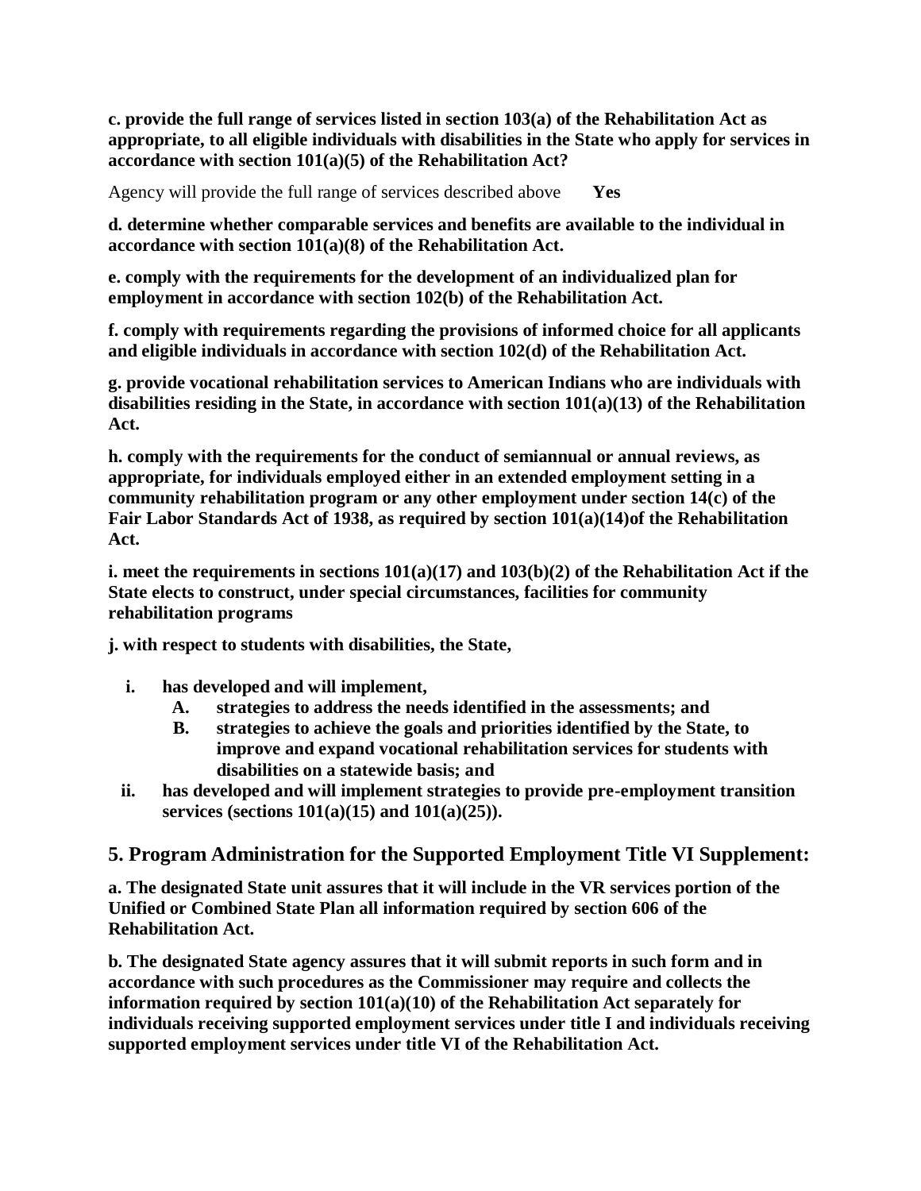**c. provide the full range of services listed in section 103(a) of the Rehabilitation Act as appropriate, to all eligible individuals with disabilities in the State who apply for services in accordance with section 101(a)(5) of the Rehabilitation Act?**

Agency will provide the full range of services described above **Yes**

**d. determine whether comparable services and benefits are available to the individual in accordance with section 101(a)(8) of the Rehabilitation Act.**

**e. comply with the requirements for the development of an individualized plan for employment in accordance with section 102(b) of the Rehabilitation Act.**

**f. comply with requirements regarding the provisions of informed choice for all applicants and eligible individuals in accordance with section 102(d) of the Rehabilitation Act.**

**g. provide vocational rehabilitation services to American Indians who are individuals with disabilities residing in the State, in accordance with section 101(a)(13) of the Rehabilitation Act.**

**h. comply with the requirements for the conduct of semiannual or annual reviews, as appropriate, for individuals employed either in an extended employment setting in a community rehabilitation program or any other employment under section 14(c) of the Fair Labor Standards Act of 1938, as required by section 101(a)(14)of the Rehabilitation Act.**

**i. meet the requirements in sections 101(a)(17) and 103(b)(2) of the Rehabilitation Act if the State elects to construct, under special circumstances, facilities for community rehabilitation programs**

**j. with respect to students with disabilities, the State,**

- **i. has developed and will implement,**
  - **A. strategies to address the needs identified in the assessments; and**
  - **B. strategies to achieve the goals and priorities identified by the State, to improve and expand vocational rehabilitation services for students with disabilities on a statewide basis; and**
- **ii. has developed and will implement strategies to provide pre-employment transition services (sections 101(a)(15) and 101(a)(25)).**

## 5. Program Administration for the Supported Employment Title VI Supplement:

**a. The designated State unit assures that it will include in the VR services portion of the Unified or Combined State Plan all information required by section 606 of the Rehabilitation Act.**

**b. The designated State agency assures that it will submit reports in such form and in accordance with such procedures as the Commissioner may require and collects the information required by section 101(a)(10) of the Rehabilitation Act separately for individuals receiving supported employment services under title I and individuals receiving supported employment services under title VI of the Rehabilitation Act.**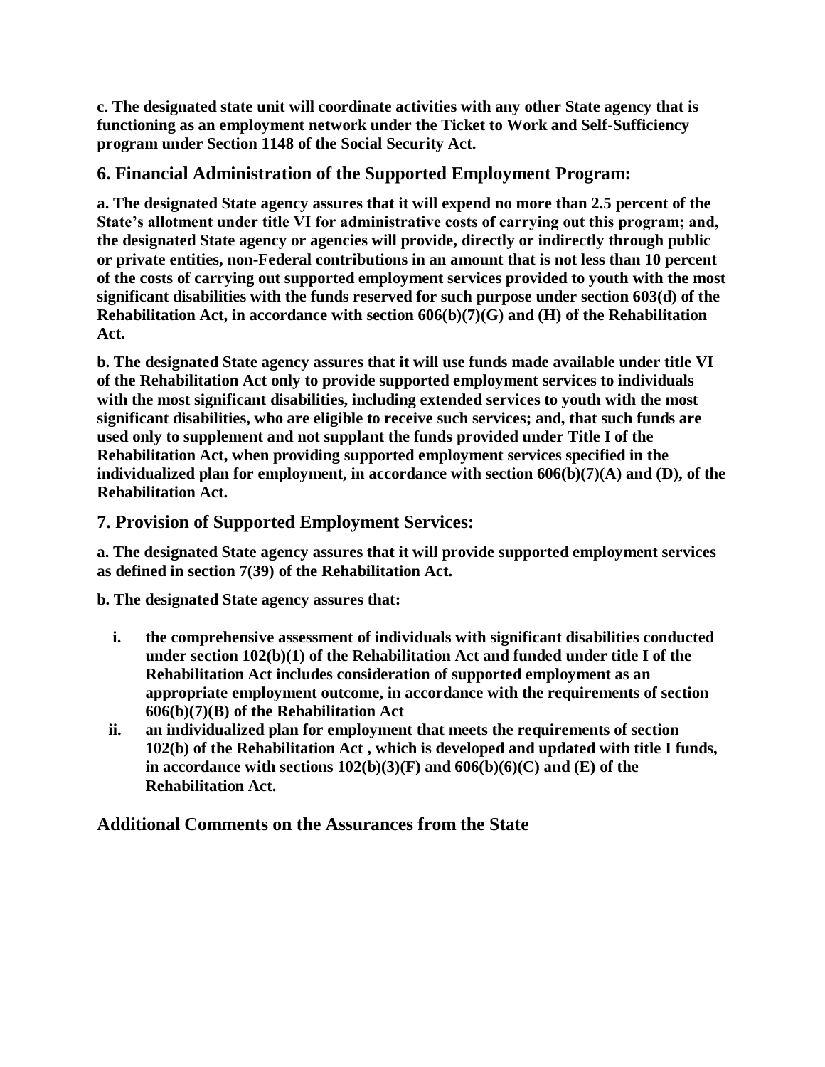**c. The designated state unit will coordinate activities with any other State agency that is functioning as an employment network under the Ticket to Work and Self-Sufficiency program under Section 1148 of the Social Security Act.**

## 6. Financial Administration of the Supported Employment Program:

**a. The designated State agency assures that it will expend no more than 2.5 percent of the State's allotment under title VI for administrative costs of carrying out this program; and, the designated State agency or agencies will provide, directly or indirectly through public or private entities, non-Federal contributions in an amount that is not less than 10 percent of the costs of carrying out supported employment services provided to youth with the most significant disabilities with the funds reserved for such purpose under section 603(d) of the Rehabilitation Act, in accordance with section 606(b)(7)(G) and (H) of the Rehabilitation Act.**

**b. The designated State agency assures that it will use funds made available under title VI of the Rehabilitation Act only to provide supported employment services to individuals with the most significant disabilities, including extended services to youth with the most significant disabilities, who are eligible to receive such services; and, that such funds are used only to supplement and not supplant the funds provided under Title I of the Rehabilitation Act, when providing supported employment services specified in the individualized plan for employment, in accordance with section 606(b)(7)(A) and (D), of the Rehabilitation Act.**

## 7. Provision of Supported Employment Services:

**a. The designated State agency assures that it will provide supported employment services as defined in section 7(39) of the Rehabilitation Act.**

**b. The designated State agency assures that:**

- **i. the comprehensive assessment of individuals with significant disabilities conducted under section 102(b)(1) of the Rehabilitation Act and funded under title I of the Rehabilitation Act includes consideration of supported employment as an appropriate employment outcome, in accordance with the requirements of section 606(b)(7)(B) of the Rehabilitation Act**
- **ii. an individualized plan for employment that meets the requirements of section 102(b) of the Rehabilitation Act , which is developed and updated with title I funds, in accordance with sections 102(b)(3)(F) and 606(b)(6)(C) and (E) of the Rehabilitation Act.**

## Additional Comments on the Assurances from the State